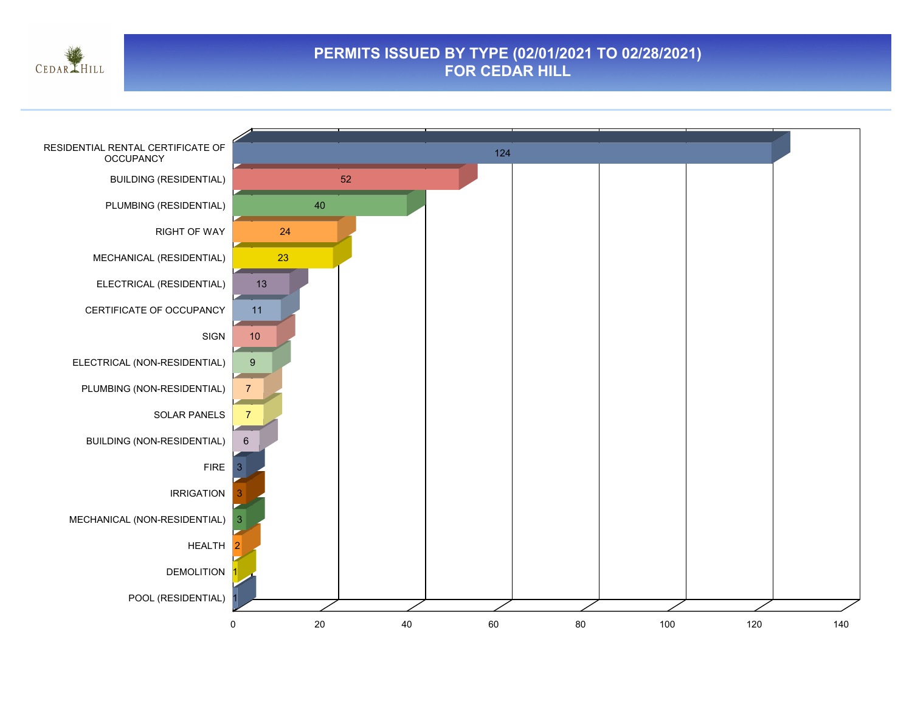# PERMITS ISSUED BY TYPE (02/01/2021 TO 02/28/2021)
## FOR CEDAR HILL

| Permit Type | Count |
| --- | --- |
| RESIDENTIAL RENTAL CERTIFICATE OF OCCUPANCY | 124 |
| BUILDING (RESIDENTIAL) | 52 |
| PLUMBING (RESIDENTIAL) | 40 |
| RIGHT OF WAY | 24 |
| MECHANICAL (RESIDENTIAL) | 23 |
| ELECTRICAL (RESIDENTIAL) | 13 |
| CERTIFICATE OF OCCUPANCY | 11 |
| SIGN | 10 |
| ELECTRICAL (NON-RESIDENTIAL) | 9 |
| PLUMBING (NON-RESIDENTIAL) | 7 |
| SOLAR PANELS | 7 |
| BUILDING (NON-RESIDENTIAL) | 6 |
| FIRE | 3 |
| IRRIGATION | 3 |
| MECHANICAL (NON-RESIDENTIAL) | 3 |
| HEALTH | 2 |
| DEMOLITION | 1 |
| POOL (RESIDENTIAL) | 1 |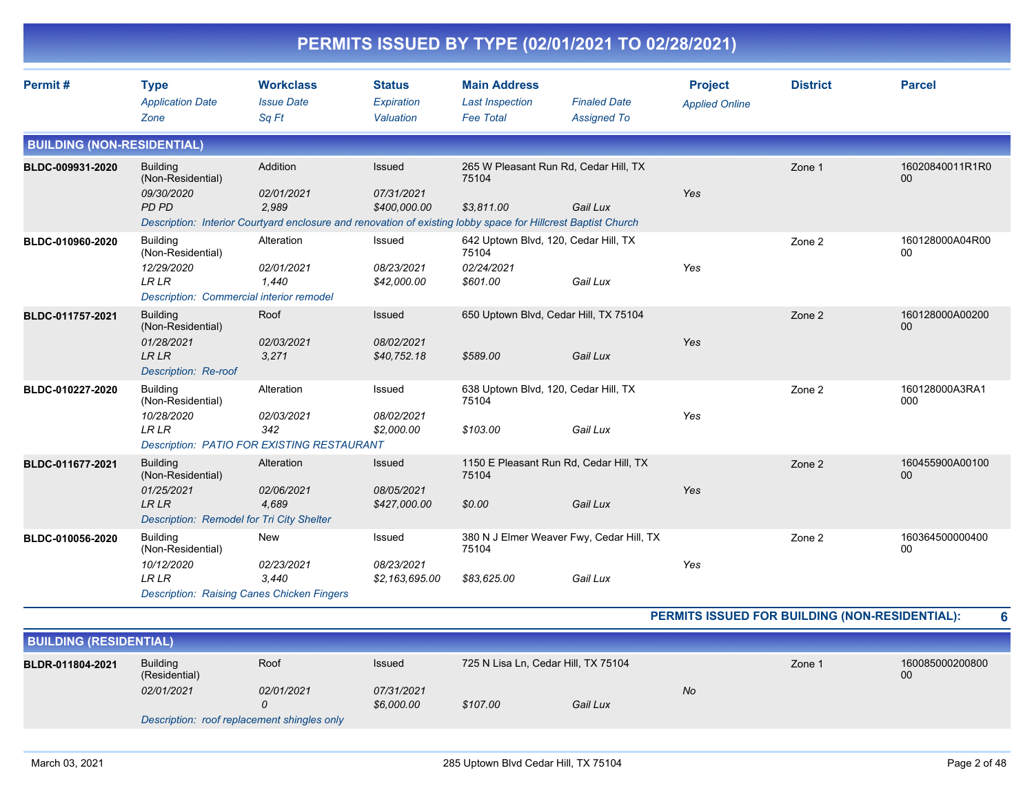# PERMITS ISSUED BY TYPE (02/01/2021 TO 02/28/2021)

| Permit # | Type / Application Date / Zone | Workclass / Issue Date / Sq Ft | Status / Expiration / Valuation | Main Address / Last Inspection / Fee Total | Finaled Date / Assigned To | Project / Applied Online | District | Parcel |
|---|---|---|---|---|---|---|---|---|

## BUILDING (NON-RESIDENTIAL)

| Permit # | Type | Workclass | Status | Main Address | | Project | District | Parcel |
|---|---|---|---|---|---|---|---|---|
| BLDC-009931-2020 | Building (Non-Residential) | Addition | Issued | 265 W Pleasant Run Rd, Cedar Hill, TX 75104 | | | Zone 1 | 16020840011R1R000 |
| | *09/30/2020* | *02/01/2021* | *07/31/2021* | | | *Yes* | | |
| | *PD PD* | *2,989* | *$400,000.00* | *$3,811.00* | *Gail Lux* | | | |
| | *Description: Interior Courtyard enclosure and renovation of existing lobby space for Hillcrest Baptist Church* | | | | | | | |
| BLDC-010960-2020 | Building (Non-Residential) | Alteration | Issued | 642 Uptown Blvd, 120, Cedar Hill, TX 75104 | | | Zone 2 | 160128000A04R0000 |
| | *12/29/2020* | *02/01/2021* | *08/23/2021* | *02/24/2021* | | *Yes* | | |
| | *LR LR* | *1,440* | *$42,000.00* | *$601.00* | *Gail Lux* | | | |
| | *Description: Commercial interior remodel* | | | | | | | |
| BLDC-011757-2021 | Building (Non-Residential) | Roof | Issued | 650 Uptown Blvd, Cedar Hill, TX 75104 | | | Zone 2 | 160128000A0020000 |
| | *01/28/2021* | *02/03/2021* | *08/02/2021* | | | *Yes* | | |
| | *LR LR* | *3,271* | *$40,752.18* | *$589.00* | *Gail Lux* | | | |
| | *Description: Re-roof* | | | | | | | |
| BLDC-010227-2020 | Building (Non-Residential) | Alteration | Issued | 638 Uptown Blvd, 120, Cedar Hill, TX 75104 | | | Zone 2 | 160128000A3RA1000 |
| | *10/28/2020* | *02/03/2021* | *08/02/2021* | | | *Yes* | | |
| | *LR LR* | *342* | *$2,000.00* | *$103.00* | *Gail Lux* | | | |
| | *Description: PATIO FOR EXISTING RESTAURANT* | | | | | | | |
| BLDC-011677-2021 | Building (Non-Residential) | Alteration | Issued | 1150 E Pleasant Run Rd, Cedar Hill, TX 75104 | | | Zone 2 | 160455900A0010000 |
| | *01/25/2021* | *02/06/2021* | *08/05/2021* | | | *Yes* | | |
| | *LR LR* | *4,689* | *$427,000.00* | *$0.00* | *Gail Lux* | | | |
| | *Description: Remodel for Tri City Shelter* | | | | | | | |
| BLDC-010056-2020 | Building (Non-Residential) | New | Issued | 380 N J Elmer Weaver Fwy, Cedar Hill, TX 75104 | | | Zone 2 | 16036450000040000 |
| | *10/12/2020* | *02/23/2021* | *08/23/2021* | | | *Yes* | | |
| | *LR LR* | *3,440* | *$2,163,695.00* | *$83,625.00* | *Gail Lux* | | | |
| | *Description: Raising Canes Chicken Fingers* | | | | | | | |

**PERMITS ISSUED FOR BUILDING (NON-RESIDENTIAL): 6**

## BUILDING (RESIDENTIAL)

| Permit # | Type | Workclass | Status | Main Address | | Project | District | Parcel |
|---|---|---|---|---|---|---|---|---|
| BLDR-011804-2021 | Building (Residential) | Roof | Issued | 725 N Lisa Ln, Cedar Hill, TX 75104 | | | Zone 1 | 16008500020080000 |
| | *02/01/2021* | *02/01/2021* | *07/31/2021* | | | *No* | | |
| | | *0* | *$6,000.00* | *$107.00* | *Gail Lux* | | | |
| | *Description: roof replacement shingles only* | | | | | | | |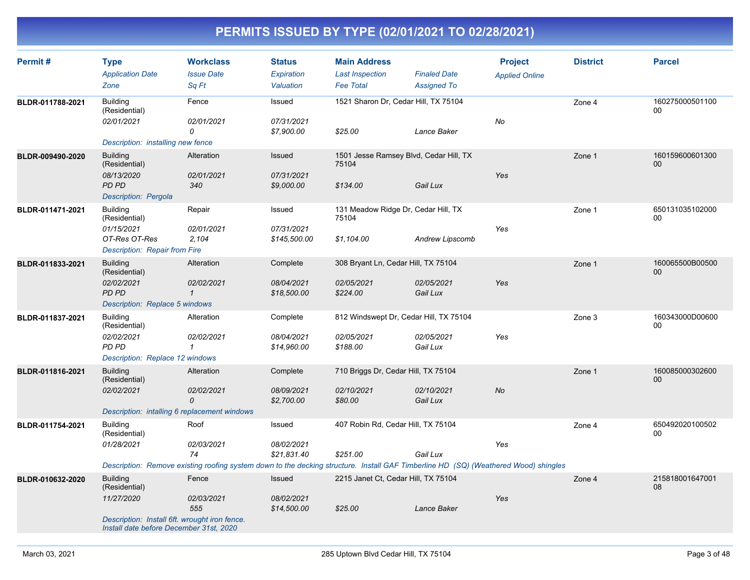# PERMITS ISSUED BY TYPE (02/01/2021 TO 02/28/2021)

| Permit # | Type / Application Date / Zone | Workclass / Issue Date / Sq Ft | Status / Expiration / Valuation | Main Address / Last Inspection / Fee Total | Finaled Date / Assigned To | Project / Applied Online | District | Parcel |
|---|---|---|---|---|---|---|---|---|
| BLDR-011788-2021 | Building (Residential) / 02/01/2021 / | Fence / 02/01/2021 / 0 | Issued / 07/31/2021 / $7,900.00 | 1521 Sharon Dr, Cedar Hill, TX 75104 / / $25.00 | / Lance Baker | No | Zone 4 | 16027500050110000 |
| | Description: installing new fence | | | | | | | |
| BLDR-009490-2020 | Building (Residential) / 08/13/2020 / PD PD | Alteration / 02/01/2021 / 340 | Issued / 07/31/2021 / $9,000.00 | 1501 Jesse Ramsey Blvd, Cedar Hill, TX 75104 / / $134.00 | / Gail Lux | Yes | Zone 1 | 16015960060130000 |
| | Description: Pergola | | | | | | | |
| BLDR-011471-2021 | Building (Residential) / 01/15/2021 / OT-Res OT-Res | Repair / 02/01/2021 / 2,104 | Issued / 07/31/2021 / $145,500.00 | 131 Meadow Ridge Dr, Cedar Hill, TX 75104 / / $1,104.00 | / Andrew Lipscomb | Yes | Zone 1 | 65013103510200000 |
| | Description: Repair from Fire | | | | | | | |
| BLDR-011833-2021 | Building (Residential) / 02/02/2021 / PD PD | Alteration / 02/02/2021 / 1 | Complete / 08/04/2021 / $18,500.00 | 308 Bryant Ln, Cedar Hill, TX 75104 / 02/05/2021 / $224.00 | 02/05/2021 / Gail Lux | Yes | Zone 1 | 160065500B0050000 |
| | Description: Replace 5 windows | | | | | | | |
| BLDR-011837-2021 | Building (Residential) / 02/02/2021 / PD PD | Alteration / 02/02/2021 / 1 | Complete / 08/04/2021 / $14,960.00 | 812 Windswept Dr, Cedar Hill, TX 75104 / 02/05/2021 / $188.00 | 02/05/2021 / Gail Lux | Yes | Zone 3 | 160343000D0060000 |
| | Description: Replace 12 windows | | | | | | | |
| BLDR-011816-2021 | Building (Residential) / 02/02/2021 / | Alteration / 02/02/2021 / 0 | Complete / 08/09/2021 / $2,700.00 | 710 Briggs Dr, Cedar Hill, TX 75104 / 02/10/2021 / $80.00 | 02/10/2021 / Gail Lux | No | Zone 1 | 16008500030260000 |
| | Description: intalling 6 replacement windows | | | | | | | |
| BLDR-011754-2021 | Building (Residential) / 01/28/2021 / | Roof / 02/03/2021 / 74 | Issued / 08/02/2021 / $21,831.40 | 407 Robin Rd, Cedar Hill, TX 75104 / / $251.00 | / Gail Lux | Yes | Zone 4 | 65049202010050200 |
| | Description: Remove existing roofing system down to the decking structure. Install GAF Timberline HD (SQ) (Weathered Wood) shingles | | | | | | | |
| BLDR-010632-2020 | Building (Residential) / 11/27/2020 / | Fence / 02/03/2021 / 555 | Issued / 08/02/2021 / $14,500.00 | 2215 Janet Ct, Cedar Hill, TX 75104 / / $25.00 | / Lance Baker | Yes | Zone 4 | 21581800164700108 |
| | Description: Install 6ft. wrought iron fence. Install date before December 31st, 2020 | | | | | | | |

March 03, 2021 — 285 Uptown Blvd Cedar Hill, TX 75104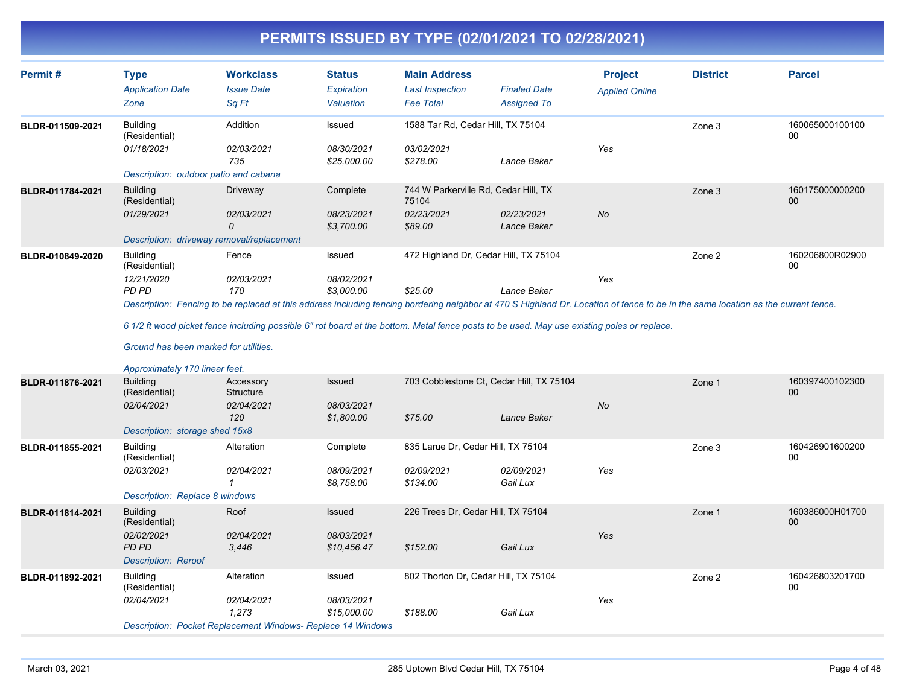# PERMITS ISSUED BY TYPE (02/01/2021 TO 02/28/2021)

| Permit # | Type / *Application Date* / *Zone* | Workclass / *Issue Date* / *Sq Ft* | Status / *Expiration* / *Valuation* | Main Address / *Last Inspection* / *Fee Total* | *Finaled Date* / *Assigned To* | Project / *Applied Online* | District | Parcel |
|---|---|---|---|---|---|---|---|---|
| **BLDR-011509-2021** | Building (Residential) / *01/18/2021* | Addition / *02/03/2021* / *735* | Issued / *08/30/2021* / *$25,000.00* | 1588 Tar Rd, Cedar Hill, TX 75104 / *03/02/2021* / *$278.00* | *Lance Baker* | *Yes* | Zone 3 | 16006500010010000 |
| | *Description: outdoor patio and cabana* | | | | | | | |
| **BLDR-011784-2021** | Building (Residential) / *01/29/2021* | Driveway / *02/03/2021* / *0* | Complete / *08/23/2021* / *$3,700.00* | 744 W Parkerville Rd, Cedar Hill, TX 75104 / *02/23/2021* / *$89.00* | *02/23/2021* / *Lance Baker* | *No* | Zone 3 | 16017500000020000 |
| | *Description: driveway removal/replacement* | | | | | | | |
| **BLDR-010849-2020** | Building (Residential) / *12/21/2020* / *PD PD* | Fence / *02/03/2021* / *170* | Issued / *08/02/2021* / *$3,000.00* | 472 Highland Dr, Cedar Hill, TX 75104 / *$25.00* | *Lance Baker* | *Yes* | Zone 2 | 160206800R0290000 |
| | *Description: Fencing to be replaced at this address including fencing bordering neighbor at 470 S Highland Dr. Location of fence to be in the same location as the current fence. 6 1/2 ft wood picket fence including possible 6" rot board at the bottom. Metal fence posts to be used. May use existing poles or replace. Ground has been marked for utilities. Approximately 170 linear feet.* | | | | | | | |
| **BLDR-011876-2021** | Building (Residential) / *02/04/2021* | Accessory Structure / *02/04/2021* / *120* | Issued / *08/03/2021* / *$1,800.00* | 703 Cobblestone Ct, Cedar Hill, TX 75104 / *$75.00* | *Lance Baker* | *No* | Zone 1 | 16039740010230000 |
| | *Description: storage shed 15x8* | | | | | | | |
| **BLDR-011855-2021** | Building (Residential) / *02/03/2021* | Alteration / *02/04/2021* / *1* | Complete / *08/09/2021* / *$8,758.00* | 835 Larue Dr, Cedar Hill, TX 75104 / *02/09/2021* / *$134.00* | *02/09/2021* / *Gail Lux* | *Yes* | Zone 3 | 16042690160020000 |
| | *Description: Replace 8 windows* | | | | | | | |
| **BLDR-011814-2021** | Building (Residential) / *02/02/2021* / *PD PD* | Roof / *02/04/2021* / *3,446* | Issued / *08/03/2021* / *$10,456.47* | 226 Trees Dr, Cedar Hill, TX 75104 / *$152.00* | *Gail Lux* | *Yes* | Zone 1 | 160386000H0170000 |
| | *Description: Reroof* | | | | | | | |
| **BLDR-011892-2021** | Building (Residential) / *02/04/2021* | Alteration / *02/04/2021* / *1,273* | Issued / *08/03/2021* / *$15,000.00* | 802 Thorton Dr, Cedar Hill, TX 75104 / *$188.00* | *Gail Lux* | *Yes* | Zone 2 | 16042680320170000 |
| | *Description: Pocket Replacement Windows- Replace 14 Windows* | | | | | | | |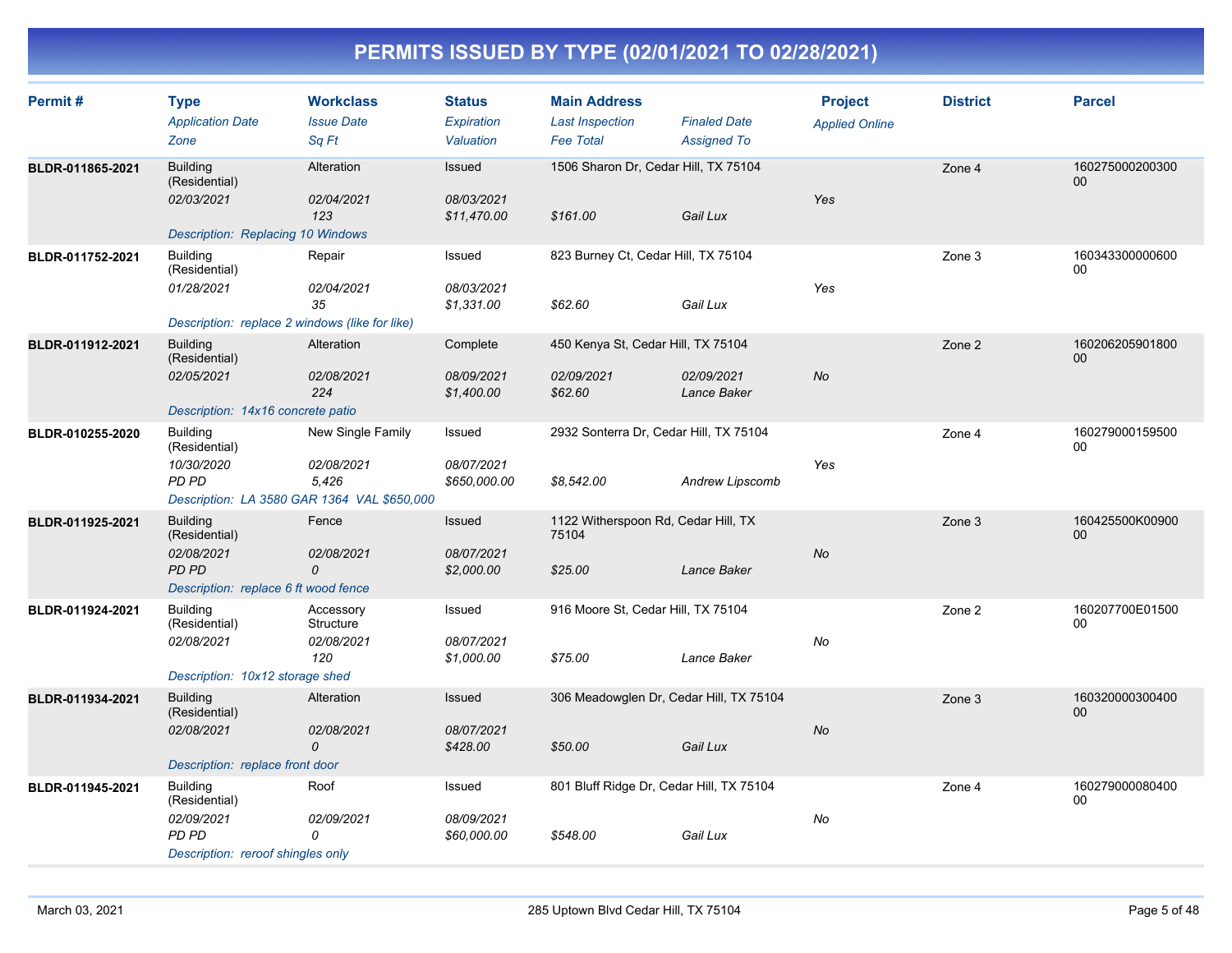# PERMITS ISSUED BY TYPE (02/01/2021 TO 02/28/2021)

| Permit # | Type<br>*Application Date*<br>*Zone* | Workclass<br>*Issue Date*<br>*Sq Ft* | Status<br>*Expiration*<br>*Valuation* | Main Address<br>*Last Inspection*<br>*Fee Total* | *Finaled Date*<br>*Assigned To* | Project<br>*Applied Online* | District | Parcel |
|---|---|---|---|---|---|---|---|---|
| BLDR-011865-2021 | Building (Residential)<br>*02/03/2021* | Alteration<br>*02/04/2021*<br>*123* | Issued<br>*08/03/2021*<br>*$11,470.00* | 1506 Sharon Dr, Cedar Hill, TX 75104<br><br>*$161.00* | <br><br>*Gail Lux* | <br>*Yes* | Zone 4 | 16027500020030000 |
| | *Description: Replacing 10 Windows* | | | | | | | |
| BLDR-011752-2021 | Building (Residential)<br>*01/28/2021* | Repair<br>*02/04/2021*<br>*35* | Issued<br>*08/03/2021*<br>*$1,331.00* | 823 Burney Ct, Cedar Hill, TX 75104<br><br>*$62.60* | <br><br>*Gail Lux* | <br>*Yes* | Zone 3 | 16034330000060000 |
| | *Description: replace 2 windows (like for like)* | | | | | | | |
| BLDR-011912-2021 | Building (Residential)<br>*02/05/2021* | Alteration<br>*02/08/2021*<br>*224* | Complete<br>*08/09/2021*<br>*$1,400.00* | 450 Kenya St, Cedar Hill, TX 75104<br>*02/09/2021*<br>*$62.60* | <br>*02/09/2021*<br>*Lance Baker* | <br>*No* | Zone 2 | 16020620590180000 |
| | *Description: 14x16 concrete patio* | | | | | | | |
| BLDR-010255-2020 | Building (Residential)<br>*10/30/2020*<br>*PD PD* | New Single Family<br>*02/08/2021*<br>*5,426* | Issued<br>*08/07/2021*<br>*$650,000.00* | 2932 Sonterra Dr, Cedar Hill, TX 75104<br><br>*$8,542.00* | <br><br>*Andrew Lipscomb* | <br>*Yes* | Zone 4 | 16027900015950000 |
| | *Description: LA 3580 GAR 1364 VAL $650,000* | | | | | | | |
| BLDR-011925-2021 | Building (Residential)<br>*02/08/2021*<br>*PD PD* | Fence<br>*02/08/2021*<br>*0* | Issued<br>*08/07/2021*<br>*$2,000.00* | 1122 Witherspoon Rd, Cedar Hill, TX 75104<br><br>*$25.00* | <br><br>*Lance Baker* | <br>*No* | Zone 3 | 160425500K00900 00 |
| | *Description: replace 6 ft wood fence* | | | | | | | |
| BLDR-011924-2021 | Building (Residential)<br>*02/08/2021* | Accessory Structure<br>*02/08/2021*<br>*120* | Issued<br>*08/07/2021*<br>*$1,000.00* | 916 Moore St, Cedar Hill, TX 75104<br><br>*$75.00* | <br><br>*Lance Baker* | <br>*No* | Zone 2 | 160207700E01500 00 |
| | *Description: 10x12 storage shed* | | | | | | | |
| BLDR-011934-2021 | Building (Residential)<br>*02/08/2021* | Alteration<br>*02/08/2021*<br>*0* | Issued<br>*08/07/2021*<br>*$428.00* | 306 Meadowglen Dr, Cedar Hill, TX 75104<br><br>*$50.00* | <br><br>*Gail Lux* | <br>*No* | Zone 3 | 16032000030040000 |
| | *Description: replace front door* | | | | | | | |
| BLDR-011945-2021 | Building (Residential)<br>*02/09/2021*<br>*PD PD* | Roof<br>*02/09/2021*<br>*0* | Issued<br>*08/09/2021*<br>*$60,000.00* | 801 Bluff Ridge Dr, Cedar Hill, TX 75104<br><br>*$548.00* | <br><br>*Gail Lux* | <br>*No* | Zone 4 | 16027900008040000 |
| | *Description: reroof shingles only* | | | | | | | |

March 03, 2021 — 285 Uptown Blvd Cedar Hill, TX 75104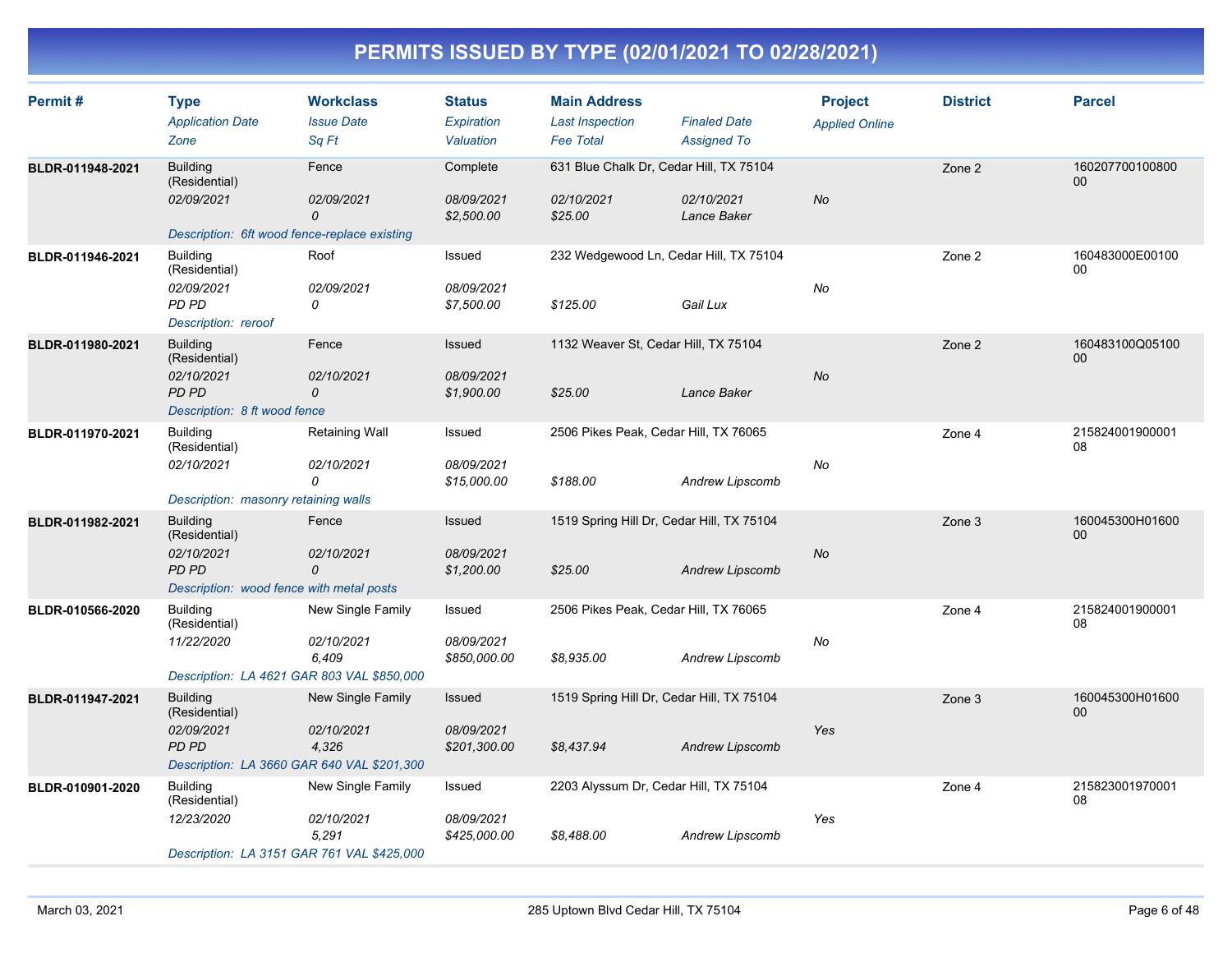# PERMITS ISSUED BY TYPE (02/01/2021 TO 02/28/2021)

| Permit # | Type / *Application Date* / *Zone* | Workclass / *Issue Date* / *Sq Ft* | Status / *Expiration* / *Valuation* | Main Address / *Last Inspection* / *Fee Total* | *Finaled Date* / *Assigned To* | Project / *Applied Online* | District | Parcel |
|---|---|---|---|---|---|---|---|---|
| **BLDR-011948-2021** | Building (Residential) / *02/09/2021* | Fence / *02/09/2021* / *0* | Complete / *08/09/2021* / *$2,500.00* | 631 Blue Chalk Dr, Cedar Hill, TX 75104 / *02/10/2021* / *$25.00* | *02/10/2021* / *Lance Baker* | *No* | Zone 2 | 16020770010080000 |
| | *Description: 6ft wood fence-replace existing* | | | | | | | |
| **BLDR-011946-2021** | Building (Residential) / *02/09/2021* / *PD PD* | Roof / *02/09/2021* / *0* | Issued / *08/09/2021* / *$7,500.00* | 232 Wedgewood Ln, Cedar Hill, TX 75104 / *$125.00* | *Gail Lux* | *No* | Zone 2 | 160483000E0010000 |
| | *Description: reroof* | | | | | | | |
| **BLDR-011980-2021** | Building (Residential) / *02/10/2021* / *PD PD* | Fence / *02/10/2021* / *0* | Issued / *08/09/2021* / *$1,900.00* | 1132 Weaver St, Cedar Hill, TX 75104 / *$25.00* | *Lance Baker* | *No* | Zone 2 | 160483100Q0510000 |
| | *Description: 8 ft wood fence* | | | | | | | |
| **BLDR-011970-2021** | Building (Residential) / *02/10/2021* | Retaining Wall / *02/10/2021* / *0* | Issued / *08/09/2021* / *$15,000.00* | 2506 Pikes Peak, Cedar Hill, TX 76065 / *$188.00* | *Andrew Lipscomb* | *No* | Zone 4 | 21582400190000108 |
| | *Description: masonry retaining walls* | | | | | | | |
| **BLDR-011982-2021** | Building (Residential) / *02/10/2021* / *PD PD* | Fence / *02/10/2021* / *0* | Issued / *08/09/2021* / *$1,200.00* | 1519 Spring Hill Dr, Cedar Hill, TX 75104 / *$25.00* | *Andrew Lipscomb* | *No* | Zone 3 | 160045300H0160000 |
| | *Description: wood fence with metal posts* | | | | | | | |
| **BLDR-010566-2020** | Building (Residential) / *11/22/2020* | New Single Family / *02/10/2021* / *6,409* | Issued / *08/09/2021* / *$850,000.00* | 2506 Pikes Peak, Cedar Hill, TX 76065 / *$8,935.00* | *Andrew Lipscomb* | *No* | Zone 4 | 21582400190000108 |
| | *Description: LA 4621 GAR 803 VAL $850,000* | | | | | | | |
| **BLDR-011947-2021** | Building (Residential) / *02/09/2021* / *PD PD* | New Single Family / *02/10/2021* / *4,326* | Issued / *08/09/2021* / *$201,300.00* | 1519 Spring Hill Dr, Cedar Hill, TX 75104 / *$8,437.94* | *Andrew Lipscomb* | *Yes* | Zone 3 | 160045300H0160000 |
| | *Description: LA 3660 GAR 640 VAL $201,300* | | | | | | | |
| **BLDR-010901-2020** | Building (Residential) / *12/23/2020* | New Single Family / *02/10/2021* / *5,291* | Issued / *08/09/2021* / *$425,000.00* | 2203 Alyssum Dr, Cedar Hill, TX 75104 / *$8,488.00* | *Andrew Lipscomb* | *Yes* | Zone 4 | 21582300197000108 |
| | *Description: LA 3151 GAR 761 VAL $425,000* | | | | | | | |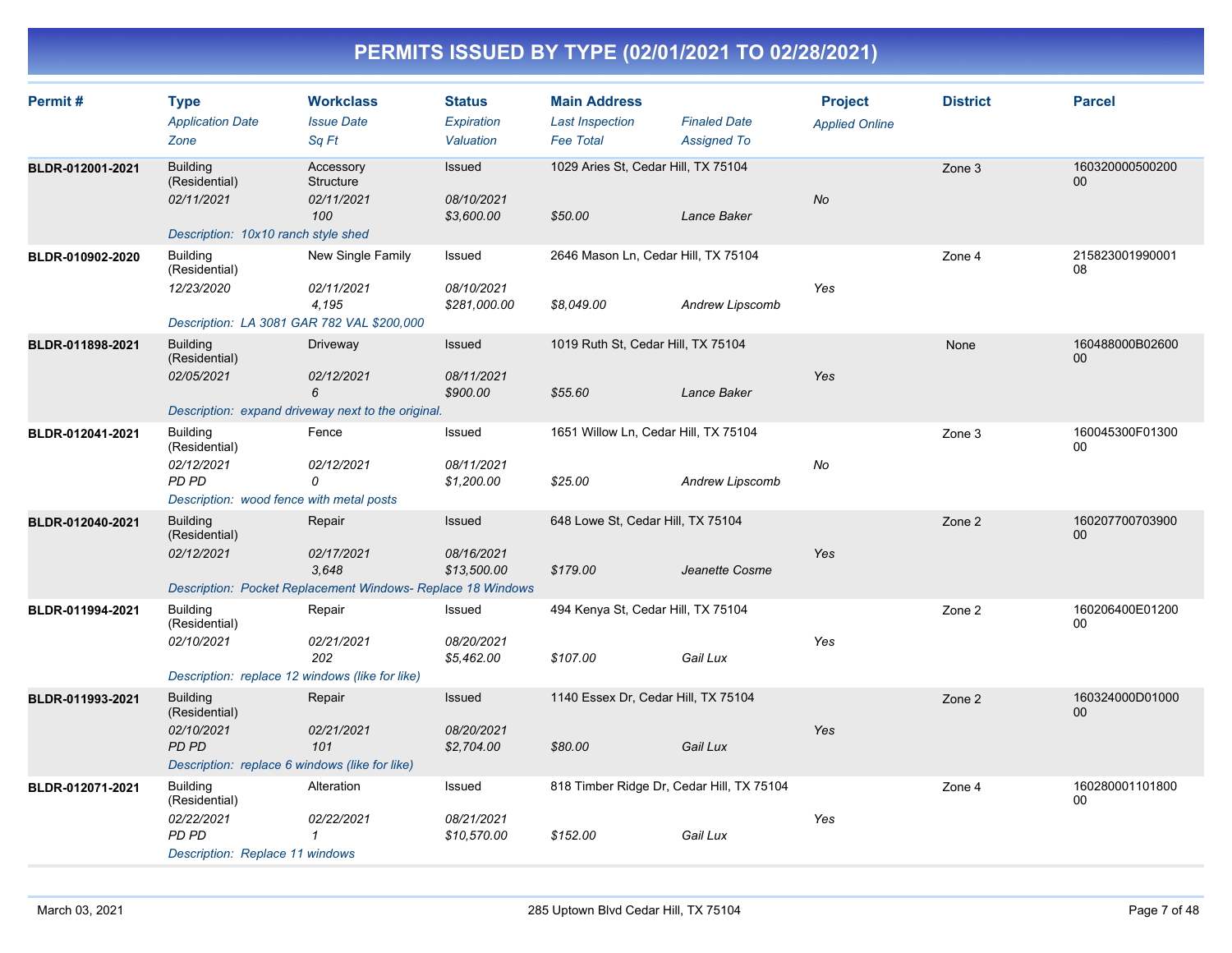# PERMITS ISSUED BY TYPE (02/01/2021 TO 02/28/2021)

| Permit # | Type / Application Date / Zone | Workclass / Issue Date / Sq Ft | Status / Expiration / Valuation | Main Address / Last Inspection / Fee Total | Finaled Date / Assigned To | Project / Applied Online | District | Parcel |
|---|---|---|---|---|---|---|---|---|
| BLDR-012001-2021 | Building (Residential) / 02/11/2021 | Accessory Structure / 02/11/2021 / 100 | Issued / 08/10/2021 / $3,600.00 | 1029 Aries St, Cedar Hill, TX 75104 / $50.00 | Lance Baker | No | Zone 3 | 16032000050020000 |
| | Description: 10x10 ranch style shed | | | | | | | |
| BLDR-010902-2020 | Building (Residential) / 12/23/2020 | New Single Family / 02/11/2021 / 4,195 | Issued / 08/10/2021 / $281,000.00 | 2646 Mason Ln, Cedar Hill, TX 75104 / $8,049.00 | Andrew Lipscomb | Yes | Zone 4 | 21582300199000108 |
| | Description: LA 3081 GAR 782 VAL $200,000 | | | | | | | |
| BLDR-011898-2021 | Building (Residential) / 02/05/2021 | Driveway / 02/12/2021 / 6 | Issued / 08/11/2021 / $900.00 | 1019 Ruth St, Cedar Hill, TX 75104 / $55.60 | Lance Baker | Yes | None | 160488000B02600 00 |
| | Description: expand driveway next to the original. | | | | | | | |
| BLDR-012041-2021 | Building (Residential) / 02/12/2021 / PD PD | Fence / 02/12/2021 / 0 | Issued / 08/11/2021 / $1,200.00 | 1651 Willow Ln, Cedar Hill, TX 75104 / $25.00 | Andrew Lipscomb | No | Zone 3 | 160045300F01300 00 |
| | Description: wood fence with metal posts | | | | | | | |
| BLDR-012040-2021 | Building (Residential) / 02/12/2021 | Repair / 02/17/2021 / 3,648 | Issued / 08/16/2021 / $13,500.00 | 648 Lowe St, Cedar Hill, TX 75104 / $179.00 | Jeanette Cosme | Yes | Zone 2 | 16020770070390000 |
| | Description: Pocket Replacement Windows- Replace 18 Windows | | | | | | | |
| BLDR-011994-2021 | Building (Residential) / 02/10/2021 | Repair / 02/21/2021 / 202 | Issued / 08/20/2021 / $5,462.00 | 494 Kenya St, Cedar Hill, TX 75104 / $107.00 | Gail Lux | Yes | Zone 2 | 160206400E01200 00 |
| | Description: replace 12 windows (like for like) | | | | | | | |
| BLDR-011993-2021 | Building (Residential) / 02/10/2021 / PD PD | Repair / 02/21/2021 / 101 | Issued / 08/20/2021 / $2,704.00 | 1140 Essex Dr, Cedar Hill, TX 75104 / $80.00 | Gail Lux | Yes | Zone 2 | 160324000D01000 00 |
| | Description: replace 6 windows (like for like) | | | | | | | |
| BLDR-012071-2021 | Building (Residential) / 02/22/2021 / PD PD | Alteration / 02/22/2021 / 1 | Issued / 08/21/2021 / $10,570.00 | 818 Timber Ridge Dr, Cedar Hill, TX 75104 / $152.00 | Gail Lux | Yes | Zone 4 | 16028000110180000 |
| | Description: Replace 11 windows | | | | | | | |

March 03, 2021 — 285 Uptown Blvd Cedar Hill, TX 75104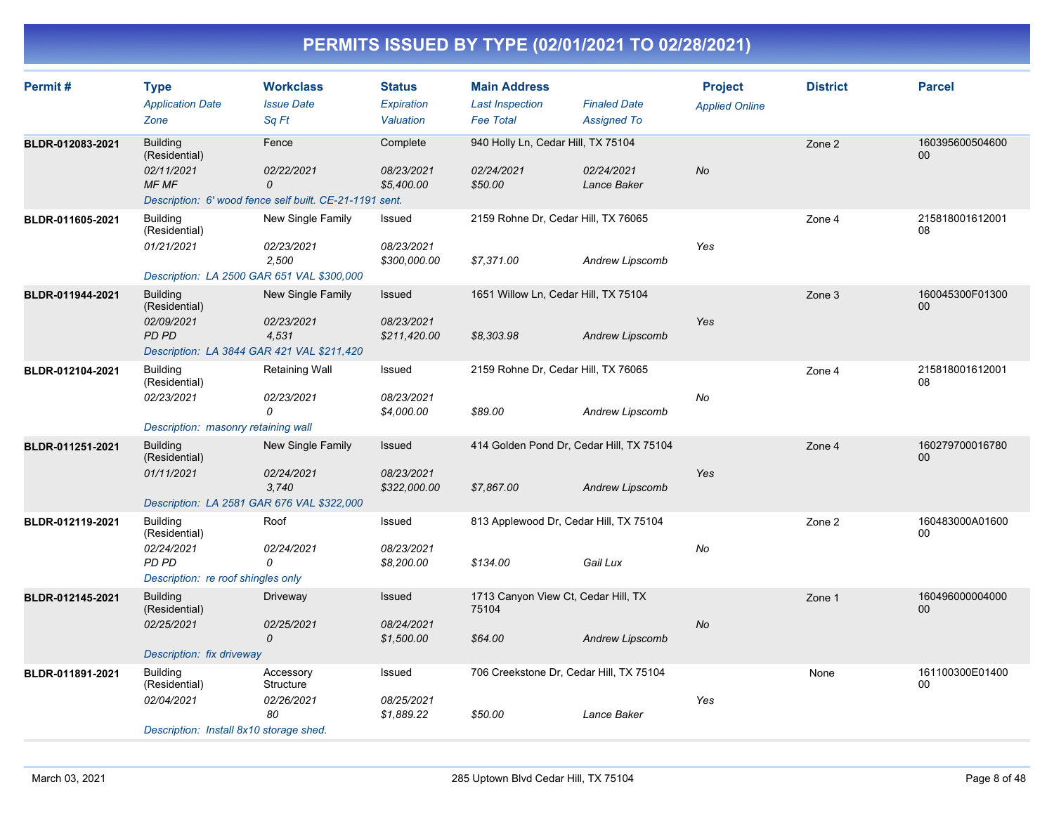# PERMITS ISSUED BY TYPE (02/01/2021 TO 02/28/2021)

| Permit # | Type / Application Date / Zone | Workclass / Issue Date / Sq Ft | Status / Expiration / Valuation | Main Address / Last Inspection / Fee Total | Finaled Date / Assigned To | Project / Applied Online | District | Parcel |
|---|---|---|---|---|---|---|---|---|
| BLDR-012083-2021 | Building (Residential) | Fence | Complete | 940 Holly Ln, Cedar Hill, TX 75104 | | | Zone 2 | 16039560050460000 |
| | 02/11/2021 | 02/22/2021 | 08/23/2021 | 02/24/2021 | 02/24/2021 | No | | |
| | MF MF | 0 | $5,400.00 | $50.00 | Lance Baker | | | |
| | Description: 6' wood fence self built. CE-21-1191 sent. | | | | | | | |
| BLDR-011605-2021 | Building (Residential) | New Single Family | Issued | 2159 Rohne Dr, Cedar Hill, TX 76065 | | | Zone 4 | 21581800161200108 |
| | 01/21/2021 | 02/23/2021 | 08/23/2021 | | | Yes | | |
| | | 2,500 | $300,000.00 | $7,371.00 | Andrew Lipscomb | | | |
| | Description: LA 2500 GAR 651 VAL $300,000 | | | | | | | |
| BLDR-011944-2021 | Building (Residential) | New Single Family | Issued | 1651 Willow Ln, Cedar Hill, TX 75104 | | | Zone 3 | 160045300F0130000 |
| | 02/09/2021 | 02/23/2021 | 08/23/2021 | | | Yes | | |
| | PD PD | 4,531 | $211,420.00 | $8,303.98 | Andrew Lipscomb | | | |
| | Description: LA 3844 GAR 421 VAL $211,420 | | | | | | | |
| BLDR-012104-2021 | Building (Residential) | Retaining Wall | Issued | 2159 Rohne Dr, Cedar Hill, TX 76065 | | | Zone 4 | 21581800161200108 |
| | 02/23/2021 | 02/23/2021 | 08/23/2021 | | | No | | |
| | | 0 | $4,000.00 | $89.00 | Andrew Lipscomb | | | |
| | Description: masonry retaining wall | | | | | | | |
| BLDR-011251-2021 | Building (Residential) | New Single Family | Issued | 414 Golden Pond Dr, Cedar Hill, TX 75104 | | | Zone 4 | 16027970001678000 |
| | 01/11/2021 | 02/24/2021 | 08/23/2021 | | | Yes | | |
| | | 3,740 | $322,000.00 | $7,867.00 | Andrew Lipscomb | | | |
| | Description: LA 2581 GAR 676 VAL $322,000 | | | | | | | |
| BLDR-012119-2021 | Building (Residential) | Roof | Issued | 813 Applewood Dr, Cedar Hill, TX 75104 | | | Zone 2 | 160483000A0160000 |
| | 02/24/2021 | 02/24/2021 | 08/23/2021 | | | No | | |
| | PD PD | 0 | $8,200.00 | $134.00 | Gail Lux | | | |
| | Description: re roof shingles only | | | | | | | |
| BLDR-012145-2021 | Building (Residential) | Driveway | Issued | 1713 Canyon View Ct, Cedar Hill, TX 75104 | | | Zone 1 | 16049600000400000 |
| | 02/25/2021 | 02/25/2021 | 08/24/2021 | | | No | | |
| | | 0 | $1,500.00 | $64.00 | Andrew Lipscomb | | | |
| | Description: fix driveway | | | | | | | |
| BLDR-011891-2021 | Building (Residential) | Accessory Structure | Issued | 706 Creekstone Dr, Cedar Hill, TX 75104 | | | None | 161100300E0140000 |
| | 02/04/2021 | 02/26/2021 | 08/25/2021 | | | Yes | | |
| | | 80 | $1,889.22 | $50.00 | Lance Baker | | | |
| | Description: Install 8x10 storage shed. | | | | | | | |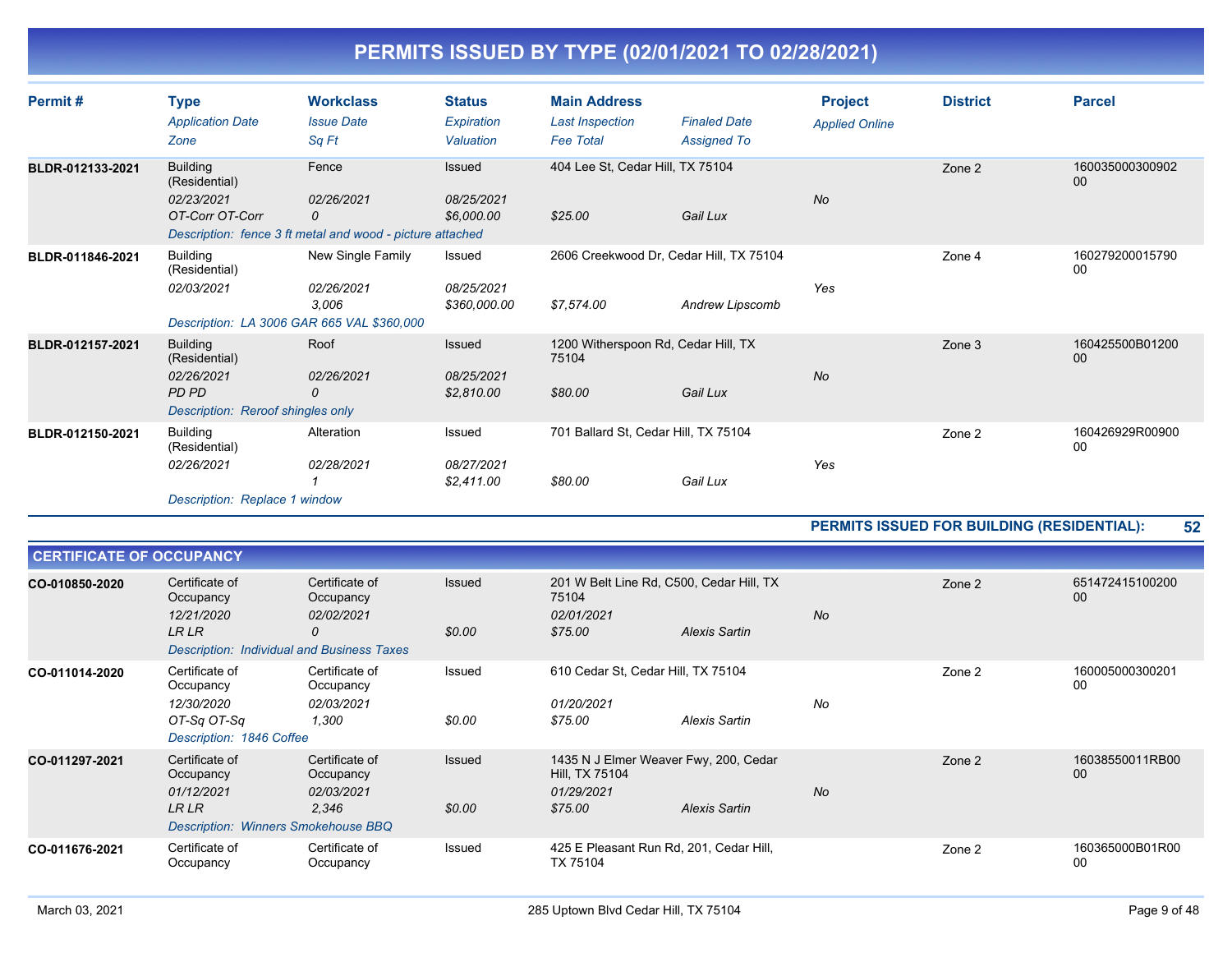# PERMITS ISSUED BY TYPE (02/01/2021 TO 02/28/2021)

| Permit # | Type / Application Date / Zone | Workclass / Issue Date / Sq Ft | Status / Expiration / Valuation | Main Address / Last Inspection / Fee Total | Finaled Date / Assigned To | Project / Applied Online | District | Parcel |
|---|---|---|---|---|---|---|---|---|
| BLDR-012133-2021 | Building (Residential) / 02/23/2021 / OT-Corr OT-Corr | Fence / 02/26/2021 / 0 | Issued / 08/25/2021 / $6,000.00 | 404 Lee St, Cedar Hill, TX 75104 / / $25.00 | / Gail Lux | / No | Zone 2 | 16003500030090200 |
| | Description: fence 3 ft metal and wood - picture attached | | | | | | | |
| BLDR-011846-2021 | Building (Residential) / 02/03/2021 / | New Single Family / 02/26/2021 / 3,006 | Issued / 08/25/2021 / $360,000.00 | 2606 Creekwood Dr, Cedar Hill, TX 75104 / / $7,574.00 | / Andrew Lipscomb | / Yes | Zone 4 | 16027920001579000 |
| | Description: LA 3006 GAR 665 VAL $360,000 | | | | | | | |
| BLDR-012157-2021 | Building (Residential) / 02/26/2021 / PD PD | Roof / 02/26/2021 / 0 | Issued / 08/25/2021 / $2,810.00 | 1200 Witherspoon Rd, Cedar Hill, TX 75104 / / $80.00 | / Gail Lux | / No | Zone 3 | 160425500B0120000 |
| | Description: Reroof shingles only | | | | | | | |
| BLDR-012150-2021 | Building (Residential) / 02/26/2021 / | Alteration / 02/28/2021 / 1 | Issued / 08/27/2021 / $2,411.00 | 701 Ballard St, Cedar Hill, TX 75104 / / $80.00 | / Gail Lux | / Yes | Zone 2 | 160426929R0090000 |
| | Description: Replace 1 window | | | | | | | |

**PERMITS ISSUED FOR BUILDING (RESIDENTIAL): 52**

## CERTIFICATE OF OCCUPANCY

| Permit # | Type / Application Date / Zone | Workclass / Issue Date / Sq Ft | Status / Expiration / Valuation | Main Address / Last Inspection / Fee Total | Finaled Date / Assigned To | Project / Applied Online | District | Parcel |
|---|---|---|---|---|---|---|---|---|
| CO-010850-2020 | Certificate of Occupancy / 12/21/2020 / LR LR | Certificate of Occupancy / 02/02/2021 / 0 | Issued / / $0.00 | 201 W Belt Line Rd, C500, Cedar Hill, TX 75104 / 02/01/2021 / $75.00 | / Alexis Sartin | / No | Zone 2 | 65147241510020000 |
| | Description: Individual and Business Taxes | | | | | | | |
| CO-011014-2020 | Certificate of Occupancy / 12/30/2020 / OT-Sq OT-Sq | Certificate of Occupancy / 02/03/2021 / 1,300 | Issued / / $0.00 | 610 Cedar St, Cedar Hill, TX 75104 / 01/20/2021 / $75.00 | / Alexis Sartin | / No | Zone 2 | 16000500030020100 |
| | Description: 1846 Coffee | | | | | | | |
| CO-011297-2021 | Certificate of Occupancy / 01/12/2021 / LR LR | Certificate of Occupancy / 02/03/2021 / 2,346 | Issued / / $0.00 | 1435 N J Elmer Weaver Fwy, 200, Cedar Hill, TX 75104 / 01/29/2021 / $75.00 | / Alexis Sartin | / No | Zone 2 | 16038550011RB0000 |
| | Description: Winners Smokehouse BBQ | | | | | | | |
| CO-011676-2021 | Certificate of Occupancy | Certificate of Occupancy | Issued | 425 E Pleasant Run Rd, 201, Cedar Hill, TX 75104 | | | Zone 2 | 160365000B01R0000 |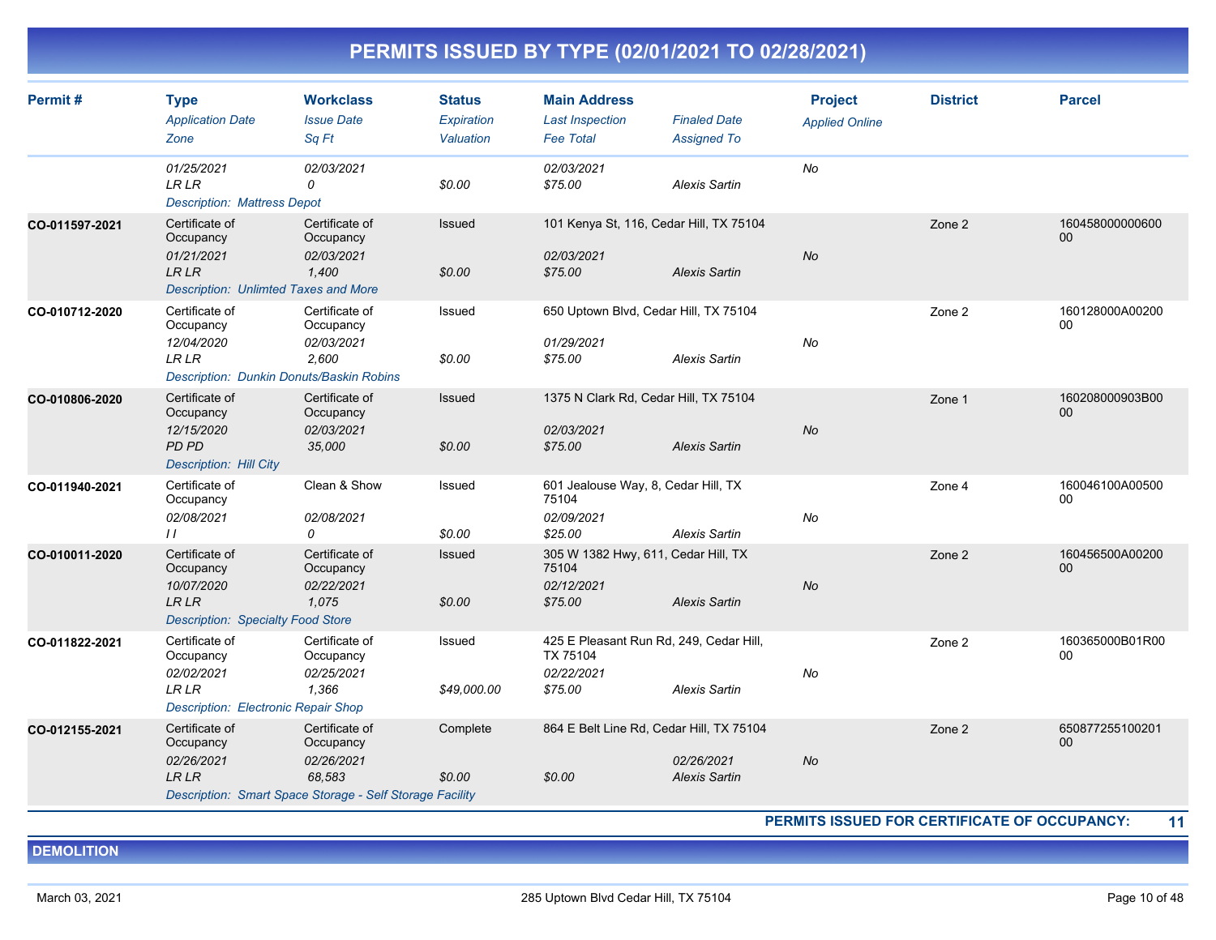# PERMITS ISSUED BY TYPE (02/01/2021 TO 02/28/2021)

| Permit # | Type / Application Date / Zone | Workclass / Issue Date / Sq Ft | Status / Expiration / Valuation | Main Address / Last Inspection / Fee Total | Finaled Date / Assigned To | Project / Applied Online | District | Parcel |
|---|---|---|---|---|---|---|---|---|
| | 01/25/2021<br>LR LR | 02/03/2021<br>0 | <br>$0.00 | 02/03/2021<br>$75.00 | <br>Alexis Sartin | No | | |
| | *Description: Mattress Depot* | | | | | | | |
| CO-011597-2021 | Certificate of Occupancy<br>01/21/2021<br>LR LR | Certificate of Occupancy<br>02/03/2021<br>1,400 | Issued<br><br>$0.00 | 101 Kenya St, 116, Cedar Hill, TX 75104<br>02/03/2021<br>$75.00 | <br>Alexis Sartin | No | Zone 2 | 16045800000060000 |
| | *Description: Unlimted Taxes and More* | | | | | | | |
| CO-010712-2020 | Certificate of Occupancy<br>12/04/2020<br>LR LR | Certificate of Occupancy<br>02/03/2021<br>2,600 | Issued<br><br>$0.00 | 650 Uptown Blvd, Cedar Hill, TX 75104<br>01/29/2021<br>$75.00 | <br>Alexis Sartin | No | Zone 2 | 160128000A0020000 |
| | *Description: Dunkin Donuts/Baskin Robins* | | | | | | | |
| CO-010806-2020 | Certificate of Occupancy<br>12/15/2020<br>PD PD | Certificate of Occupancy<br>02/03/2021<br>35,000 | Issued<br><br>$0.00 | 1375 N Clark Rd, Cedar Hill, TX 75104<br>02/03/2021<br>$75.00 | <br>Alexis Sartin | No | Zone 1 | 160208000903B0000 |
| | *Description: Hill City* | | | | | | | |
| CO-011940-2021 | Certificate of Occupancy<br>02/08/2021<br>I I | Clean & Show<br>02/08/2021<br>0 | Issued<br><br>$0.00 | 601 Jealouse Way, 8, Cedar Hill, TX 75104<br>02/09/2021<br>$25.00 | <br>Alexis Sartin | No | Zone 4 | 160046100A0050000 |
| CO-010011-2020 | Certificate of Occupancy<br>10/07/2020<br>LR LR | Certificate of Occupancy<br>02/22/2021<br>1,075 | Issued<br><br>$0.00 | 305 W 1382 Hwy, 611, Cedar Hill, TX 75104<br>02/12/2021<br>$75.00 | <br>Alexis Sartin | No | Zone 2 | 160456500A0020000 |
| | *Description: Specialty Food Store* | | | | | | | |
| CO-011822-2021 | Certificate of Occupancy<br>02/02/2021<br>LR LR | Certificate of Occupancy<br>02/25/2021<br>1,366 | Issued<br><br>$49,000.00 | 425 E Pleasant Run Rd, 249, Cedar Hill, TX 75104<br>02/22/2021<br>$75.00 | <br>Alexis Sartin | No | Zone 2 | 160365000B01R0000 |
| | *Description: Electronic Repair Shop* | | | | | | | |
| CO-012155-2021 | Certificate of Occupancy<br>02/26/2021<br>LR LR | Certificate of Occupancy<br>02/26/2021<br>68,583 | Complete<br><br>$0.00 | 864 E Belt Line Rd, Cedar Hill, TX 75104<br><br>$0.00 | 02/26/2021<br>Alexis Sartin | No | Zone 2 | 65087725510020100 |
| | *Description: Smart Space Storage - Self Storage Facility* | | | | | | | |

**PERMITS ISSUED FOR CERTIFICATE OF OCCUPANCY: 11**

## DEMOLITION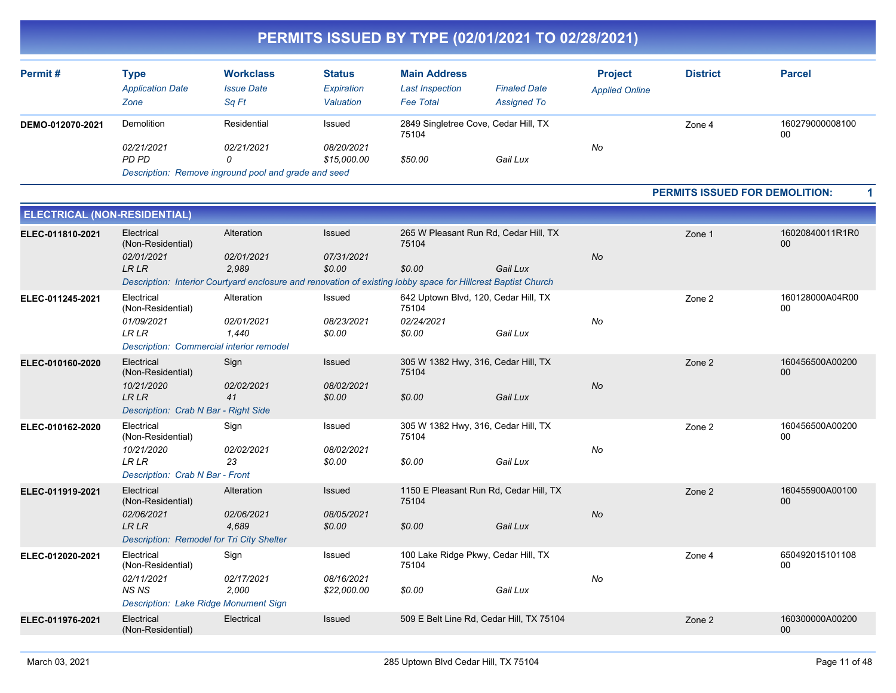# PERMITS ISSUED BY TYPE (02/01/2021 TO 02/28/2021)

| Permit # | Type / *Application Date* / *Zone* | Workclass / *Issue Date* / *Sq Ft* | Status / *Expiration* / *Valuation* | Main Address / *Last Inspection* / *Fee Total* | *Finaled Date* / *Assigned To* | Project / *Applied Online* | District | Parcel |
|---|---|---|---|---|---|---|---|---|
| DEMO-012070-2021 | Demolition | Residential | Issued | 2849 Singletree Cove, Cedar Hill, TX 75104 | | | Zone 4 | 16027900000810000 |
| | *02/21/2021* | *02/21/2021* | *08/20/2021* | | | *No* | | |
| | *PD PD* | *0* | *$15,000.00* | *$50.00* | *Gail Lux* | | | |
| | *Description: Remove inground pool and grade and seed* | | | | | | | |

**PERMITS ISSUED FOR DEMOLITION: 1**

## ELECTRICAL (NON-RESIDENTIAL)

| Permit # | Type / *Application Date* / *Zone* | Workclass / *Issue Date* / *Sq Ft* | Status / *Expiration* / *Valuation* | Main Address / *Last Inspection* / *Fee Total* | *Finaled Date* / *Assigned To* | Project / *Applied Online* | District | Parcel |
|---|---|---|---|---|---|---|---|---|
| ELEC-011810-2021 | Electrical (Non-Residential) | Alteration | Issued | 265 W Pleasant Run Rd, Cedar Hill, TX 75104 | | | Zone 1 | 16020840011R1R000 |
| | *02/01/2021* | *02/01/2021* | *07/31/2021* | | | *No* | | |
| | *LR LR* | *2,989* | *$0.00* | *$0.00* | *Gail Lux* | | | |
| | *Description: Interior Courtyard enclosure and renovation of existing lobby space for Hillcrest Baptist Church* | | | | | | | |
| ELEC-011245-2021 | Electrical (Non-Residential) | Alteration | Issued | 642 Uptown Blvd, 120, Cedar Hill, TX 75104 | | | Zone 2 | 160128000A04R0000 |
| | *01/09/2021* | *02/01/2021* | *08/23/2021* | *02/24/2021* | | *No* | | |
| | *LR LR* | *1,440* | *$0.00* | *$0.00* | *Gail Lux* | | | |
| | *Description: Commercial interior remodel* | | | | | | | |
| ELEC-010160-2020 | Electrical (Non-Residential) | Sign | Issued | 305 W 1382 Hwy, 316, Cedar Hill, TX 75104 | | | Zone 2 | 160456500A0020000 |
| | *10/21/2020* | *02/02/2021* | *08/02/2021* | | | *No* | | |
| | *LR LR* | *41* | *$0.00* | *$0.00* | *Gail Lux* | | | |
| | *Description: Crab N Bar - Right Side* | | | | | | | |
| ELEC-010162-2020 | Electrical (Non-Residential) | Sign | Issued | 305 W 1382 Hwy, 316, Cedar Hill, TX 75104 | | | Zone 2 | 160456500A0020000 |
| | *10/21/2020* | *02/02/2021* | *08/02/2021* | | | *No* | | |
| | *LR LR* | *23* | *$0.00* | *$0.00* | *Gail Lux* | | | |
| | *Description: Crab N Bar - Front* | | | | | | | |
| ELEC-011919-2021 | Electrical (Non-Residential) | Alteration | Issued | 1150 E Pleasant Run Rd, Cedar Hill, TX 75104 | | | Zone 2 | 160455900A0010000 |
| | *02/06/2021* | *02/06/2021* | *08/05/2021* | | | *No* | | |
| | *LR LR* | *4,689* | *$0.00* | *$0.00* | *Gail Lux* | | | |
| | *Description: Remodel for Tri City Shelter* | | | | | | | |
| ELEC-012020-2021 | Electrical (Non-Residential) | Sign | Issued | 100 Lake Ridge Pkwy, Cedar Hill, TX 75104 | | | Zone 4 | 65049201510110800 |
| | *02/11/2021* | *02/17/2021* | *08/16/2021* | | | *No* | | |
| | *NS NS* | *2,000* | *$22,000.00* | *$0.00* | *Gail Lux* | | | |
| | *Description: Lake Ridge Monument Sign* | | | | | | | |
| ELEC-011976-2021 | Electrical (Non-Residential) | Electrical | Issued | 509 E Belt Line Rd, Cedar Hill, TX 75104 | | | Zone 2 | 160300000A0020000 |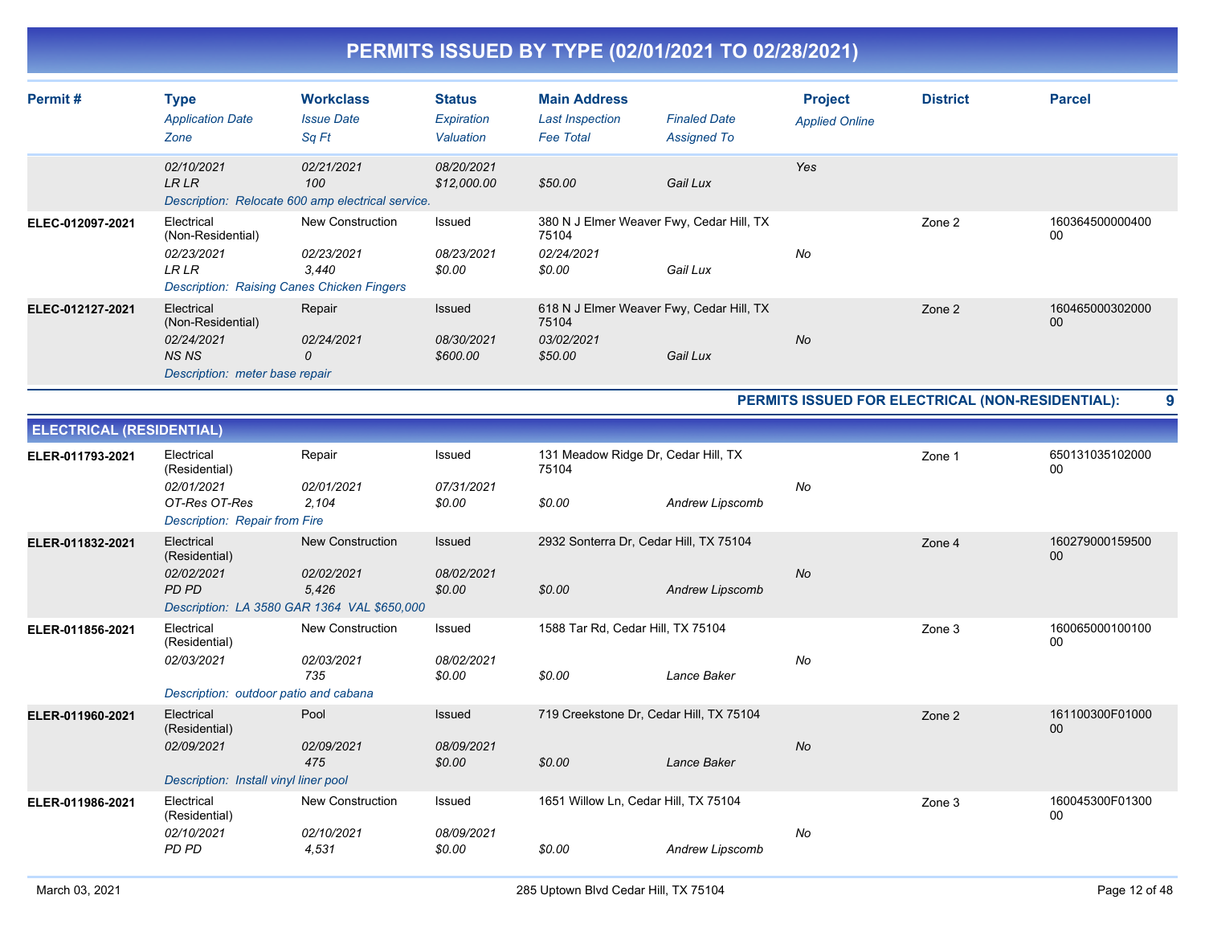# PERMITS ISSUED BY TYPE (02/01/2021 TO 02/28/2021)

| Permit # | Type / Application Date / Zone | Workclass / Issue Date / Sq Ft | Status / Expiration / Valuation | Main Address / Last Inspection / Fee Total | Finaled Date / Assigned To | Project / Applied Online | District | Parcel |
|---|---|---|---|---|---|---|---|---|
| | 02/10/2021<br>LR LR | 02/21/2021<br>100 | 08/20/2021<br>$12,000.00 | <br>$50.00 | <br>Gail Lux | Yes | | |
| | *Description: Relocate 600 amp electrical service.* | | | | | | | |
| ELEC-012097-2021 | Electrical (Non-Residential)<br>02/23/2021<br>LR LR | New Construction<br>02/23/2021<br>3,440 | Issued<br>08/23/2021<br>$0.00 | 380 N J Elmer Weaver Fwy, Cedar Hill, TX 75104<br>02/24/2021<br>$0.00 | <br><br>Gail Lux | No | Zone 2 | 16036450000040000 |
| | *Description: Raising Canes Chicken Fingers* | | | | | | | |
| ELEC-012127-2021 | Electrical (Non-Residential)<br>02/24/2021<br>NS NS | Repair<br>02/24/2021<br>0 | Issued<br>08/30/2021<br>$600.00 | 618 N J Elmer Weaver Fwy, Cedar Hill, TX 75104<br>03/02/2021<br>$50.00 | <br><br>Gail Lux | No | Zone 2 | 16046500030200000 |
| | *Description: meter base repair* | | | | | | | |

**PERMITS ISSUED FOR ELECTRICAL (NON-RESIDENTIAL): 9**

## ELECTRICAL (RESIDENTIAL)

| Permit # | Type / Application Date / Zone | Workclass / Issue Date / Sq Ft | Status / Expiration / Valuation | Main Address / Last Inspection / Fee Total | Finaled Date / Assigned To | Project / Applied Online | District | Parcel |
|---|---|---|---|---|---|---|---|---|
| ELER-011793-2021 | Electrical (Residential)<br>02/01/2021<br>OT-Res OT-Res | Repair<br>02/01/2021<br>2,104 | Issued<br>07/31/2021<br>$0.00 | 131 Meadow Ridge Dr, Cedar Hill, TX 75104<br><br>$0.00 | <br><br>Andrew Lipscomb | No | Zone 1 | 65013103510200000 |
| | *Description: Repair from Fire* | | | | | | | |
| ELER-011832-2021 | Electrical (Residential)<br>02/02/2021<br>PD PD | New Construction<br>02/02/2021<br>5,426 | Issued<br>08/02/2021<br>$0.00 | 2932 Sonterra Dr, Cedar Hill, TX 75104<br><br>$0.00 | <br><br>Andrew Lipscomb | No | Zone 4 | 16027900015950000 |
| | *Description: LA 3580 GAR 1364 VAL $650,000* | | | | | | | |
| ELER-011856-2021 | Electrical (Residential)<br>02/03/2021 | New Construction<br>02/03/2021<br>735 | Issued<br>08/02/2021<br>$0.00 | 1588 Tar Rd, Cedar Hill, TX 75104<br><br>$0.00 | <br><br>Lance Baker | No | Zone 3 | 16006500010010000 |
| | *Description: outdoor patio and cabana* | | | | | | | |
| ELER-011960-2021 | Electrical (Residential)<br>02/09/2021 | Pool<br>02/09/2021<br>475 | Issued<br>08/09/2021<br>$0.00 | 719 Creekstone Dr, Cedar Hill, TX 75104<br><br>$0.00 | <br><br>Lance Baker | No | Zone 2 | 161100300F0100000 |
| | *Description: Install vinyl liner pool* | | | | | | | |
| ELER-011986-2021 | Electrical (Residential)<br>02/10/2021<br>PD PD | New Construction<br>02/10/2021<br>4,531 | Issued<br>08/09/2021<br>$0.00 | 1651 Willow Ln, Cedar Hill, TX 75104<br><br>$0.00 | <br><br>Andrew Lipscomb | No | Zone 3 | 160045300F0130000 |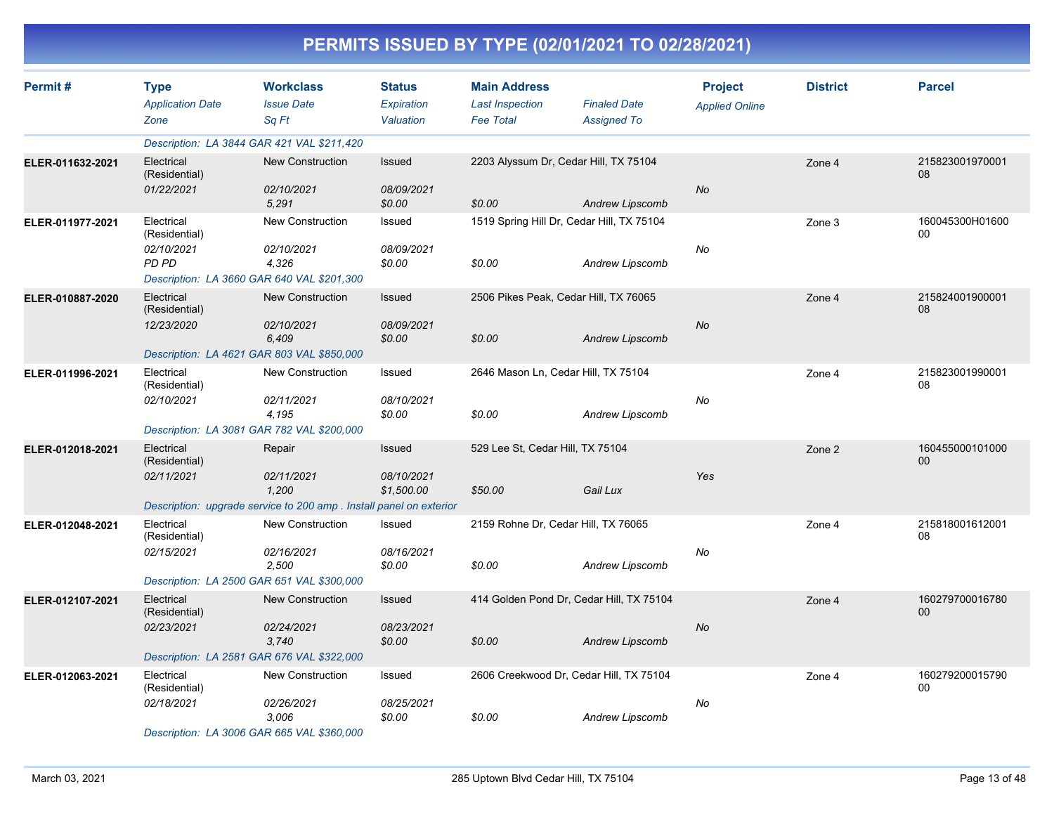# PERMITS ISSUED BY TYPE (02/01/2021 TO 02/28/2021)

| Permit # | Type / Application Date / Zone | Workclass / Issue Date / Sq Ft | Status / Expiration / Valuation | Main Address / Last Inspection / Fee Total | Finaled Date / Assigned To | Project / Applied Online | District | Parcel |
|---|---|---|---|---|---|---|---|---|
| | *Description: LA 3844 GAR 421 VAL $211,420* | | | | | | | |
| ELER-011632-2021 | Electrical (Residential) *01/22/2021* | New Construction *02/10/2021* *5,291* | Issued *08/09/2021* *$0.00* | 2203 Alyssum Dr, Cedar Hill, TX 75104 *$0.00* | *Andrew Lipscomb* | *No* | Zone 4 | 21582300197000108 |
| ELER-011977-2021 | Electrical (Residential) *02/10/2021* *PD PD* | New Construction *02/10/2021* *4,326* | Issued *08/09/2021* *$0.00* | 1519 Spring Hill Dr, Cedar Hill, TX 75104 *$0.00* | *Andrew Lipscomb* | *No* | Zone 3 | 160045300H0160000 |
| | *Description: LA 3660 GAR 640 VAL $201,300* | | | | | | | |
| ELER-010887-2020 | Electrical (Residential) *12/23/2020* | New Construction *02/10/2021* *6,409* | Issued *08/09/2021* *$0.00* | 2506 Pikes Peak, Cedar Hill, TX 76065 *$0.00* | *Andrew Lipscomb* | *No* | Zone 4 | 21582400190000108 |
| | *Description: LA 4621 GAR 803 VAL $850,000* | | | | | | | |
| ELER-011996-2021 | Electrical (Residential) *02/10/2021* | New Construction *02/11/2021* *4,195* | Issued *08/10/2021* *$0.00* | 2646 Mason Ln, Cedar Hill, TX 75104 *$0.00* | *Andrew Lipscomb* | *No* | Zone 4 | 21582300199000108 |
| | *Description: LA 3081 GAR 782 VAL $200,000* | | | | | | | |
| ELER-012018-2021 | Electrical (Residential) *02/11/2021* | Repair *02/11/2021* *1,200* | Issued *08/10/2021* *$1,500.00* | 529 Lee St, Cedar Hill, TX 75104 *$50.00* | *Gail Lux* | *Yes* | Zone 2 | 16045500010100000 |
| | *Description: upgrade service to 200 amp . Install panel on exterior* | | | | | | | |
| ELER-012048-2021 | Electrical (Residential) *02/15/2021* | New Construction *02/16/2021* *2,500* | Issued *08/16/2021* *$0.00* | 2159 Rohne Dr, Cedar Hill, TX 76065 *$0.00* | *Andrew Lipscomb* | *No* | Zone 4 | 21581800161200108 |
| | *Description: LA 2500 GAR 651 VAL $300,000* | | | | | | | |
| ELER-012107-2021 | Electrical (Residential) *02/23/2021* | New Construction *02/24/2021* *3,740* | Issued *08/23/2021* *$0.00* | 414 Golden Pond Dr, Cedar Hill, TX 75104 *$0.00* | *Andrew Lipscomb* | *No* | Zone 4 | 16027970001678000 |
| | *Description: LA 2581 GAR 676 VAL $322,000* | | | | | | | |
| ELER-012063-2021 | Electrical (Residential) *02/18/2021* | New Construction *02/26/2021* *3,006* | Issued *08/25/2021* *$0.00* | 2606 Creekwood Dr, Cedar Hill, TX 75104 *$0.00* | *Andrew Lipscomb* | *No* | Zone 4 | 16027920001579000 |
| | *Description: LA 3006 GAR 665 VAL $360,000* | | | | | | | |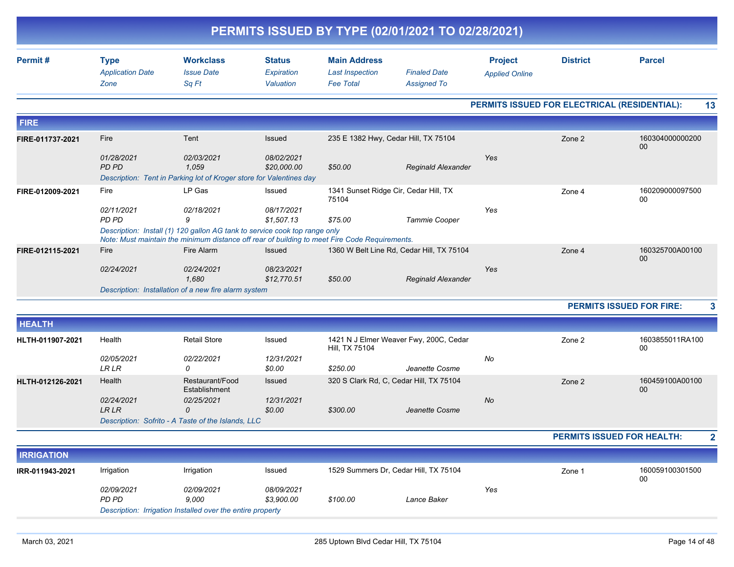# PERMITS ISSUED BY TYPE (02/01/2021 TO 02/28/2021)

| Permit # | Type<br>*Application Date*<br>*Zone* | Workclass<br>*Issue Date*<br>*Sq Ft* | Status<br>*Expiration*<br>*Valuation* | Main Address<br>*Last Inspection*<br>*Fee Total* | *Finaled Date*<br>*Assigned To* | Project<br>*Applied Online* | District | Parcel |
|---|---|---|---|---|---|---|---|---|

**PERMITS ISSUED FOR ELECTRICAL (RESIDENTIAL): 13**

## FIRE

| Permit # | Type / Application Date / Zone | Workclass / Issue Date / Sq Ft | Status / Expiration / Valuation | Main Address / Last Inspection / Fee Total | Finaled Date / Assigned To | Project / Applied Online | District | Parcel |
|---|---|---|---|---|---|---|---|---|
| **FIRE-011737-2021** | Fire | Tent | Issued | 235 E 1382 Hwy, Cedar Hill, TX 75104 | | | Zone 2 | 16030400000020000 |
| | *01/28/2021* | *02/03/2021* | *08/02/2021* | | | *Yes* | | |
| | *PD PD* | *1,059* | *$20,000.00* | *$50.00* | *Reginald Alexander* | | | |
| | *Description: Tent in Parking lot of Kroger store for Valentines day* | | | | | | | |
| **FIRE-012009-2021** | Fire | LP Gas | Issued | 1341 Sunset Ridge Cir, Cedar Hill, TX 75104 | | | Zone 4 | 16020900009750000 |
| | *02/11/2021* | *02/18/2021* | *08/17/2021* | | | *Yes* | | |
| | *PD PD* | *9* | *$1,507.13* | *$75.00* | *Tammie Cooper* | | | |
| | *Description: Install (1) 120 gallon AG tank to service cook top range only*<br>*Note: Must maintain the minimum distance off rear of building to meet Fire Code Requirements.* | | | | | | | |
| **FIRE-012115-2021** | Fire | Fire Alarm | Issued | 1360 W Belt Line Rd, Cedar Hill, TX 75104 | | | Zone 4 | 160325700A0010000 |
| | *02/24/2021* | *02/24/2021* | *08/23/2021* | | | *Yes* | | |
| | | *1,680* | *$12,770.51* | *$50.00* | *Reginald Alexander* | | | |
| | *Description: Installation of a new fire alarm system* | | | | | | | |

**PERMITS ISSUED FOR FIRE: 3**

## HEALTH

| Permit # | Type / Application Date / Zone | Workclass / Issue Date / Sq Ft | Status / Expiration / Valuation | Main Address / Last Inspection / Fee Total | Finaled Date / Assigned To | Project / Applied Online | District | Parcel |
|---|---|---|---|---|---|---|---|---|
| **HLTH-011907-2021** | Health | Retail Store | Issued | 1421 N J Elmer Weaver Fwy, 200C, Cedar Hill, TX 75104 | | | Zone 2 | 1603855011RA10000 |
| | *02/05/2021* | *02/22/2021* | *12/31/2021* | | | *No* | | |
| | *LR LR* | *0* | *$0.00* | *$250.00* | *Jeanette Cosme* | | | |
| **HLTH-012126-2021** | Health | Restaurant/Food Establishment | Issued | 320 S Clark Rd, C, Cedar Hill, TX 75104 | | | Zone 2 | 160459100A0010000 |
| | *02/24/2021* | *02/25/2021* | *12/31/2021* | | | *No* | | |
| | *LR LR* | *0* | *$0.00* | *$300.00* | *Jeanette Cosme* | | | |
| | *Description: Sofrito - A Taste of the Islands, LLC* | | | | | | | |

**PERMITS ISSUED FOR HEALTH: 2**

## IRRIGATION

| Permit # | Type / Application Date / Zone | Workclass / Issue Date / Sq Ft | Status / Expiration / Valuation | Main Address / Last Inspection / Fee Total | Finaled Date / Assigned To | Project / Applied Online | District | Parcel |
|---|---|---|---|---|---|---|---|---|
| **IRR-011943-2021** | Irrigation | Irrigation | Issued | 1529 Summers Dr, Cedar Hill, TX 75104 | | | Zone 1 | 16005910030150000 |
| | *02/09/2021* | *02/09/2021* | *08/09/2021* | | | *Yes* | | |
| | *PD PD* | *9,000* | *$3,900.00* | *$100.00* | *Lance Baker* | | | |
| | *Description: Irrigation Installed over the entire property* | | | | | | | |

March 03, 2021 — 285 Uptown Blvd Cedar Hill, TX 75104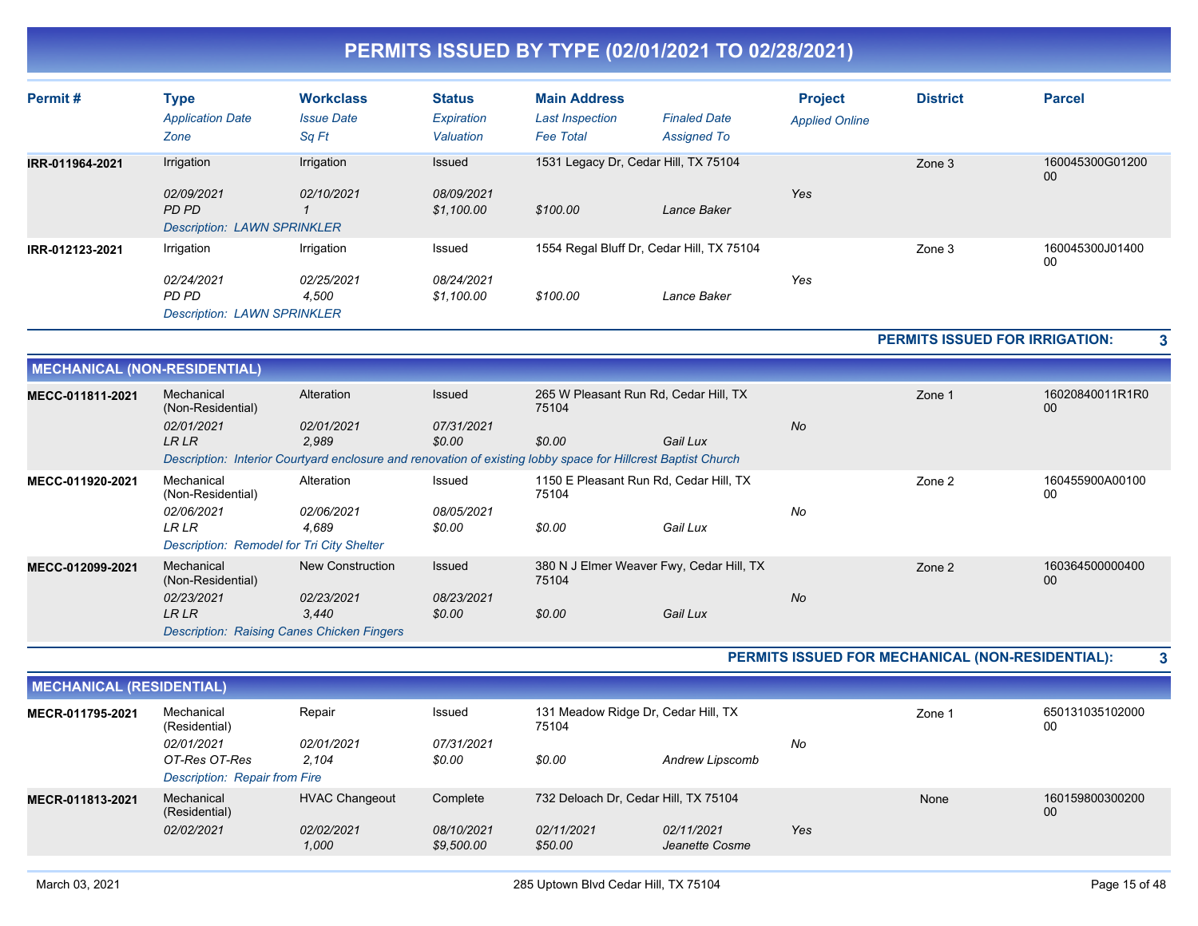# PERMITS ISSUED BY TYPE (02/01/2021 TO 02/28/2021)

| Permit # | Type / *Application Date* / *Zone* | Workclass / *Issue Date* / *Sq Ft* | Status / *Expiration* / *Valuation* | Main Address / *Last Inspection* / *Fee Total* | *Finaled Date* / *Assigned To* | Project / *Applied Online* | District | Parcel |
|---|---|---|---|---|---|---|---|---|
| IRR-011964-2021 | Irrigation / *02/09/2021* / *PD PD* | Irrigation / *02/10/2021* / *1* | Issued / *08/09/2021* / *$1,100.00* | 1531 Legacy Dr, Cedar Hill, TX 75104 / / *$100.00* | / *Lance Baker* | *Yes* | Zone 3 | 160045300G0120000 |
| | *Description: LAWN SPRINKLER* | | | | | | | |
| IRR-012123-2021 | Irrigation / *02/24/2021* / *PD PD* | Irrigation / *02/25/2021* / *4,500* | Issued / *08/24/2021* / *$1,100.00* | 1554 Regal Bluff Dr, Cedar Hill, TX 75104 / / *$100.00* | / *Lance Baker* | *Yes* | Zone 3 | 160045300J0140000 |
| | *Description: LAWN SPRINKLER* | | | | | | | |

**PERMITS ISSUED FOR IRRIGATION: 3**

## MECHANICAL (NON-RESIDENTIAL)

| Permit # | Type / *Application Date* / *Zone* | Workclass / *Issue Date* / *Sq Ft* | Status / *Expiration* / *Valuation* | Main Address / *Last Inspection* / *Fee Total* | *Finaled Date* / *Assigned To* | Project / *Applied Online* | District | Parcel |
|---|---|---|---|---|---|---|---|---|
| MECC-011811-2021 | Mechanical (Non-Residential) / *02/01/2021* / *LR LR* | Alteration / *02/01/2021* / *2,989* | Issued / *07/31/2021* / *$0.00* | 265 W Pleasant Run Rd, Cedar Hill, TX 75104 / / *$0.00* | / *Gail Lux* | *No* | Zone 1 | 16020840011R1R000 |
| | *Description: Interior Courtyard enclosure and renovation of existing lobby space for Hillcrest Baptist Church* | | | | | | | |
| MECC-011920-2021 | Mechanical (Non-Residential) / *02/06/2021* / *LR LR* | Alteration / *02/06/2021* / *4,689* | Issued / *08/05/2021* / *$0.00* | 1150 E Pleasant Run Rd, Cedar Hill, TX 75104 / / *$0.00* | / *Gail Lux* | *No* | Zone 2 | 160455900A0010000 |
| | *Description: Remodel for Tri City Shelter* | | | | | | | |
| MECC-012099-2021 | Mechanical (Non-Residential) / *02/23/2021* / *LR LR* | New Construction / *02/23/2021* / *3,440* | Issued / *08/23/2021* / *$0.00* | 380 N J Elmer Weaver Fwy, Cedar Hill, TX 75104 / / *$0.00* | / *Gail Lux* | *No* | Zone 2 | 16036450000040000 |
| | *Description: Raising Canes Chicken Fingers* | | | | | | | |

**PERMITS ISSUED FOR MECHANICAL (NON-RESIDENTIAL): 3**

## MECHANICAL (RESIDENTIAL)

| Permit # | Type / *Application Date* / *Zone* | Workclass / *Issue Date* / *Sq Ft* | Status / *Expiration* / *Valuation* | Main Address / *Last Inspection* / *Fee Total* | *Finaled Date* / *Assigned To* | Project / *Applied Online* | District | Parcel |
|---|---|---|---|---|---|---|---|---|
| MECR-011795-2021 | Mechanical (Residential) / *02/01/2021* / *OT-Res OT-Res* | Repair / *02/01/2021* / *2,104* | Issued / *07/31/2021* / *$0.00* | 131 Meadow Ridge Dr, Cedar Hill, TX 75104 / / *$0.00* | / *Andrew Lipscomb* | *No* | Zone 1 | 65013103510200000 |
| | *Description: Repair from Fire* | | | | | | | |
| MECR-011813-2021 | Mechanical (Residential) / *02/02/2021* / | HVAC Changeout / *02/02/2021* / *1,000* | Complete / *08/10/2021* / *$9,500.00* | 732 Deloach Dr, Cedar Hill, TX 75104 / *02/11/2021* / *$50.00* | *02/11/2021* / *Jeanette Cosme* | *Yes* | None | 16015980030020000 |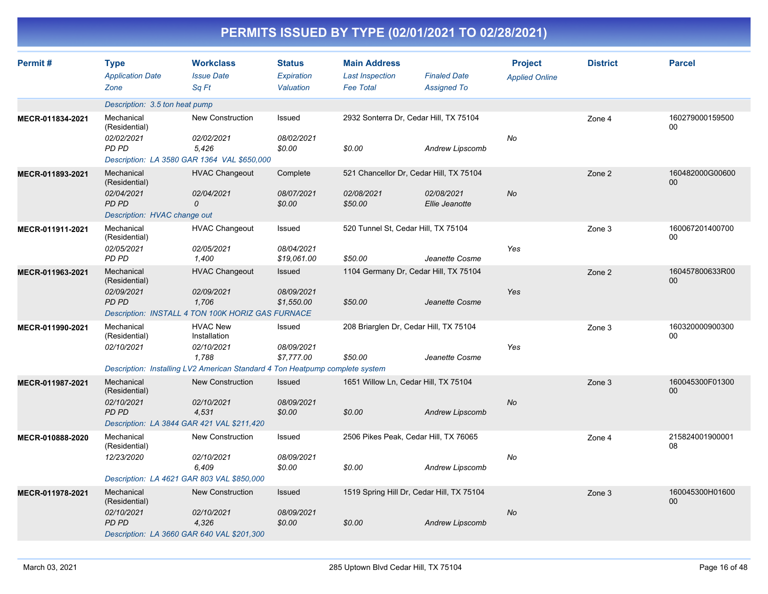# PERMITS ISSUED BY TYPE (02/01/2021 TO 02/28/2021)

| Permit # | Type / Application Date / Zone | Workclass / Issue Date / Sq Ft | Status / Expiration / Valuation | Main Address / Last Inspection / Fee Total | Finaled Date / Assigned To | Project / Applied Online | District | Parcel |
|---|---|---|---|---|---|---|---|---|
| | Description: 3.5 ton heat pump | | | | | | | |
| MECR-011834-2021 | Mechanical (Residential) / 02/02/2021 / PD PD | New Construction / 02/02/2021 / 5,426 | Issued / 08/02/2021 / $0.00 | 2932 Sonterra Dr, Cedar Hill, TX 75104 / / $0.00 | / Andrew Lipscomb | No | Zone 4 | 16027900015950000 |
| | Description: LA 3580 GAR 1364 VAL $650,000 | | | | | | | |
| MECR-011893-2021 | Mechanical (Residential) / 02/04/2021 / PD PD | HVAC Changeout / 02/04/2021 / 0 | Complete / 08/07/2021 / $0.00 | 521 Chancellor Dr, Cedar Hill, TX 75104 / 02/08/2021 / $50.00 | 02/08/2021 / Ellie Jeanotte | No | Zone 2 | 160482000G0060000 |
| | Description: HVAC change out | | | | | | | |
| MECR-011911-2021 | Mechanical (Residential) / 02/05/2021 / PD PD | HVAC Changeout / 02/05/2021 / 1,400 | Issued / 08/04/2021 / $19,061.00 | 520 Tunnel St, Cedar Hill, TX 75104 / / $50.00 | / Jeanette Cosme | Yes | Zone 3 | 16006720140070000 |
| MECR-011963-2021 | Mechanical (Residential) / 02/09/2021 / PD PD | HVAC Changeout / 02/09/2021 / 1,706 | Issued / 08/09/2021 / $1,550.00 | 1104 Germany Dr, Cedar Hill, TX 75104 / / $50.00 | / Jeanette Cosme | Yes | Zone 2 | 160457800633R0000 |
| | Description: INSTALL 4 TON 100K HORIZ GAS FURNACE | | | | | | | |
| MECR-011990-2021 | Mechanical (Residential) / 02/10/2021 | HVAC New Installation / 02/10/2021 / 1,788 | Issued / 08/09/2021 / $7,777.00 | 208 Briarglen Dr, Cedar Hill, TX 75104 / / $50.00 | / Jeanette Cosme | Yes | Zone 3 | 16032000090030000 |
| | Description: Installing LV2 American Standard 4 Ton Heatpump complete system | | | | | | | |
| MECR-011987-2021 | Mechanical (Residential) / 02/10/2021 / PD PD | New Construction / 02/10/2021 / 4,531 | Issued / 08/09/2021 / $0.00 | 1651 Willow Ln, Cedar Hill, TX 75104 / / $0.00 | / Andrew Lipscomb | No | Zone 3 | 160045300F0130000 |
| | Description: LA 3844 GAR 421 VAL $211,420 | | | | | | | |
| MECR-010888-2020 | Mechanical (Residential) / 12/23/2020 | New Construction / 02/10/2021 / 6,409 | Issued / 08/09/2021 / $0.00 | 2506 Pikes Peak, Cedar Hill, TX 76065 / / $0.00 | / Andrew Lipscomb | No | Zone 4 | 21582400190000108 |
| | Description: LA 4621 GAR 803 VAL $850,000 | | | | | | | |
| MECR-011978-2021 | Mechanical (Residential) / 02/10/2021 / PD PD | New Construction / 02/10/2021 / 4,326 | Issued / 08/09/2021 / $0.00 | 1519 Spring Hill Dr, Cedar Hill, TX 75104 / / $0.00 | / Andrew Lipscomb | No | Zone 3 | 160045300H0160000 |
| | Description: LA 3660 GAR 640 VAL $201,300 | | | | | | | |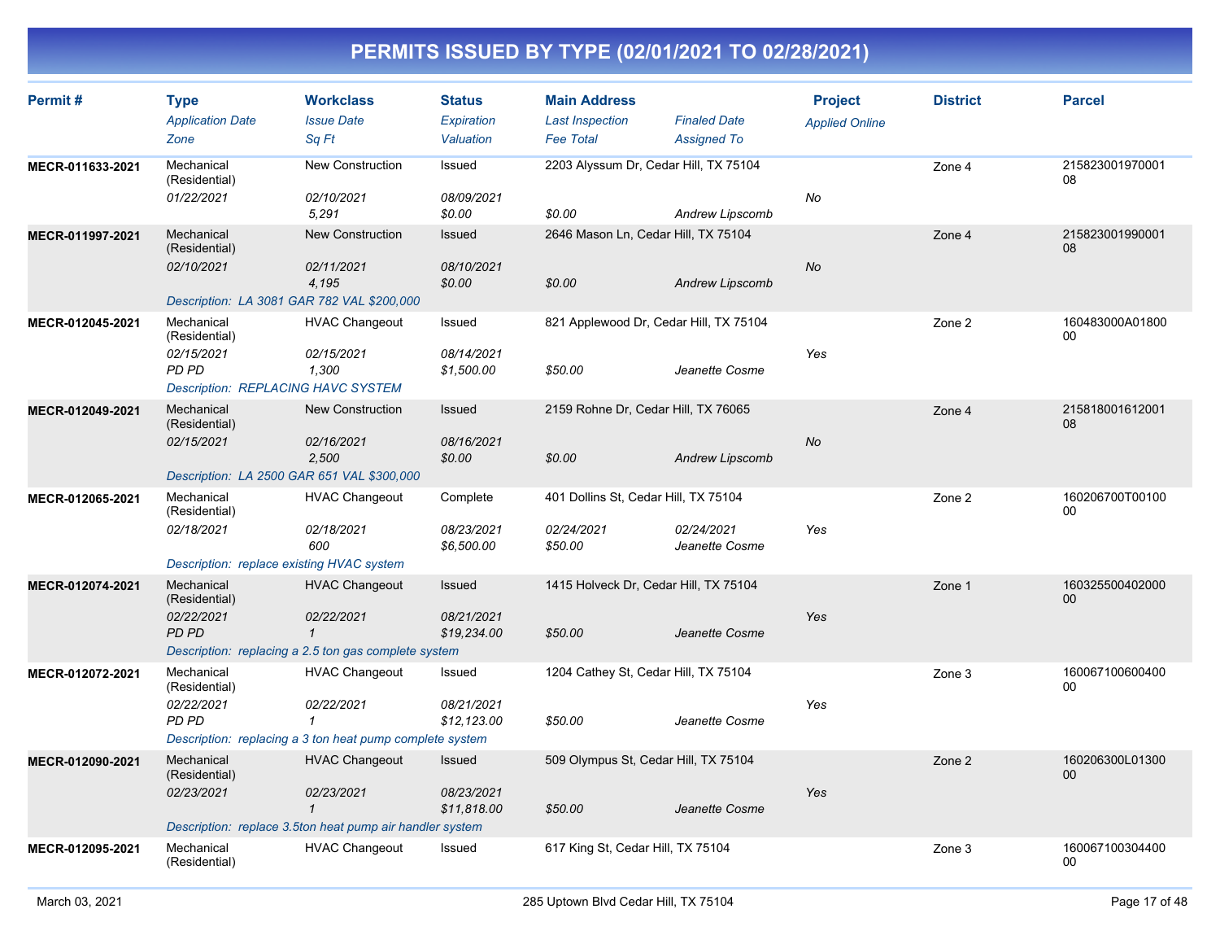# PERMITS ISSUED BY TYPE (02/01/2021 TO 02/28/2021)

| Permit # | Type / Application Date / Zone | Workclass / Issue Date / Sq Ft | Status / Expiration / Valuation | Main Address / Last Inspection / Fee Total | Finaled Date / Assigned To | Project / Applied Online | District | Parcel |
|---|---|---|---|---|---|---|---|---|
| MECR-011633-2021 | Mechanical (Residential) | New Construction | Issued | 2203 Alyssum Dr, Cedar Hill, TX 75104 | | | Zone 4 | 21582300197000108 |
| | 01/22/2021 | 02/10/2021 | 08/09/2021 | | | No | | |
| | | 5,291 | $0.00 | $0.00 | Andrew Lipscomb | | | |
| MECR-011997-2021 | Mechanical (Residential) | New Construction | Issued | 2646 Mason Ln, Cedar Hill, TX 75104 | | | Zone 4 | 21582300199000108 |
| | 02/10/2021 | 02/11/2021 | 08/10/2021 | | | No | | |
| | | 4,195 | $0.00 | $0.00 | Andrew Lipscomb | | | |
| | Description: LA 3081 GAR 782 VAL $200,000 | | | | | | | |
| MECR-012045-2021 | Mechanical (Residential) | HVAC Changeout | Issued | 821 Applewood Dr, Cedar Hill, TX 75104 | | | Zone 2 | 160483000A0180000 |
| | 02/15/2021 | 02/15/2021 | 08/14/2021 | | | Yes | | |
| | PD PD | 1,300 | $1,500.00 | $50.00 | Jeanette Cosme | | | |
| | Description: REPLACING HAVC SYSTEM | | | | | | | |
| MECR-012049-2021 | Mechanical (Residential) | New Construction | Issued | 2159 Rohne Dr, Cedar Hill, TX 76065 | | | Zone 4 | 21581800161200108 |
| | 02/15/2021 | 02/16/2021 | 08/16/2021 | | | No | | |
| | | 2,500 | $0.00 | $0.00 | Andrew Lipscomb | | | |
| | Description: LA 2500 GAR 651 VAL $300,000 | | | | | | | |
| MECR-012065-2021 | Mechanical (Residential) | HVAC Changeout | Complete | 401 Dollins St, Cedar Hill, TX 75104 | | | Zone 2 | 160206700T0010000 |
| | 02/18/2021 | 02/18/2021 | 08/23/2021 | 02/24/2021 | 02/24/2021 | Yes | | |
| | | 600 | $6,500.00 | $50.00 | Jeanette Cosme | | | |
| | Description: replace existing HVAC system | | | | | | | |
| MECR-012074-2021 | Mechanical (Residential) | HVAC Changeout | Issued | 1415 Holveck Dr, Cedar Hill, TX 75104 | | | Zone 1 | 16032550040200000 |
| | 02/22/2021 | 02/22/2021 | 08/21/2021 | | | Yes | | |
| | PD PD | 1 | $19,234.00 | $50.00 | Jeanette Cosme | | | |
| | Description: replacing a 2.5 ton gas complete system | | | | | | | |
| MECR-012072-2021 | Mechanical (Residential) | HVAC Changeout | Issued | 1204 Cathey St, Cedar Hill, TX 75104 | | | Zone 3 | 16006710060040000 |
| | 02/22/2021 | 02/22/2021 | 08/21/2021 | | | Yes | | |
| | PD PD | 1 | $12,123.00 | $50.00 | Jeanette Cosme | | | |
| | Description: replacing a 3 ton heat pump complete system | | | | | | | |
| MECR-012090-2021 | Mechanical (Residential) | HVAC Changeout | Issued | 509 Olympus St, Cedar Hill, TX 75104 | | | Zone 2 | 160206300L0130000 |
| | 02/23/2021 | 02/23/2021 | 08/23/2021 | | | Yes | | |
| | | 1 | $11,818.00 | $50.00 | Jeanette Cosme | | | |
| | Description: replace 3.5ton heat pump air handler system | | | | | | | |
| MECR-012095-2021 | Mechanical (Residential) | HVAC Changeout | Issued | 617 King St, Cedar Hill, TX 75104 | | | Zone 3 | 16006710030440000 |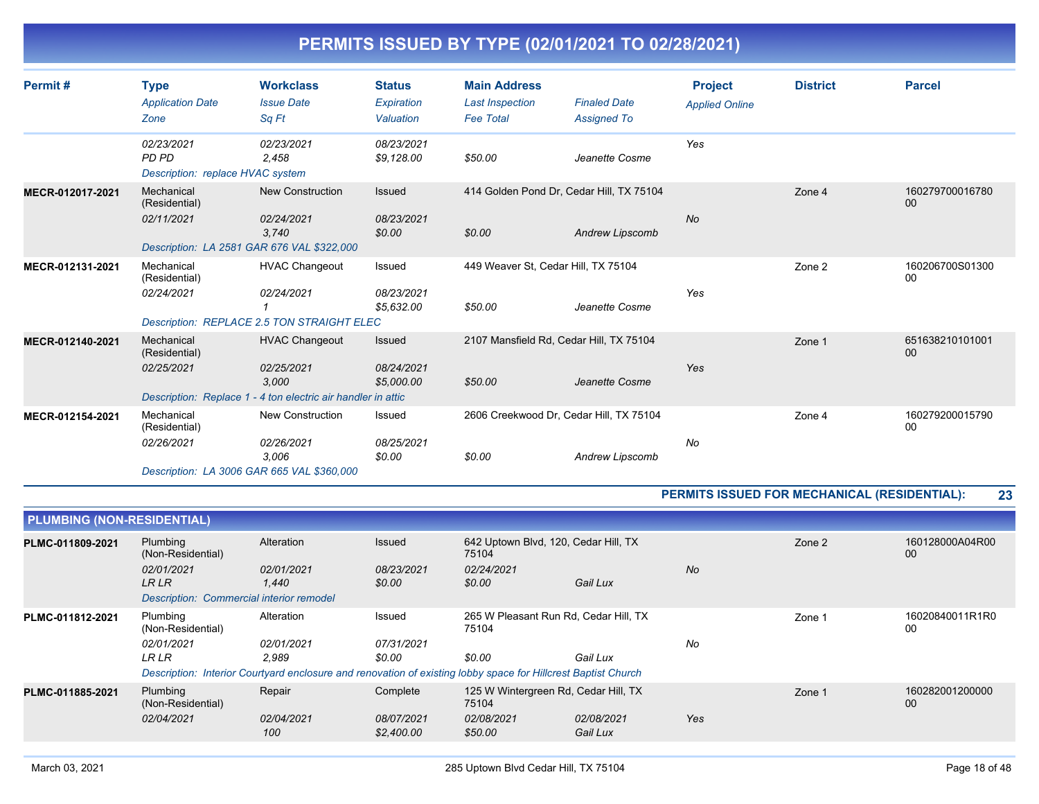# PERMITS ISSUED BY TYPE (02/01/2021 TO 02/28/2021)

| Permit # | Type / Application Date / Zone | Workclass / Issue Date / Sq Ft | Status / Expiration / Valuation | Main Address / Last Inspection / Fee Total | Finaled Date / Assigned To | Project / Applied Online | District | Parcel |
|---|---|---|---|---|---|---|---|---|
| | 02/23/2021 | 02/23/2021 | 08/23/2021 | | | Yes | | |
| | PD PD | 2,458 | $9,128.00 | $50.00 | Jeanette Cosme | | | |
| | Description: replace HVAC system | | | | | | | |
| MECR-012017-2021 | Mechanical (Residential) | New Construction | Issued | 414 Golden Pond Dr, Cedar Hill, TX 75104 | | | Zone 4 | 16027970001678000 |
| | 02/11/2021 | 02/24/2021 | 08/23/2021 | | | No | | |
| | | 3,740 | $0.00 | $0.00 | Andrew Lipscomb | | | |
| | Description: LA 2581 GAR 676 VAL $322,000 | | | | | | | |
| MECR-012131-2021 | Mechanical (Residential) | HVAC Changeout | Issued | 449 Weaver St, Cedar Hill, TX 75104 | | | Zone 2 | 160206700S0130000 |
| | 02/24/2021 | 02/24/2021 | 08/23/2021 | | | Yes | | |
| | | 1 | $5,632.00 | $50.00 | Jeanette Cosme | | | |
| | Description: REPLACE 2.5 TON STRAIGHT ELEC | | | | | | | |
| MECR-012140-2021 | Mechanical (Residential) | HVAC Changeout | Issued | 2107 Mansfield Rd, Cedar Hill, TX 75104 | | | Zone 1 | 65163821010100100 |
| | 02/25/2021 | 02/25/2021 | 08/24/2021 | | | Yes | | |
| | | 3,000 | $5,000.00 | $50.00 | Jeanette Cosme | | | |
| | Description: Replace 1 - 4 ton electric air handler in attic | | | | | | | |
| MECR-012154-2021 | Mechanical (Residential) | New Construction | Issued | 2606 Creekwood Dr, Cedar Hill, TX 75104 | | | Zone 4 | 16027920001579000 |
| | 02/26/2021 | 02/26/2021 | 08/25/2021 | | | No | | |
| | | 3,006 | $0.00 | $0.00 | Andrew Lipscomb | | | |
| | Description: LA 3006 GAR 665 VAL $360,000 | | | | | | | |

**PERMITS ISSUED FOR MECHANICAL (RESIDENTIAL): 23**

## PLUMBING (NON-RESIDENTIAL)

| Permit # | Type / Application Date / Zone | Workclass / Issue Date / Sq Ft | Status / Expiration / Valuation | Main Address / Last Inspection / Fee Total | Finaled Date / Assigned To | Project / Applied Online | District | Parcel |
|---|---|---|---|---|---|---|---|---|
| PLMC-011809-2021 | Plumbing (Non-Residential) | Alteration | Issued | 642 Uptown Blvd, 120, Cedar Hill, TX 75104 | | | Zone 2 | 160128000A04R0000 |
| | 02/01/2021 | 02/01/2021 | 08/23/2021 | 02/24/2021 | | No | | |
| | LR LR | 1,440 | $0.00 | $0.00 | Gail Lux | | | |
| | Description: Commercial interior remodel | | | | | | | |
| PLMC-011812-2021 | Plumbing (Non-Residential) | Alteration | Issued | 265 W Pleasant Run Rd, Cedar Hill, TX 75104 | | | Zone 1 | 16020840011R1R000 |
| | 02/01/2021 | 02/01/2021 | 07/31/2021 | | | No | | |
| | LR LR | 2,989 | $0.00 | $0.00 | Gail Lux | | | |
| | Description: Interior Courtyard enclosure and renovation of existing lobby space for Hillcrest Baptist Church | | | | | | | |
| PLMC-011885-2021 | Plumbing (Non-Residential) | Repair | Complete | 125 W Wintergreen Rd, Cedar Hill, TX 75104 | | | Zone 1 | 16028200120000000 |
| | 02/04/2021 | 02/04/2021 | 08/07/2021 | 02/08/2021 | 02/08/2021 | Yes | | |
| | | 100 | $2,400.00 | $50.00 | Gail Lux | | | |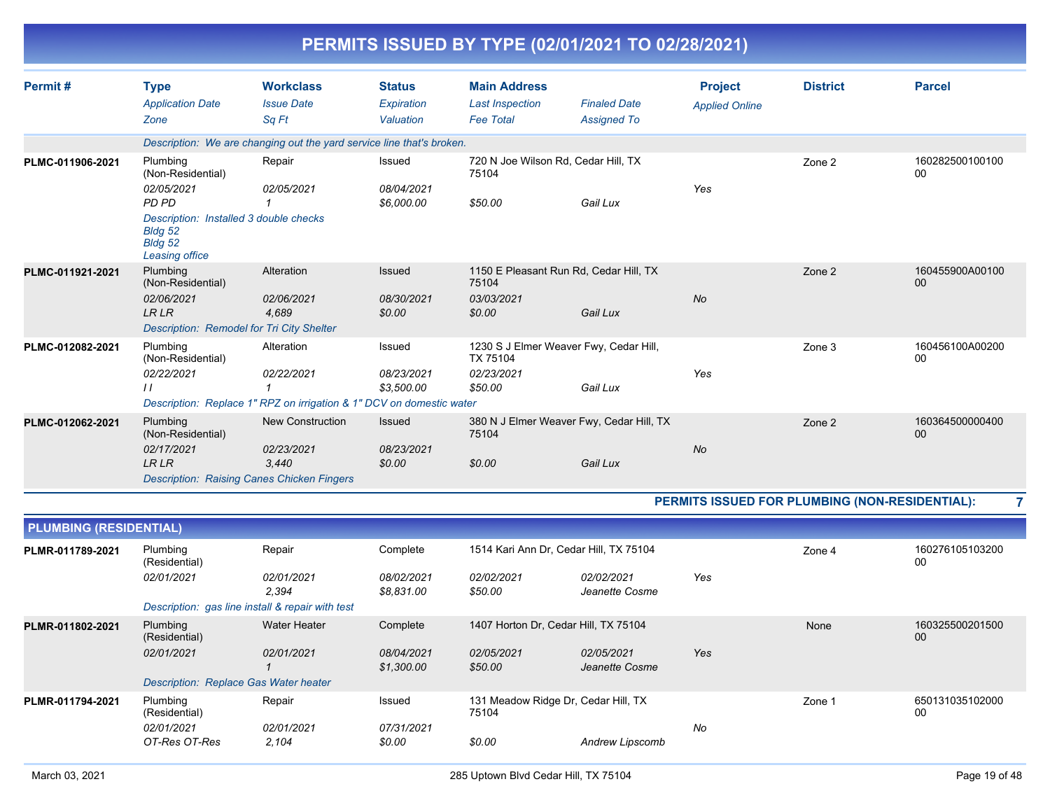# PERMITS ISSUED BY TYPE (02/01/2021 TO 02/28/2021)

| Permit # | Type / Application Date / Zone | Workclass / Issue Date / Sq Ft | Status / Expiration / Valuation | Main Address / Last Inspection / Fee Total | Finaled Date / Assigned To | Project / Applied Online | District | Parcel |
|---|---|---|---|---|---|---|---|---|
| | Description: We are changing out the yard service line that's broken. | | | | | | | |
| PLMC-011906-2021 | Plumbing (Non-Residential) | Repair | Issued | 720 N Joe Wilson Rd, Cedar Hill, TX 75104 | | | Zone 2 | 16028250010010000 |
| | 02/05/2021 | 02/05/2021 | 08/04/2021 | | | Yes | | |
| | PD PD | 1 | $6,000.00 | $50.00 | Gail Lux | | | |
| | Description: Installed 3 double checks Bldg 52 Bldg 52 Leasing office | | | | | | | |
| PLMC-011921-2021 | Plumbing (Non-Residential) | Alteration | Issued | 1150 E Pleasant Run Rd, Cedar Hill, TX 75104 | | | Zone 2 | 160455900A0010000 |
| | 02/06/2021 | 02/06/2021 | 08/30/2021 | 03/03/2021 | | No | | |
| | LR LR | 4,689 | $0.00 | $0.00 | Gail Lux | | | |
| | Description: Remodel for Tri City Shelter | | | | | | | |
| PLMC-012082-2021 | Plumbing (Non-Residential) | Alteration | Issued | 1230 S J Elmer Weaver Fwy, Cedar Hill, TX 75104 | | | Zone 3 | 160456100A0020000 |
| | 02/22/2021 | 02/22/2021 | 08/23/2021 | 02/23/2021 | | Yes | | |
| | I I | 1 | $3,500.00 | $50.00 | Gail Lux | | | |
| | Description: Replace 1" RPZ on irrigation & 1" DCV on domestic water | | | | | | | |
| PLMC-012062-2021 | Plumbing (Non-Residential) | New Construction | Issued | 380 N J Elmer Weaver Fwy, Cedar Hill, TX 75104 | | | Zone 2 | 16036450000040000 |
| | 02/17/2021 | 02/23/2021 | 08/23/2021 | | | No | | |
| | LR LR | 3,440 | $0.00 | $0.00 | Gail Lux | | | |
| | Description: Raising Canes Chicken Fingers | | | | | | | |

**PERMITS ISSUED FOR PLUMBING (NON-RESIDENTIAL): 7**

## PLUMBING (RESIDENTIAL)

| Permit # | Type / Application Date / Zone | Workclass / Issue Date / Sq Ft | Status / Expiration / Valuation | Main Address / Last Inspection / Fee Total | Finaled Date / Assigned To | Project / Applied Online | District | Parcel |
|---|---|---|---|---|---|---|---|---|
| PLMR-011789-2021 | Plumbing (Residential) | Repair | Complete | 1514 Kari Ann Dr, Cedar Hill, TX 75104 | | | Zone 4 | 16027610510320000 |
| | 02/01/2021 | 02/01/2021 | 08/02/2021 | 02/02/2021 | 02/02/2021 | Yes | | |
| | | 2,394 | $8,831.00 | $50.00 | Jeanette Cosme | | | |
| | Description: gas line install & repair with test | | | | | | | |
| PLMR-011802-2021 | Plumbing (Residential) | Water Heater | Complete | 1407 Horton Dr, Cedar Hill, TX 75104 | | | None | 16032550020150000 |
| | 02/01/2021 | 02/01/2021 | 08/04/2021 | 02/05/2021 | 02/05/2021 | Yes | | |
| | | 1 | $1,300.00 | $50.00 | Jeanette Cosme | | | |
| | Description: Replace Gas Water heater | | | | | | | |
| PLMR-011794-2021 | Plumbing (Residential) | Repair | Issued | 131 Meadow Ridge Dr, Cedar Hill, TX 75104 | | | Zone 1 | 65013103510200000 |
| | 02/01/2021 | 02/01/2021 | 07/31/2021 | | | No | | |
| | OT-Res OT-Res | 2,104 | $0.00 | $0.00 | Andrew Lipscomb | | | |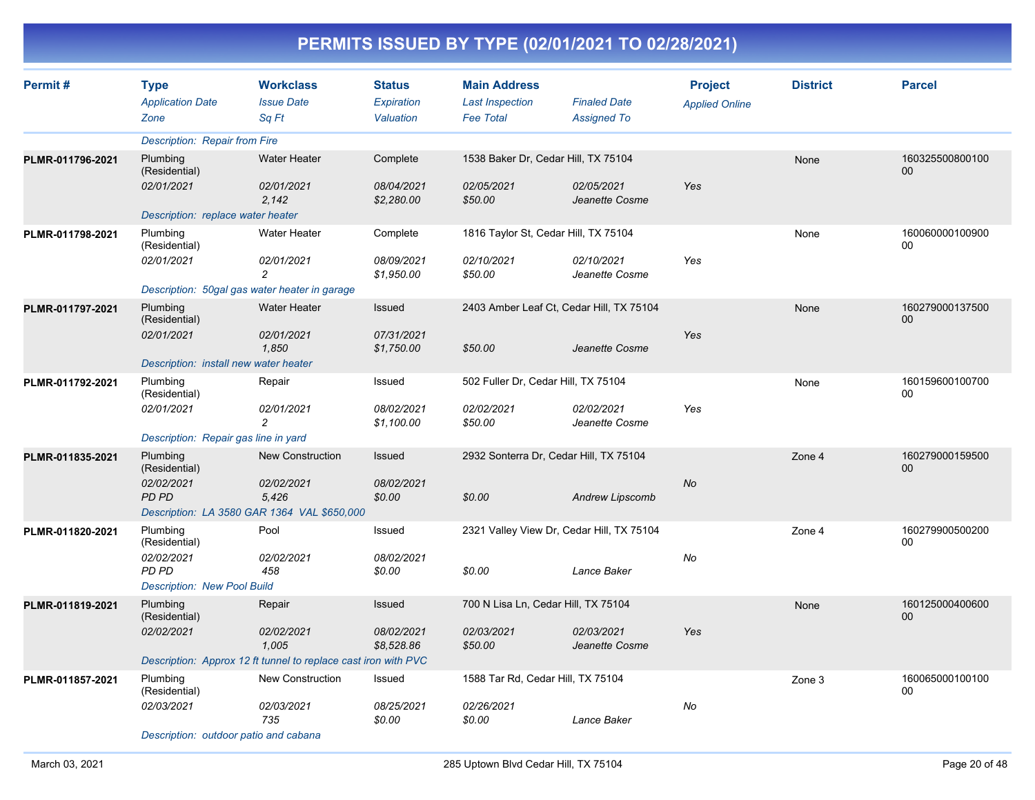# PERMITS ISSUED BY TYPE (02/01/2021 TO 02/28/2021)

| Permit # | Type<br>Application Date<br>Zone | Workclass<br>Issue Date<br>Sq Ft | Status<br>Expiration<br>Valuation | Main Address<br>Last Inspection<br>Fee Total | Finaled Date<br>Assigned To | Project<br>Applied Online | District | Parcel |
|---|---|---|---|---|---|---|---|---|
| | Description: Repair from Fire | | | | | | | |
| PLMR-011796-2021 | Plumbing (Residential)<br>02/01/2021 | Water Heater<br>02/01/2021<br>2,142 | Complete<br>08/04/2021<br>$2,280.00 | 1538 Baker Dr, Cedar Hill, TX 75104<br>02/05/2021<br>$50.00 | 02/05/2021<br>Jeanette Cosme | Yes | None | 16032550080010000 |
| | Description: replace water heater | | | | | | | |
| PLMR-011798-2021 | Plumbing (Residential)<br>02/01/2021 | Water Heater<br>02/01/2021<br>2 | Complete<br>08/09/2021<br>$1,950.00 | 1816 Taylor St, Cedar Hill, TX 75104<br>02/10/2021<br>$50.00 | 02/10/2021<br>Jeanette Cosme | Yes | None | 16006000010090000 |
| | Description: 50gal gas water heater in garage | | | | | | | |
| PLMR-011797-2021 | Plumbing (Residential)<br>02/01/2021 | Water Heater<br>02/01/2021<br>1,850 | Issued<br>07/31/2021<br>$1,750.00 | 2403 Amber Leaf Ct, Cedar Hill, TX 75104<br><br>$50.00 | <br>Jeanette Cosme | Yes | None | 16027900013750000 |
| | Description: install new water heater | | | | | | | |
| PLMR-011792-2021 | Plumbing (Residential)<br>02/01/2021 | Repair<br>02/01/2021<br>2 | Issued<br>08/02/2021<br>$1,100.00 | 502 Fuller Dr, Cedar Hill, TX 75104<br>02/02/2021<br>$50.00 | 02/02/2021<br>Jeanette Cosme | Yes | None | 16015960010070000 |
| | Description: Repair gas line in yard | | | | | | | |
| PLMR-011835-2021 | Plumbing (Residential)<br>02/02/2021<br>PD PD | New Construction<br>02/02/2021<br>5,426 | Issued<br>08/02/2021<br>$0.00 | 2932 Sonterra Dr, Cedar Hill, TX 75104<br><br>$0.00 | <br>Andrew Lipscomb | No | Zone 4 | 16027900015950000 |
| | Description: LA 3580 GAR 1364 VAL $650,000 | | | | | | | |
| PLMR-011820-2021 | Plumbing (Residential)<br>02/02/2021<br>PD PD | Pool<br>02/02/2021<br>458 | Issued<br>08/02/2021<br>$0.00 | 2321 Valley View Dr, Cedar Hill, TX 75104<br><br>$0.00 | <br>Lance Baker | No | Zone 4 | 16027990050020000 |
| | Description: New Pool Build | | | | | | | |
| PLMR-011819-2021 | Plumbing (Residential)<br>02/02/2021 | Repair<br>02/02/2021<br>1,005 | Issued<br>08/02/2021<br>$8,528.86 | 700 N Lisa Ln, Cedar Hill, TX 75104<br>02/03/2021<br>$50.00 | 02/03/2021<br>Jeanette Cosme | Yes | None | 16012500040060000 |
| | Description: Approx 12 ft tunnel to replace cast iron with PVC | | | | | | | |
| PLMR-011857-2021 | Plumbing (Residential)<br>02/03/2021 | New Construction<br>02/03/2021<br>735 | Issued<br>08/25/2021<br>$0.00 | 1588 Tar Rd, Cedar Hill, TX 75104<br>02/26/2021<br>$0.00 | <br>Lance Baker | No | Zone 3 | 16006500010010000 |
| | Description: outdoor patio and cabana | | | | | | | |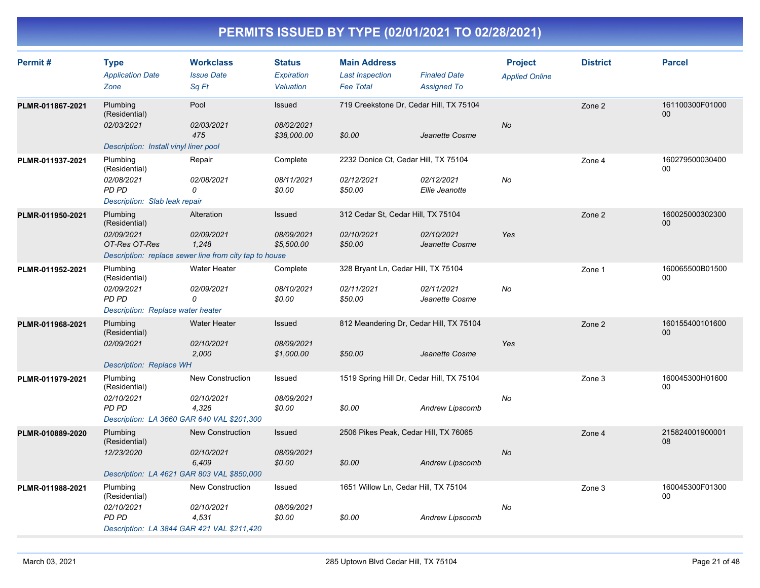# PERMITS ISSUED BY TYPE (02/01/2021 TO 02/28/2021)

| Permit # | Type<br>Application Date<br>Zone | Workclass<br>Issue Date<br>Sq Ft | Status<br>Expiration<br>Valuation | Main Address<br>Last Inspection<br>Fee Total | Finaled Date<br>Assigned To | Project<br>Applied Online | District | Parcel |
|---|---|---|---|---|---|---|---|---|
| PLMR-011867-2021 | Plumbing (Residential)<br>02/03/2021 | Pool<br>02/03/2021<br>475 | Issued<br>08/02/2021<br>$38,000.00 | 719 Creekstone Dr, Cedar Hill, TX 75104<br><br>$0.00 | <br><br>Jeanette Cosme | <br>No | Zone 2 | 161100300F0100000 |
| | Description: Install vinyl liner pool | | | | | | | |
| PLMR-011937-2021 | Plumbing (Residential)<br>02/08/2021<br>PD PD | Repair<br>02/08/2021<br>0 | Complete<br>08/11/2021<br>$0.00 | 2232 Donice Ct, Cedar Hill, TX 75104<br>02/12/2021<br>$50.00 | <br>02/12/2021<br>Ellie Jeanotte | <br>No | Zone 4 | 16027950003040000 |
| | Description: Slab leak repair | | | | | | | |
| PLMR-011950-2021 | Plumbing (Residential)<br>02/09/2021<br>OT-Res OT-Res | Alteration<br>02/09/2021<br>1,248 | Issued<br>08/09/2021<br>$5,500.00 | 312 Cedar St, Cedar Hill, TX 75104<br>02/10/2021<br>$50.00 | <br>02/10/2021<br>Jeanette Cosme | <br>Yes | Zone 2 | 16002500030230000 |
| | Description: replace sewer line from city tap to house | | | | | | | |
| PLMR-011952-2021 | Plumbing (Residential)<br>02/09/2021<br>PD PD | Water Heater<br>02/09/2021<br>0 | Complete<br>08/10/2021<br>$0.00 | 328 Bryant Ln, Cedar Hill, TX 75104<br>02/11/2021<br>$50.00 | <br>02/11/2021<br>Jeanette Cosme | <br>No | Zone 1 | 160065500B0150000 |
| | Description: Replace water heater | | | | | | | |
| PLMR-011968-2021 | Plumbing (Residential)<br>02/09/2021 | Water Heater<br>02/10/2021<br>2,000 | Issued<br>08/09/2021<br>$1,000.00 | 812 Meandering Dr, Cedar Hill, TX 75104<br><br>$50.00 | <br><br>Jeanette Cosme | <br>Yes | Zone 2 | 16015540010160000 |
| | Description: Replace WH | | | | | | | |
| PLMR-011979-2021 | Plumbing (Residential)<br>02/10/2021<br>PD PD | New Construction<br>02/10/2021<br>4,326 | Issued<br>08/09/2021<br>$0.00 | 1519 Spring Hill Dr, Cedar Hill, TX 75104<br><br>$0.00 | <br><br>Andrew Lipscomb | <br>No | Zone 3 | 160045300H0160000 |
| | Description: LA 3660 GAR 640 VAL $201,300 | | | | | | | |
| PLMR-010889-2020 | Plumbing (Residential)<br>12/23/2020 | New Construction<br>02/10/2021<br>6,409 | Issued<br>08/09/2021<br>$0.00 | 2506 Pikes Peak, Cedar Hill, TX 76065<br><br>$0.00 | <br><br>Andrew Lipscomb | <br>No | Zone 4 | 21582400190000108 |
| | Description: LA 4621 GAR 803 VAL $850,000 | | | | | | | |
| PLMR-011988-2021 | Plumbing (Residential)<br>02/10/2021<br>PD PD | New Construction<br>02/10/2021<br>4,531 | Issued<br>08/09/2021<br>$0.00 | 1651 Willow Ln, Cedar Hill, TX 75104<br><br>$0.00 | <br><br>Andrew Lipscomb | <br>No | Zone 3 | 160045300F0130000 |
| | Description: LA 3844 GAR 421 VAL $211,420 | | | | | | | |

March 03, 2021 — 285 Uptown Blvd Cedar Hill, TX 75104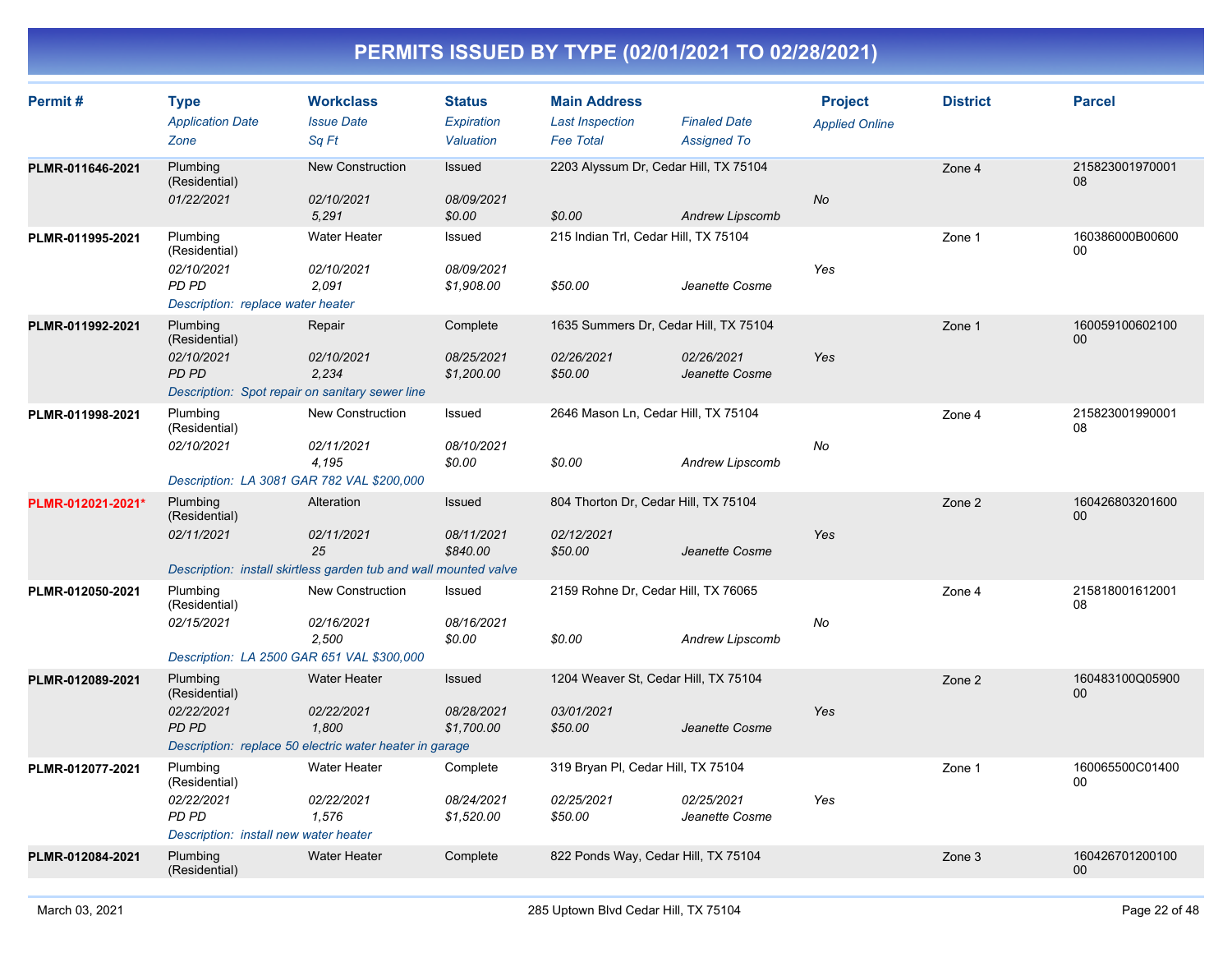# PERMITS ISSUED BY TYPE (02/01/2021 TO 02/28/2021)

| Permit # | Type | Workclass | Status | Main Address | | Project | District | Parcel |
|---|---|---|---|---|---|---|---|---|
| | *Application Date* | *Issue Date* | *Expiration* | *Last Inspection* | *Finaled Date* | *Applied Online* | | |
| | *Zone* | *Sq Ft* | *Valuation* | *Fee Total* | *Assigned To* | | | |
| **PLMR-011646-2021** | Plumbing (Residential) | New Construction | Issued | 2203 Alyssum Dr, Cedar Hill, TX 75104 | | | Zone 4 | 21582300197000108 |
| | *01/22/2021* | *02/10/2021* | *08/09/2021* | | | *No* | | |
| | | *5,291* | *$0.00* | *$0.00* | *Andrew Lipscomb* | | | |
| **PLMR-011995-2021** | Plumbing (Residential) | Water Heater | Issued | 215 Indian Trl, Cedar Hill, TX 75104 | | | Zone 1 | 160386000B0060000 |
| | *02/10/2021* | *02/10/2021* | *08/09/2021* | | | *Yes* | | |
| | *PD PD* | *2,091* | *$1,908.00* | *$50.00* | *Jeanette Cosme* | | | |
| | *Description: replace water heater* | | | | | | | |
| **PLMR-011992-2021** | Plumbing (Residential) | Repair | Complete | 1635 Summers Dr, Cedar Hill, TX 75104 | | | Zone 1 | 16005910060210000 |
| | *02/10/2021* | *02/10/2021* | *08/25/2021* | *02/26/2021* | *02/26/2021* | *Yes* | | |
| | *PD PD* | *2,234* | *$1,200.00* | *$50.00* | *Jeanette Cosme* | | | |
| | *Description: Spot repair on sanitary sewer line* | | | | | | | |
| **PLMR-011998-2021** | Plumbing (Residential) | New Construction | Issued | 2646 Mason Ln, Cedar Hill, TX 75104 | | | Zone 4 | 21582300199000108 |
| | *02/10/2021* | *02/11/2021* | *08/10/2021* | | | *No* | | |
| | | *4,195* | *$0.00* | *$0.00* | *Andrew Lipscomb* | | | |
| | *Description: LA 3081 GAR 782 VAL $200,000* | | | | | | | |
| **PLMR-012021-2021*** | Plumbing (Residential) | Alteration | Issued | 804 Thorton Dr, Cedar Hill, TX 75104 | | | Zone 2 | 16042680320160000 |
| | *02/11/2021* | *02/11/2021* | *08/11/2021* | *02/12/2021* | | *Yes* | | |
| | | *25* | *$840.00* | *$50.00* | *Jeanette Cosme* | | | |
| | *Description: install skirtless garden tub and wall mounted valve* | | | | | | | |
| **PLMR-012050-2021** | Plumbing (Residential) | New Construction | Issued | 2159 Rohne Dr, Cedar Hill, TX 76065 | | | Zone 4 | 21581800161200108 |
| | *02/15/2021* | *02/16/2021* | *08/16/2021* | | | *No* | | |
| | | *2,500* | *$0.00* | *$0.00* | *Andrew Lipscomb* | | | |
| | *Description: LA 2500 GAR 651 VAL $300,000* | | | | | | | |
| **PLMR-012089-2021** | Plumbing (Residential) | Water Heater | Issued | 1204 Weaver St, Cedar Hill, TX 75104 | | | Zone 2 | 160483100Q0590000 |
| | *02/22/2021* | *02/22/2021* | *08/28/2021* | *03/01/2021* | | *Yes* | | |
| | *PD PD* | *1,800* | *$1,700.00* | *$50.00* | *Jeanette Cosme* | | | |
| | *Description: replace 50 electric water heater in garage* | | | | | | | |
| **PLMR-012077-2021** | Plumbing (Residential) | Water Heater | Complete | 319 Bryan Pl, Cedar Hill, TX 75104 | | | Zone 1 | 160065500C0140000 |
| | *02/22/2021* | *02/22/2021* | *08/24/2021* | *02/25/2021* | *02/25/2021* | *Yes* | | |
| | *PD PD* | *1,576* | *$1,520.00* | *$50.00* | *Jeanette Cosme* | | | |
| | *Description: install new water heater* | | | | | | | |
| **PLMR-012084-2021** | Plumbing (Residential) | Water Heater | Complete | 822 Ponds Way, Cedar Hill, TX 75104 | | | Zone 3 | 16042670120010000 |

March 03, 2021 — 285 Uptown Blvd Cedar Hill, TX 75104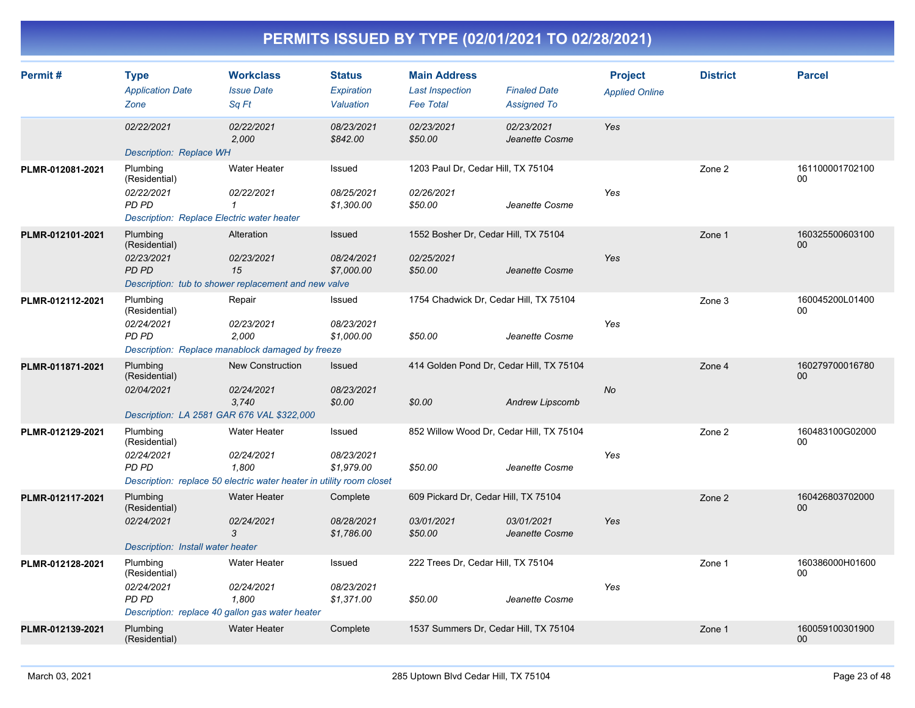# PERMITS ISSUED BY TYPE (02/01/2021 TO 02/28/2021)

| Permit # | Type / Application Date / Zone | Workclass / Issue Date / Sq Ft | Status / Expiration / Valuation | Main Address / Last Inspection / Fee Total | Finaled Date / Assigned To | Project / Applied Online | District | Parcel |
|---|---|---|---|---|---|---|---|---|
| | 02/22/2021 | 02/22/2021<br>2,000 | 08/23/2021<br>$842.00 | 02/23/2021<br>$50.00 | 02/23/2021<br>Jeanette Cosme | Yes | | |
| | Description: Replace WH | | | | | | | |
| PLMR-012081-2021 | Plumbing (Residential)<br>02/22/2021<br>PD PD | Water Heater<br>02/22/2021<br>1 | Issued<br>08/25/2021<br>$1,300.00 | 1203 Paul Dr, Cedar Hill, TX 75104<br>02/26/2021<br>$50.00 | Jeanette Cosme | Yes | Zone 2 | 16110000170210000 |
| | Description: Replace Electric water heater | | | | | | | |
| PLMR-012101-2021 | Plumbing (Residential)<br>02/23/2021<br>PD PD | Alteration<br>02/23/2021<br>15 | Issued<br>08/24/2021<br>$7,000.00 | 1552 Bosher Dr, Cedar Hill, TX 75104<br>02/25/2021<br>$50.00 | Jeanette Cosme | Yes | Zone 1 | 16032550060310000 |
| | Description: tub to shower replacement and new valve | | | | | | | |
| PLMR-012112-2021 | Plumbing (Residential)<br>02/24/2021<br>PD PD | Repair<br>02/23/2021<br>2,000 | Issued<br>08/23/2021<br>$1,000.00 | 1754 Chadwick Dr, Cedar Hill, TX 75104<br><br>$50.00 | Jeanette Cosme | Yes | Zone 3 | 160045200L0140000 |
| | Description: Replace manablock damaged by freeze | | | | | | | |
| PLMR-011871-2021 | Plumbing (Residential)<br>02/04/2021 | New Construction<br>02/24/2021<br>3,740 | Issued<br>08/23/2021<br>$0.00 | 414 Golden Pond Dr, Cedar Hill, TX 75104<br><br>$0.00 | Andrew Lipscomb | No | Zone 4 | 16027970001678000 |
| | Description: LA 2581 GAR 676 VAL $322,000 | | | | | | | |
| PLMR-012129-2021 | Plumbing (Residential)<br>02/24/2021<br>PD PD | Water Heater<br>02/24/2021<br>1,800 | Issued<br>08/23/2021<br>$1,979.00 | 852 Willow Wood Dr, Cedar Hill, TX 75104<br><br>$50.00 | Jeanette Cosme | Yes | Zone 2 | 160483100G0200000 |
| | Description: replace 50 electric water heater in utility room closet | | | | | | | |
| PLMR-012117-2021 | Plumbing (Residential)<br>02/24/2021 | Water Heater<br>02/24/2021<br>3 | Complete<br>08/28/2021<br>$1,786.00 | 609 Pickard Dr, Cedar Hill, TX 75104<br>03/01/2021<br>$50.00 | 03/01/2021<br>Jeanette Cosme | Yes | Zone 2 | 16042680370200000 |
| | Description: Install water heater | | | | | | | |
| PLMR-012128-2021 | Plumbing (Residential)<br>02/24/2021<br>PD PD | Water Heater<br>02/24/2021<br>1,800 | Issued<br>08/23/2021<br>$1,371.00 | 222 Trees Dr, Cedar Hill, TX 75104<br><br>$50.00 | Jeanette Cosme | Yes | Zone 1 | 160386000H0160000 |
| | Description: replace 40 gallon gas water heater | | | | | | | |
| PLMR-012139-2021 | Plumbing (Residential) | Water Heater | Complete | 1537 Summers Dr, Cedar Hill, TX 75104 | | | Zone 1 | 16005910030190000 |

March 03, 2021 — 285 Uptown Blvd Cedar Hill, TX 75104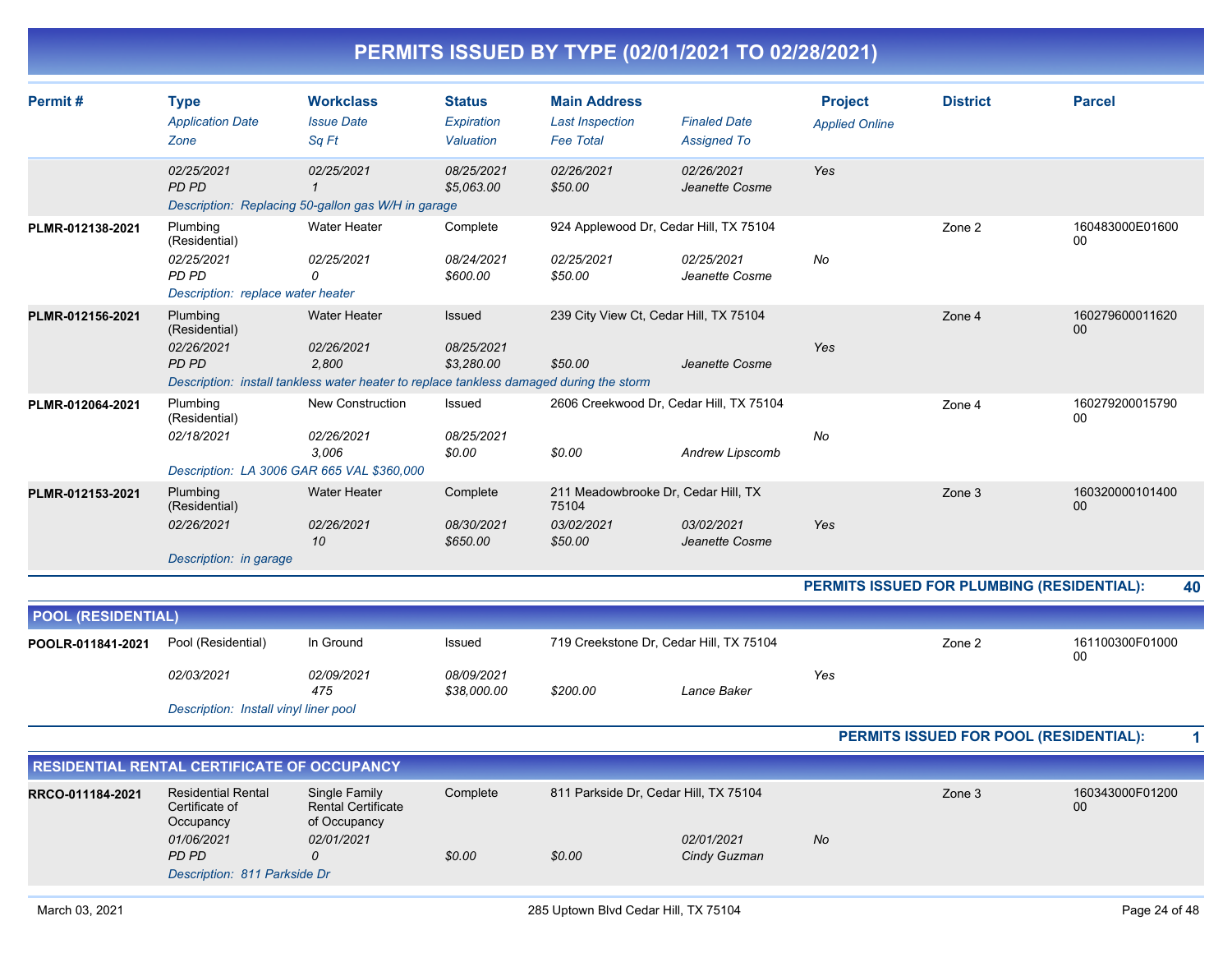# PERMITS ISSUED BY TYPE (02/01/2021 TO 02/28/2021)

| Permit # | Type<br>*Application Date*<br>*Zone* | Workclass<br>*Issue Date*<br>*Sq Ft* | Status<br>*Expiration*<br>*Valuation* | Main Address<br>*Last Inspection*<br>*Fee Total* | *Finaled Date*<br>*Assigned To* | Project<br>*Applied Online* | District | Parcel |
|---|---|---|---|---|---|---|---|---|
| | *02/25/2021*<br>*PD PD* | *02/25/2021*<br>*1* | *08/25/2021*<br>*$5,063.00* | *02/26/2021*<br>*$50.00* | *02/26/2021*<br>*Jeanette Cosme* | *Yes* | | |
| | *Description: Replacing 50-gallon gas W/H in garage* | | | | | | | |
| **PLMR-012138-2021** | Plumbing (Residential)<br>*02/25/2021*<br>*PD PD* | Water Heater<br>*02/25/2021*<br>*0* | Complete<br>*08/24/2021*<br>*$600.00* | 924 Applewood Dr, Cedar Hill, TX 75104<br>*02/25/2021*<br>*$50.00* | *02/25/2021*<br>*Jeanette Cosme* | *No* | Zone 2 | 160483000E0160000 |
| | *Description: replace water heater* | | | | | | | |
| **PLMR-012156-2021** | Plumbing (Residential)<br>*02/26/2021*<br>*PD PD* | Water Heater<br>*02/26/2021*<br>*2,800* | Issued<br>*08/25/2021*<br>*$3,280.00* | 239 City View Ct, Cedar Hill, TX 75104<br><br>*$50.00* | <br>*Jeanette Cosme* | *Yes* | Zone 4 | 16027960001162000 |
| | *Description: install tankless water heater to replace tankless damaged during the storm* | | | | | | | |
| **PLMR-012064-2021** | Plumbing (Residential)<br>*02/18/2021* | New Construction<br>*02/26/2021*<br>*3,006* | Issued<br>*08/25/2021*<br>*$0.00* | 2606 Creekwood Dr, Cedar Hill, TX 75104<br><br>*$0.00* | <br>*Andrew Lipscomb* | *No* | Zone 4 | 16027920001579000 |
| | *Description: LA 3006 GAR 665 VAL $360,000* | | | | | | | |
| **PLMR-012153-2021** | Plumbing (Residential)<br>*02/26/2021* | Water Heater<br>*02/26/2021*<br>*10* | Complete<br>*08/30/2021*<br>*$650.00* | 211 Meadowbrooke Dr, Cedar Hill, TX 75104<br>*03/02/2021*<br>*$50.00* | *03/02/2021*<br>*Jeanette Cosme* | *Yes* | Zone 3 | 16032000010140000 |
| | *Description: in garage* | | | | | | | |

**PERMITS ISSUED FOR PLUMBING (RESIDENTIAL): 40**

## POOL (RESIDENTIAL)

| Permit # | Type<br>*Application Date*<br>*Zone* | Workclass<br>*Issue Date*<br>*Sq Ft* | Status<br>*Expiration*<br>*Valuation* | Main Address<br>*Last Inspection*<br>*Fee Total* | *Finaled Date*<br>*Assigned To* | Project<br>*Applied Online* | District | Parcel |
|---|---|---|---|---|---|---|---|---|
| **POOLR-011841-2021** | Pool (Residential)<br>*02/03/2021* | In Ground<br>*02/09/2021*<br>*475* | Issued<br>*08/09/2021*<br>*$38,000.00* | 719 Creekstone Dr, Cedar Hill, TX 75104<br><br>*$200.00* | <br>*Lance Baker* | *Yes* | Zone 2 | 161100300F0100000 |
| | *Description: Install vinyl liner pool* | | | | | | | |

**PERMITS ISSUED FOR POOL (RESIDENTIAL): 1**

## RESIDENTIAL RENTAL CERTIFICATE OF OCCUPANCY

| Permit # | Type<br>*Application Date*<br>*Zone* | Workclass<br>*Issue Date*<br>*Sq Ft* | Status<br>*Expiration*<br>*Valuation* | Main Address<br>*Last Inspection*<br>*Fee Total* | *Finaled Date*<br>*Assigned To* | Project<br>*Applied Online* | District | Parcel |
|---|---|---|---|---|---|---|---|---|
| **RRCO-011184-2021** | Residential Rental Certificate of Occupancy<br>*01/06/2021*<br>*PD PD* | Single Family Rental Certificate of Occupancy<br>*02/01/2021*<br>*0* | Complete<br><br>*$0.00* | 811 Parkside Dr, Cedar Hill, TX 75104<br><br>*$0.00* | *02/01/2021*<br>*Cindy Guzman* | *No* | Zone 3 | 160343000F0120000 |
| | *Description: 811 Parkside Dr* | | | | | | | |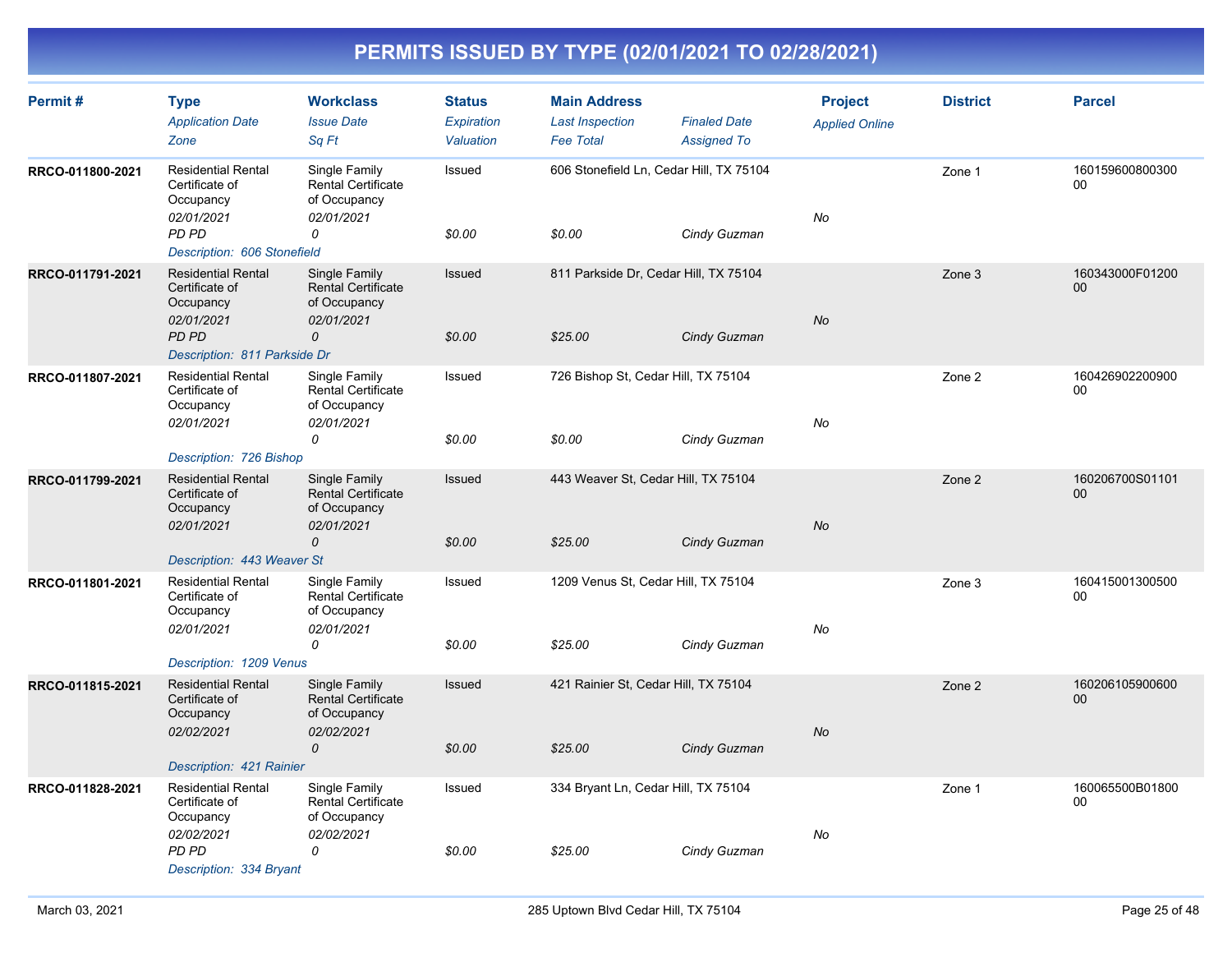# PERMITS ISSUED BY TYPE (02/01/2021 TO 02/28/2021)

| Permit # | Type / Application Date / Zone | Workclass / Issue Date / Sq Ft | Status / Expiration / Valuation | Main Address / Last Inspection / Fee Total | Finaled Date / Assigned To | Project / Applied Online | District | Parcel |
|---|---|---|---|---|---|---|---|---|
| RRCO-011800-2021 | Residential Rental Certificate of Occupancy<br>02/01/2021<br>PD PD | Single Family Rental Certificate of Occupancy<br>02/01/2021<br>0 | Issued<br><br>$0.00 | 606 Stonefield Ln, Cedar Hill, TX 75104<br><br>$0.00 | <br>Cindy Guzman | No | Zone 1 | 16015960080030000 |
| | Description: 606 Stonefield | | | | | | | |
| RRCO-011791-2021 | Residential Rental Certificate of Occupancy<br>02/01/2021<br>PD PD | Single Family Rental Certificate of Occupancy<br>02/01/2021<br>0 | Issued<br><br>$0.00 | 811 Parkside Dr, Cedar Hill, TX 75104<br><br>$25.00 | <br>Cindy Guzman | No | Zone 3 | 160343000F0120000 |
| | Description: 811 Parkside Dr | | | | | | | |
| RRCO-011807-2021 | Residential Rental Certificate of Occupancy<br>02/01/2021 | Single Family Rental Certificate of Occupancy<br>02/01/2021<br>0 | Issued<br><br>$0.00 | 726 Bishop St, Cedar Hill, TX 75104<br><br>$0.00 | <br>Cindy Guzman | No | Zone 2 | 16042690220090000 |
| | Description: 726 Bishop | | | | | | | |
| RRCO-011799-2021 | Residential Rental Certificate of Occupancy<br>02/01/2021 | Single Family Rental Certificate of Occupancy<br>02/01/2021<br>0 | Issued<br><br>$0.00 | 443 Weaver St, Cedar Hill, TX 75104<br><br>$25.00 | <br>Cindy Guzman | No | Zone 2 | 160206700S0110100 |
| | Description: 443 Weaver St | | | | | | | |
| RRCO-011801-2021 | Residential Rental Certificate of Occupancy<br>02/01/2021 | Single Family Rental Certificate of Occupancy<br>02/01/2021<br>0 | Issued<br><br>$0.00 | 1209 Venus St, Cedar Hill, TX 75104<br><br>$25.00 | <br>Cindy Guzman | No | Zone 3 | 16041500130050000 |
| | Description: 1209 Venus | | | | | | | |
| RRCO-011815-2021 | Residential Rental Certificate of Occupancy<br>02/02/2021 | Single Family Rental Certificate of Occupancy<br>02/02/2021<br>0 | Issued<br><br>$0.00 | 421 Rainier St, Cedar Hill, TX 75104<br><br>$25.00 | <br>Cindy Guzman | No | Zone 2 | 16020610590060000 |
| | Description: 421 Rainier | | | | | | | |
| RRCO-011828-2021 | Residential Rental Certificate of Occupancy<br>02/02/2021<br>PD PD | Single Family Rental Certificate of Occupancy<br>02/02/2021<br>0 | Issued<br><br>$0.00 | 334 Bryant Ln, Cedar Hill, TX 75104<br><br>$25.00 | <br>Cindy Guzman | No | Zone 1 | 160065500B0180000 |
| | Description: 334 Bryant | | | | | | | |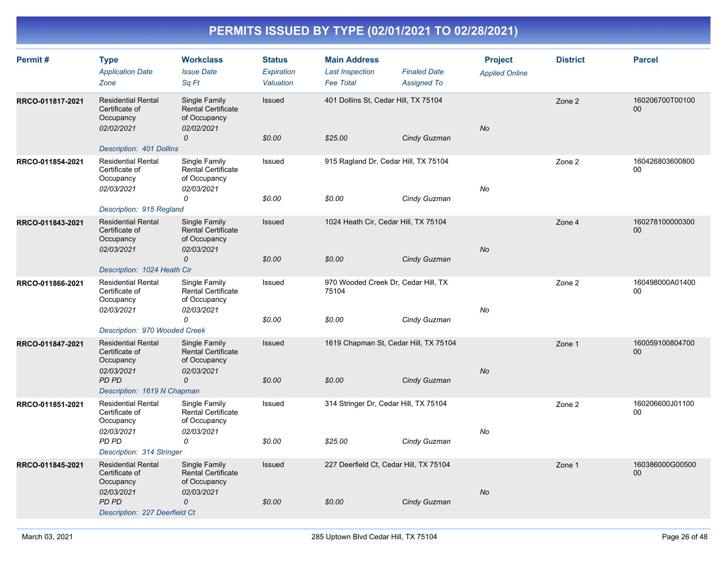# PERMITS ISSUED BY TYPE (02/01/2021 TO 02/28/2021)

| Permit # | Type / Application Date / Zone | Workclass / Issue Date / Sq Ft | Status / Expiration / Valuation | Main Address / Last Inspection / Fee Total | Finaled Date / Assigned To | Project / Applied Online | District | Parcel |
|---|---|---|---|---|---|---|---|---|
| RRCO-011817-2021 | Residential Rental Certificate of Occupancy<br>02/02/2021 | Single Family Rental Certificate of Occupancy<br>02/02/2021<br>0 | Issued<br><br>$0.00 | 401 Dollins St, Cedar Hill, TX 75104<br><br>$25.00 | Cindy Guzman | No | Zone 2 | 160206700T0010000 |
| | Description: 401 Dollins | | | | | | | |
| RRCO-011854-2021 | Residential Rental Certificate of Occupancy<br>02/03/2021 | Single Family Rental Certificate of Occupancy<br>02/03/2021<br>0 | Issued<br><br>$0.00 | 915 Ragland Dr, Cedar Hill, TX 75104<br><br>$0.00 | Cindy Guzman | No | Zone 2 | 16042680360080000 |
| | Description: 915 Regland | | | | | | | |
| RRCO-011843-2021 | Residential Rental Certificate of Occupancy<br>02/03/2021 | Single Family Rental Certificate of Occupancy<br>02/03/2021<br>0 | Issued<br><br>$0.00 | 1024 Heath Cir, Cedar Hill, TX 75104<br><br>$0.00 | Cindy Guzman | No | Zone 4 | 16027810000030000 |
| | Description: 1024 Heath Cir | | | | | | | |
| RRCO-011866-2021 | Residential Rental Certificate of Occupancy<br>02/03/2021 | Single Family Rental Certificate of Occupancy<br>02/03/2021<br>0 | Issued<br><br>$0.00 | 970 Wooded Creek Dr, Cedar Hill, TX 75104<br><br>$0.00 | Cindy Guzman | No | Zone 2 | 160498000A0140000 |
| | Description: 970 Wooded Creek | | | | | | | |
| RRCO-011847-2021 | Residential Rental Certificate of Occupancy<br>02/03/2021<br>PD PD | Single Family Rental Certificate of Occupancy<br>02/03/2021<br>0 | Issued<br><br>$0.00 | 1619 Chapman St, Cedar Hill, TX 75104<br><br>$0.00 | Cindy Guzman | No | Zone 1 | 16005910080470000 |
| | Description: 1619 N Chapman | | | | | | | |
| RRCO-011851-2021 | Residential Rental Certificate of Occupancy<br>02/03/2021<br>PD PD | Single Family Rental Certificate of Occupancy<br>02/03/2021<br>0 | Issued<br><br>$0.00 | 314 Stringer Dr, Cedar Hill, TX 75104<br><br>$25.00 | Cindy Guzman | No | Zone 2 | 160206600J0110000 |
| | Description: 314 Stringer | | | | | | | |
| RRCO-011845-2021 | Residential Rental Certificate of Occupancy<br>02/03/2021<br>PD PD | Single Family Rental Certificate of Occupancy<br>02/03/2021<br>0 | Issued<br><br>$0.00 | 227 Deerfield Ct, Cedar Hill, TX 75104<br><br>$0.00 | Cindy Guzman | No | Zone 1 | 160386000G0050000 |
| | Description: 227 Deerfield Ct | | | | | | | |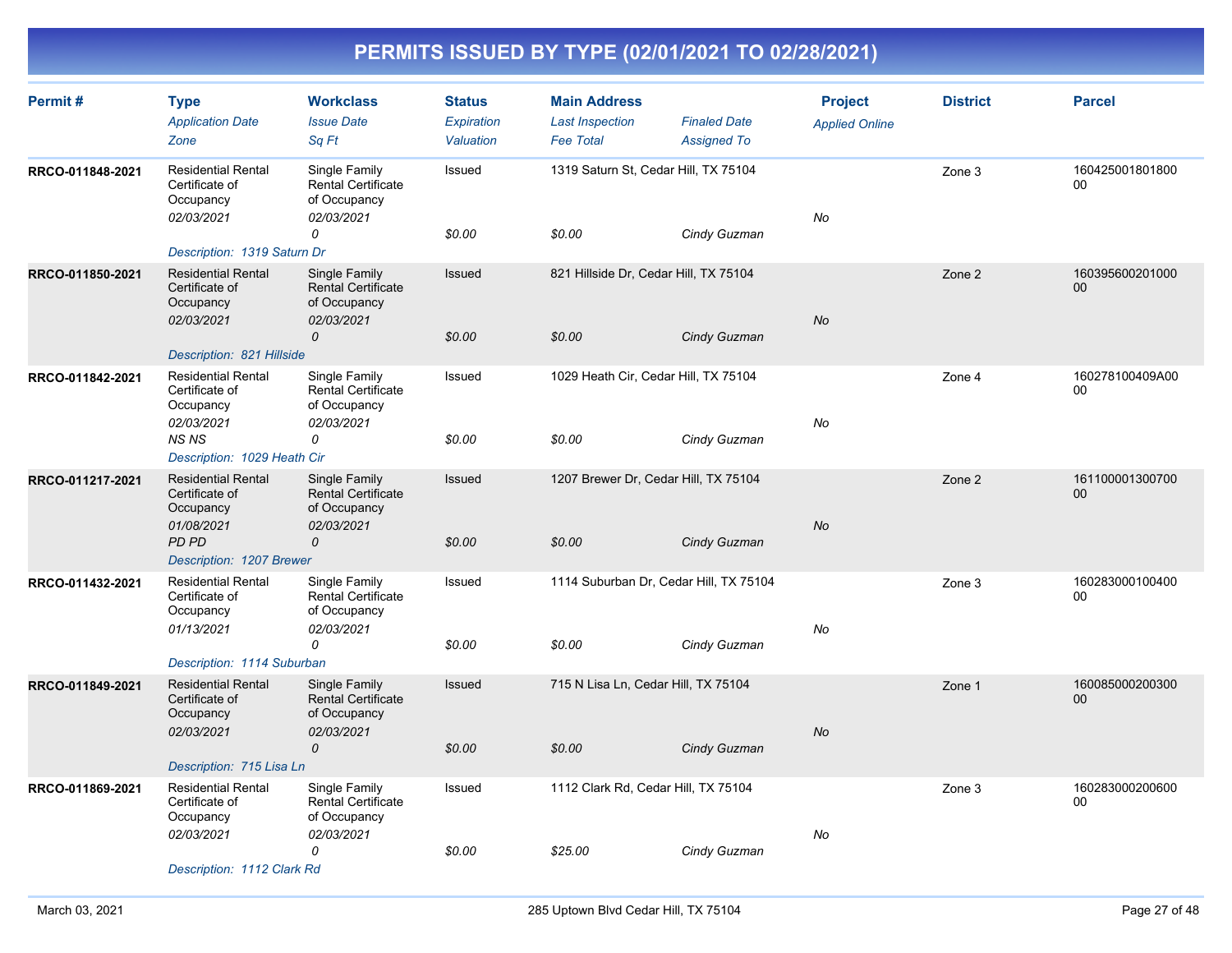# PERMITS ISSUED BY TYPE (02/01/2021 TO 02/28/2021)

| Permit # | Type<br>*Application Date*<br>*Zone* | Workclass<br>*Issue Date*<br>*Sq Ft* | Status<br>*Expiration*<br>*Valuation* | Main Address<br>*Last Inspection*<br>*Fee Total* | *Finaled Date*<br>*Assigned To* | Project<br>*Applied Online* | District | Parcel |
|---|---|---|---|---|---|---|---|---|
| RRCO-011848-2021 | Residential Rental Certificate of Occupancy<br>*02/03/2021* | Single Family Rental Certificate of Occupancy<br>*02/03/2021*<br>*0* | Issued<br><br>*$0.00* | 1319 Saturn St, Cedar Hill, TX 75104<br><br>*$0.00* | <br><br>*Cindy Guzman* | <br>*No* | Zone 3 | 16042500180180000 |
| | *Description: 1319 Saturn Dr* | | | | | | | |
| RRCO-011850-2021 | Residential Rental Certificate of Occupancy<br>*02/03/2021* | Single Family Rental Certificate of Occupancy<br>*02/03/2021*<br>*0* | Issued<br><br>*$0.00* | 821 Hillside Dr, Cedar Hill, TX 75104<br><br>*$0.00* | <br><br>*Cindy Guzman* | <br>*No* | Zone 2 | 16039560020100000 |
| | *Description: 821 Hillside* | | | | | | | |
| RRCO-011842-2021 | Residential Rental Certificate of Occupancy<br>*02/03/2021*<br>*NS NS* | Single Family Rental Certificate of Occupancy<br>*02/03/2021*<br>*0* | Issued<br><br>*$0.00* | 1029 Heath Cir, Cedar Hill, TX 75104<br><br>*$0.00* | <br><br>*Cindy Guzman* | <br>*No* | Zone 4 | 160278100409A0000 |
| | *Description: 1029 Heath Cir* | | | | | | | |
| RRCO-011217-2021 | Residential Rental Certificate of Occupancy<br>*01/08/2021*<br>*PD PD* | Single Family Rental Certificate of Occupancy<br>*02/03/2021*<br>*0* | Issued<br><br>*$0.00* | 1207 Brewer Dr, Cedar Hill, TX 75104<br><br>*$0.00* | <br><br>*Cindy Guzman* | <br>*No* | Zone 2 | 16110000130070000 |
| | *Description: 1207 Brewer* | | | | | | | |
| RRCO-011432-2021 | Residential Rental Certificate of Occupancy<br>*01/13/2021* | Single Family Rental Certificate of Occupancy<br>*02/03/2021*<br>*0* | Issued<br><br>*$0.00* | 1114 Suburban Dr, Cedar Hill, TX 75104<br><br>*$0.00* | <br><br>*Cindy Guzman* | <br>*No* | Zone 3 | 16028300010040000 |
| | *Description: 1114 Suburban* | | | | | | | |
| RRCO-011849-2021 | Residential Rental Certificate of Occupancy<br>*02/03/2021* | Single Family Rental Certificate of Occupancy<br>*02/03/2021*<br>*0* | Issued<br><br>*$0.00* | 715 N Lisa Ln, Cedar Hill, TX 75104<br><br>*$0.00* | <br><br>*Cindy Guzman* | <br>*No* | Zone 1 | 16008500020030000 |
| | *Description: 715 Lisa Ln* | | | | | | | |
| RRCO-011869-2021 | Residential Rental Certificate of Occupancy<br>*02/03/2021* | Single Family Rental Certificate of Occupancy<br>*02/03/2021*<br>*0* | Issued<br><br>*$0.00* | 1112 Clark Rd, Cedar Hill, TX 75104<br><br>*$25.00* | <br><br>*Cindy Guzman* | <br>*No* | Zone 3 | 16028300020060000 |
| | *Description: 1112 Clark Rd* | | | | | | | |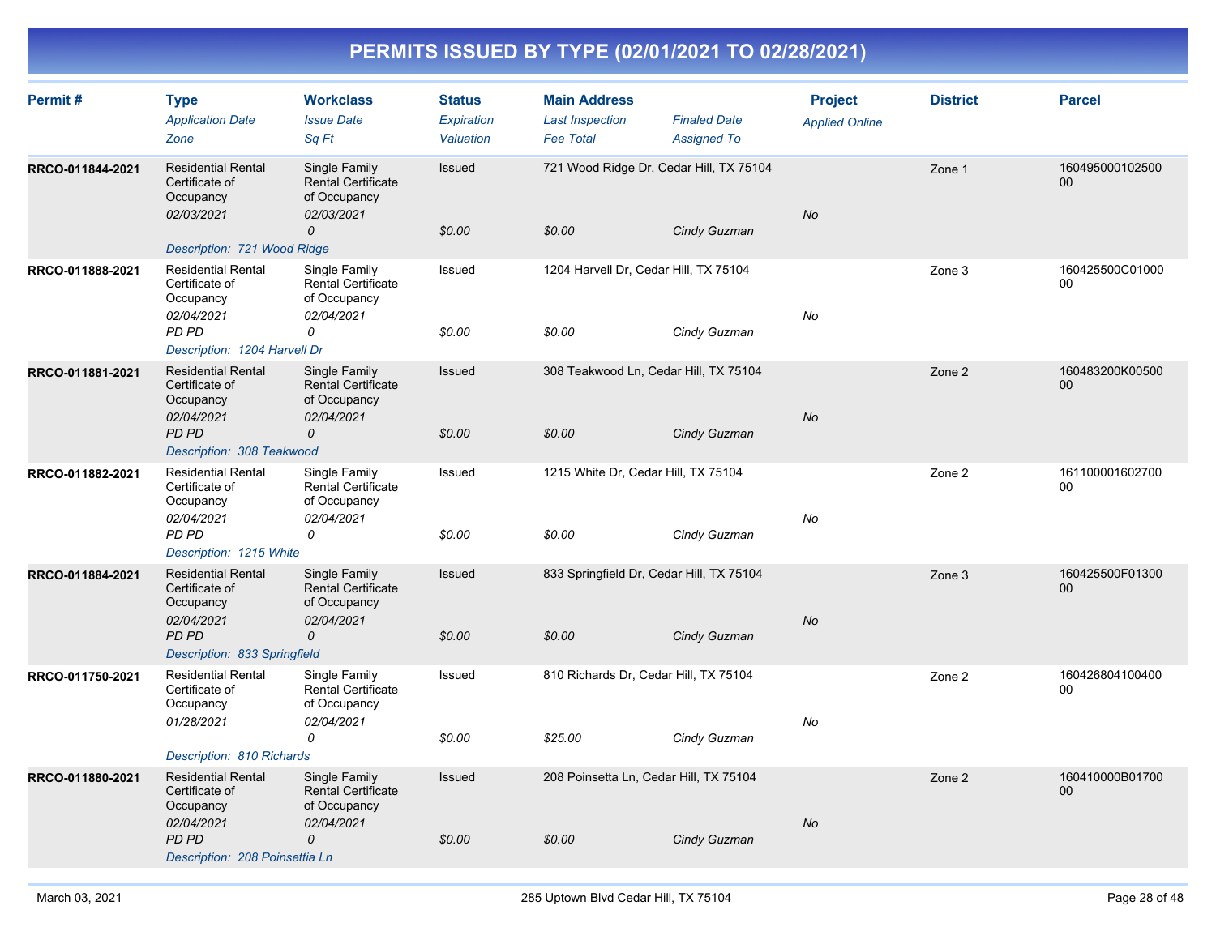# PERMITS ISSUED BY TYPE (02/01/2021 TO 02/28/2021)

| Permit # | Type<br>*Application Date*<br>*Zone* | Workclass<br>*Issue Date*<br>*Sq Ft* | Status<br>*Expiration*<br>*Valuation* | Main Address<br>*Last Inspection*<br>*Fee Total* | *Finaled Date*<br>*Assigned To* | Project<br>*Applied Online* | District | Parcel |
|---|---|---|---|---|---|---|---|---|
| RRCO-011844-2021 | Residential Rental Certificate of Occupancy<br>*02/03/2021* | Single Family Rental Certificate of Occupancy<br>*02/03/2021*<br>*0* | Issued<br><br>*$0.00* | 721 Wood Ridge Dr, Cedar Hill, TX 75104<br><br>*$0.00* | *Cindy Guzman* | *No* | Zone 1 | 16049500010250000 |
| | *Description: 721 Wood Ridge* | | | | | | | |
| RRCO-011888-2021 | Residential Rental Certificate of Occupancy<br>*02/04/2021*<br>*PD PD* | Single Family Rental Certificate of Occupancy<br>*02/04/2021*<br>*0* | Issued<br><br>*$0.00* | 1204 Harvell Dr, Cedar Hill, TX 75104<br><br>*$0.00* | *Cindy Guzman* | *No* | Zone 3 | 160425500C0100000 |
| | *Description: 1204 Harvell Dr* | | | | | | | |
| RRCO-011881-2021 | Residential Rental Certificate of Occupancy<br>*02/04/2021*<br>*PD PD* | Single Family Rental Certificate of Occupancy<br>*02/04/2021*<br>*0* | Issued<br><br>*$0.00* | 308 Teakwood Ln, Cedar Hill, TX 75104<br><br>*$0.00* | *Cindy Guzman* | *No* | Zone 2 | 160483200K0050000 |
| | *Description: 308 Teakwood* | | | | | | | |
| RRCO-011882-2021 | Residential Rental Certificate of Occupancy<br>*02/04/2021*<br>*PD PD* | Single Family Rental Certificate of Occupancy<br>*02/04/2021*<br>*0* | Issued<br><br>*$0.00* | 1215 White Dr, Cedar Hill, TX 75104<br><br>*$0.00* | *Cindy Guzman* | *No* | Zone 2 | 16110000160270000 |
| | *Description: 1215 White* | | | | | | | |
| RRCO-011884-2021 | Residential Rental Certificate of Occupancy<br>*02/04/2021*<br>*PD PD* | Single Family Rental Certificate of Occupancy<br>*02/04/2021*<br>*0* | Issued<br><br>*$0.00* | 833 Springfield Dr, Cedar Hill, TX 75104<br><br>*$0.00* | *Cindy Guzman* | *No* | Zone 3 | 160425500F0130000 |
| | *Description: 833 Springfield* | | | | | | | |
| RRCO-011750-2021 | Residential Rental Certificate of Occupancy<br>*01/28/2021* | Single Family Rental Certificate of Occupancy<br>*02/04/2021*<br>*0* | Issued<br><br>*$0.00* | 810 Richards Dr, Cedar Hill, TX 75104<br><br>*$25.00* | *Cindy Guzman* | *No* | Zone 2 | 16042680410040000 |
| | *Description: 810 Richards* | | | | | | | |
| RRCO-011880-2021 | Residential Rental Certificate of Occupancy<br>*02/04/2021*<br>*PD PD* | Single Family Rental Certificate of Occupancy<br>*02/04/2021*<br>*0* | Issued<br><br>*$0.00* | 208 Poinsetta Ln, Cedar Hill, TX 75104<br><br>*$0.00* | *Cindy Guzman* | *No* | Zone 2 | 160410000B0170000 |
| | *Description: 208 Poinsettia Ln* | | | | | | | |

March 03, 2021 — 285 Uptown Blvd Cedar Hill, TX 75104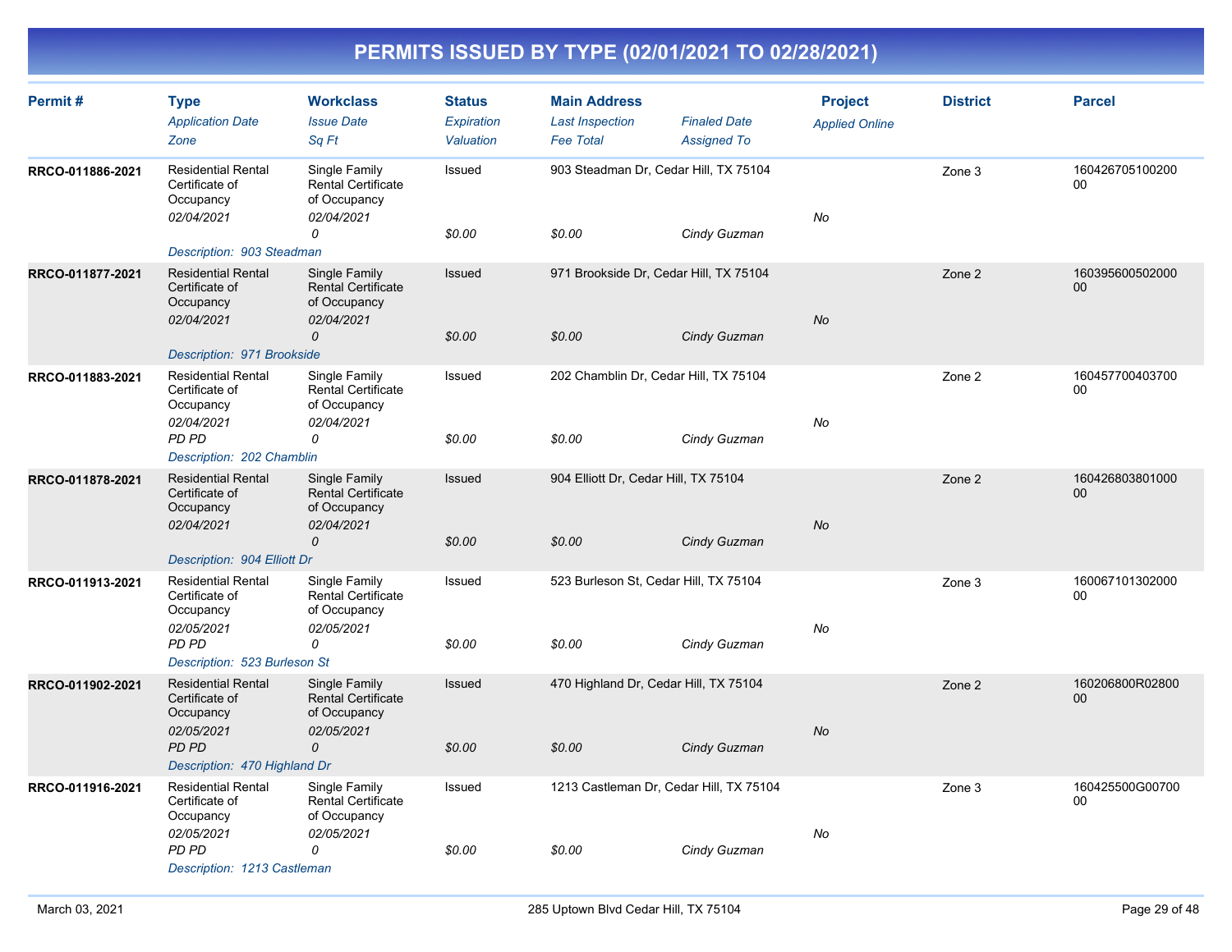# PERMITS ISSUED BY TYPE (02/01/2021 TO 02/28/2021)

| Permit # | Type / Application Date / Zone | Workclass / Issue Date / Sq Ft | Status / Expiration / Valuation | Main Address / Last Inspection / Fee Total | Finaled Date / Assigned To | Project / Applied Online | District | Parcel |
|---|---|---|---|---|---|---|---|---|
| RRCO-011886-2021 | Residential Rental Certificate of Occupancy<br>02/04/2021 | Single Family Rental Certificate of Occupancy<br>02/04/2021<br>0 | Issued<br><br>$0.00 | 903 Steadman Dr, Cedar Hill, TX 75104<br><br>$0.00 | Cindy Guzman | No | Zone 3 | 16042670510020000 |
| | Description: 903 Steadman | | | | | | | |
| RRCO-011877-2021 | Residential Rental Certificate of Occupancy<br>02/04/2021 | Single Family Rental Certificate of Occupancy<br>02/04/2021<br>0 | Issued<br><br>$0.00 | 971 Brookside Dr, Cedar Hill, TX 75104<br><br>$0.00 | Cindy Guzman | No | Zone 2 | 16039560050200000 |
| | Description: 971 Brookside | | | | | | | |
| RRCO-011883-2021 | Residential Rental Certificate of Occupancy<br>02/04/2021<br>PD PD | Single Family Rental Certificate of Occupancy<br>02/04/2021<br>0 | Issued<br><br>$0.00 | 202 Chamblin Dr, Cedar Hill, TX 75104<br><br>$0.00 | Cindy Guzman | No | Zone 2 | 16045770040370000 |
| | Description: 202 Chamblin | | | | | | | |
| RRCO-011878-2021 | Residential Rental Certificate of Occupancy<br>02/04/2021 | Single Family Rental Certificate of Occupancy<br>02/04/2021<br>0 | Issued<br><br>$0.00 | 904 Elliott Dr, Cedar Hill, TX 75104<br><br>$0.00 | Cindy Guzman | No | Zone 2 | 16042680380100000 |
| | Description: 904 Elliott Dr | | | | | | | |
| RRCO-011913-2021 | Residential Rental Certificate of Occupancy<br>02/05/2021<br>PD PD | Single Family Rental Certificate of Occupancy<br>02/05/2021<br>0 | Issued<br><br>$0.00 | 523 Burleson St, Cedar Hill, TX 75104<br><br>$0.00 | Cindy Guzman | No | Zone 3 | 16006710130200000 |
| | Description: 523 Burleson St | | | | | | | |
| RRCO-011902-2021 | Residential Rental Certificate of Occupancy<br>02/05/2021<br>PD PD | Single Family Rental Certificate of Occupancy<br>02/05/2021<br>0 | Issued<br><br>$0.00 | 470 Highland Dr, Cedar Hill, TX 75104<br><br>$0.00 | Cindy Guzman | No | Zone 2 | 160206800R0280000 |
| | Description: 470 Highland Dr | | | | | | | |
| RRCO-011916-2021 | Residential Rental Certificate of Occupancy<br>02/05/2021<br>PD PD | Single Family Rental Certificate of Occupancy<br>02/05/2021<br>0 | Issued<br><br>$0.00 | 1213 Castleman Dr, Cedar Hill, TX 75104<br><br>$0.00 | Cindy Guzman | No | Zone 3 | 160425500G0070000 |
| | Description: 1213 Castleman | | | | | | | |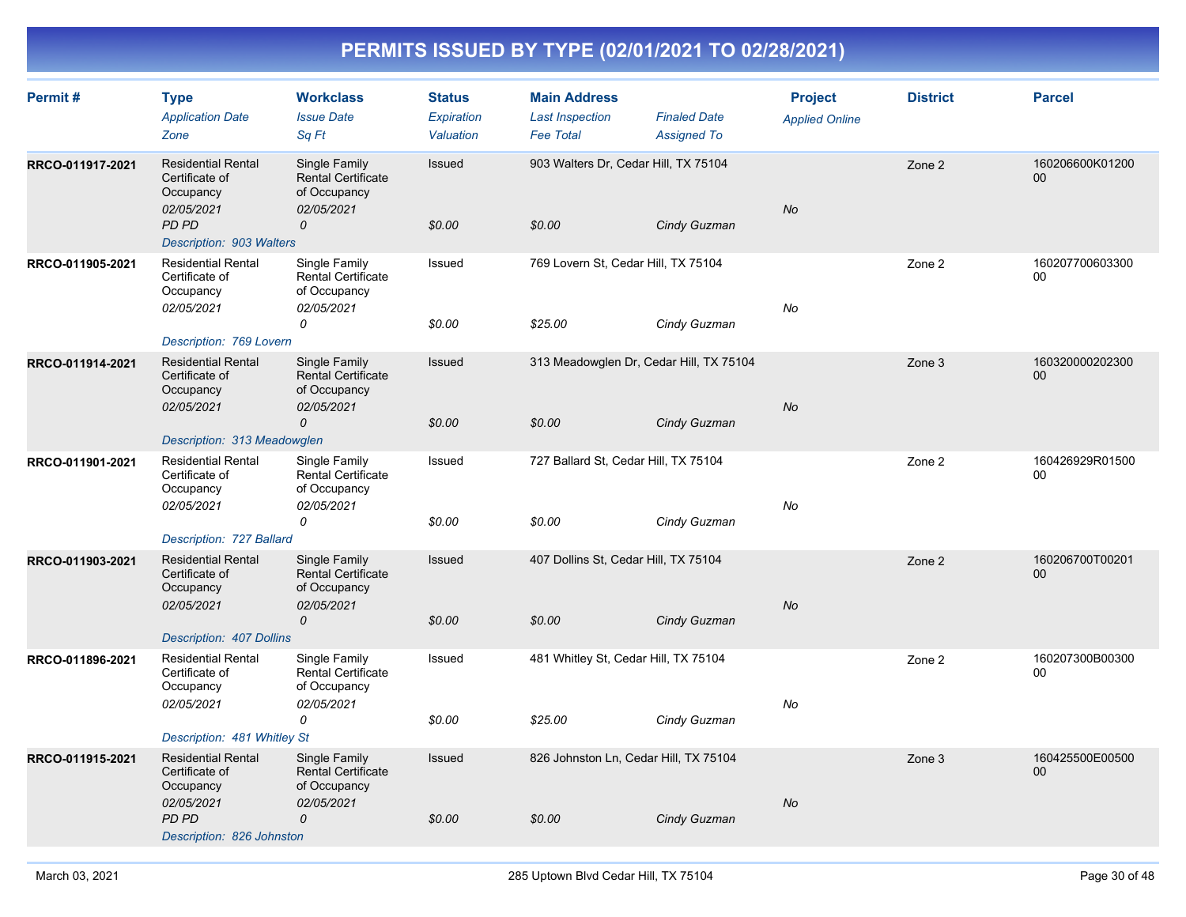# PERMITS ISSUED BY TYPE (02/01/2021 TO 02/28/2021)

| Permit # | Type<br>*Application Date*<br>*Zone* | Workclass<br>*Issue Date*<br>*Sq Ft* | Status<br>*Expiration*<br>*Valuation* | Main Address<br>*Last Inspection*<br>*Fee Total* | *Finaled Date*<br>*Assigned To* | Project<br>*Applied Online* | District | Parcel |
|---|---|---|---|---|---|---|---|---|
| RRCO-011917-2021 | Residential Rental Certificate of Occupancy<br>*02/05/2021*<br>*PD PD* | Single Family Rental Certificate of Occupancy<br>*02/05/2021*<br>*0* | Issued<br><br>*$0.00* | 903 Walters Dr, Cedar Hill, TX 75104<br><br>*$0.00* | <br>*Cindy Guzman* | *No* | Zone 2 | 160206600K0120000 |
| *Description: 903 Walters* | | | | | | | | |
| RRCO-011905-2021 | Residential Rental Certificate of Occupancy<br>*02/05/2021* | Single Family Rental Certificate of Occupancy<br>*02/05/2021*<br>*0* | Issued<br><br>*$0.00* | 769 Lovern St, Cedar Hill, TX 75104<br><br>*$25.00* | <br>*Cindy Guzman* | *No* | Zone 2 | 16020770060330000 |
| *Description: 769 Lovern* | | | | | | | | |
| RRCO-011914-2021 | Residential Rental Certificate of Occupancy<br>*02/05/2021* | Single Family Rental Certificate of Occupancy<br>*02/05/2021*<br>*0* | Issued<br><br>*$0.00* | 313 Meadowglen Dr, Cedar Hill, TX 75104<br><br>*$0.00* | <br>*Cindy Guzman* | *No* | Zone 3 | 16032000020230000 |
| *Description: 313 Meadowglen* | | | | | | | | |
| RRCO-011901-2021 | Residential Rental Certificate of Occupancy<br>*02/05/2021* | Single Family Rental Certificate of Occupancy<br>*02/05/2021*<br>*0* | Issued<br><br>*$0.00* | 727 Ballard St, Cedar Hill, TX 75104<br><br>*$0.00* | <br>*Cindy Guzman* | *No* | Zone 2 | 160426929R0150000 |
| *Description: 727 Ballard* | | | | | | | | |
| RRCO-011903-2021 | Residential Rental Certificate of Occupancy<br>*02/05/2021* | Single Family Rental Certificate of Occupancy<br>*02/05/2021*<br>*0* | Issued<br><br>*$0.00* | 407 Dollins St, Cedar Hill, TX 75104<br><br>*$0.00* | <br>*Cindy Guzman* | *No* | Zone 2 | 160206700T0020100 |
| *Description: 407 Dollins* | | | | | | | | |
| RRCO-011896-2021 | Residential Rental Certificate of Occupancy<br>*02/05/2021* | Single Family Rental Certificate of Occupancy<br>*02/05/2021*<br>*0* | Issued<br><br>*$0.00* | 481 Whitley St, Cedar Hill, TX 75104<br><br>*$25.00* | <br>*Cindy Guzman* | *No* | Zone 2 | 160207300B0030000 |
| *Description: 481 Whitley St* | | | | | | | | |
| RRCO-011915-2021 | Residential Rental Certificate of Occupancy<br>*02/05/2021*<br>*PD PD* | Single Family Rental Certificate of Occupancy<br>*02/05/2021*<br>*0* | Issued<br><br>*$0.00* | 826 Johnston Ln, Cedar Hill, TX 75104<br><br>*$0.00* | <br>*Cindy Guzman* | *No* | Zone 3 | 160425500E0050000 |
| *Description: 826 Johnston* | | | | | | | | |

March 03, 2021 — 285 Uptown Blvd Cedar Hill, TX 75104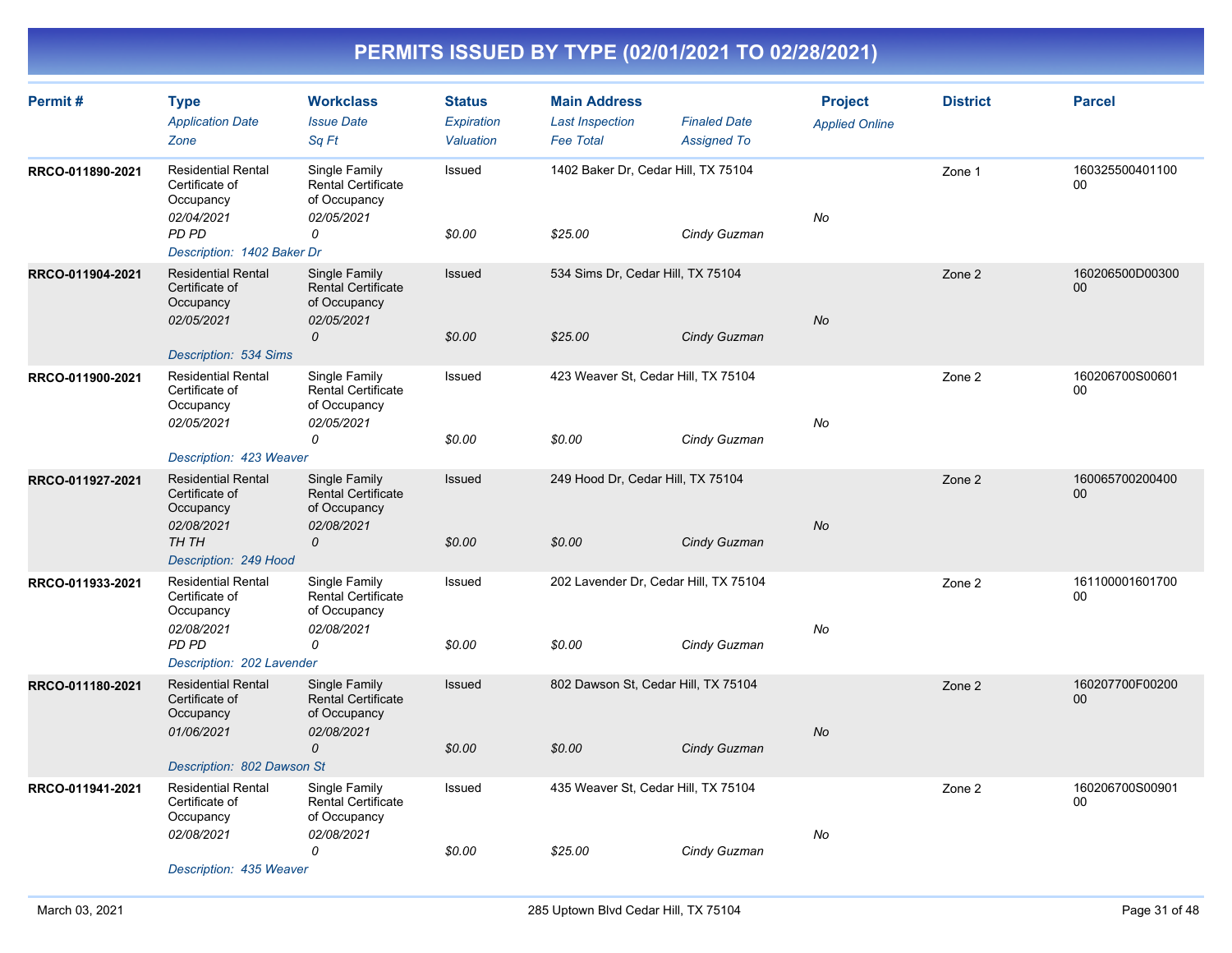# PERMITS ISSUED BY TYPE (02/01/2021 TO 02/28/2021)

| Permit # | Type / Application Date / Zone | Workclass / Issue Date / Sq Ft | Status / Expiration / Valuation | Main Address / Last Inspection / Fee Total | Finaled Date / Assigned To | Project / Applied Online | District | Parcel |
|---|---|---|---|---|---|---|---|---|
| RRCO-011890-2021 | Residential Rental Certificate of Occupancy<br>02/04/2021<br>PD PD | Single Family Rental Certificate of Occupancy<br>02/05/2021<br>0 | Issued<br><br>$0.00 | 1402 Baker Dr, Cedar Hill, TX 75104<br><br>$25.00 | <br>Cindy Guzman | <br>No | Zone 1 | 16032550040110000 |
| | Description: 1402 Baker Dr | | | | | | | |
| RRCO-011904-2021 | Residential Rental Certificate of Occupancy<br>02/05/2021 | Single Family Rental Certificate of Occupancy<br>02/05/2021<br>0 | Issued<br><br>$0.00 | 534 Sims Dr, Cedar Hill, TX 75104<br><br>$25.00 | <br>Cindy Guzman | <br>No | Zone 2 | 160206500D0030000 |
| | Description: 534 Sims | | | | | | | |
| RRCO-011900-2021 | Residential Rental Certificate of Occupancy<br>02/05/2021 | Single Family Rental Certificate of Occupancy<br>02/05/2021<br>0 | Issued<br><br>$0.00 | 423 Weaver St, Cedar Hill, TX 75104<br><br>$0.00 | <br>Cindy Guzman | <br>No | Zone 2 | 160206700S0060100 |
| | Description: 423 Weaver | | | | | | | |
| RRCO-011927-2021 | Residential Rental Certificate of Occupancy<br>02/08/2021<br>TH TH | Single Family Rental Certificate of Occupancy<br>02/08/2021<br>0 | Issued<br><br>$0.00 | 249 Hood Dr, Cedar Hill, TX 75104<br><br>$0.00 | <br>Cindy Guzman | <br>No | Zone 2 | 16006570020040000 |
| | Description: 249 Hood | | | | | | | |
| RRCO-011933-2021 | Residential Rental Certificate of Occupancy<br>02/08/2021<br>PD PD | Single Family Rental Certificate of Occupancy<br>02/08/2021<br>0 | Issued<br><br>$0.00 | 202 Lavender Dr, Cedar Hill, TX 75104<br><br>$0.00 | <br>Cindy Guzman | <br>No | Zone 2 | 16110000160170000 |
| | Description: 202 Lavender | | | | | | | |
| RRCO-011180-2021 | Residential Rental Certificate of Occupancy<br>01/06/2021 | Single Family Rental Certificate of Occupancy<br>02/08/2021<br>0 | Issued<br><br>$0.00 | 802 Dawson St, Cedar Hill, TX 75104<br><br>$0.00 | <br>Cindy Guzman | <br>No | Zone 2 | 160207700F0020000 |
| | Description: 802 Dawson St | | | | | | | |
| RRCO-011941-2021 | Residential Rental Certificate of Occupancy<br>02/08/2021 | Single Family Rental Certificate of Occupancy<br>02/08/2021<br>0 | Issued<br><br>$0.00 | 435 Weaver St, Cedar Hill, TX 75104<br><br>$25.00 | <br>Cindy Guzman | <br>No | Zone 2 | 160206700S0090100 |
| | Description: 435 Weaver | | | | | | | |

March 03, 2021 — 285 Uptown Blvd Cedar Hill, TX 75104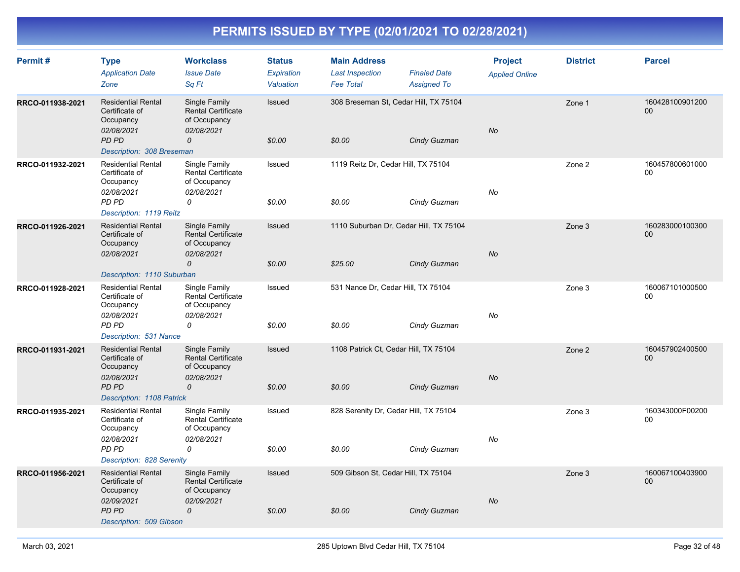# PERMITS ISSUED BY TYPE (02/01/2021 TO 02/28/2021)

| Permit # | Type / Application Date / Zone | Workclass / Issue Date / Sq Ft | Status / Expiration / Valuation | Main Address / Last Inspection / Fee Total | Finaled Date / Assigned To | Project / Applied Online | District | Parcel |
|---|---|---|---|---|---|---|---|---|
| RRCO-011938-2021 | Residential Rental Certificate of Occupancy<br>02/08/2021<br>PD PD | Single Family Rental Certificate of Occupancy<br>02/08/2021<br>0 | Issued<br><br>$0.00 | 308 Breseman St, Cedar Hill, TX 75104<br><br>$0.00 | <br>Cindy Guzman | No | Zone 1 | 16042810090120000 |
| | Description: 308 Breseman | | | | | | | |
| RRCO-011932-2021 | Residential Rental Certificate of Occupancy<br>02/08/2021<br>PD PD | Single Family Rental Certificate of Occupancy<br>02/08/2021<br>0 | Issued<br><br>$0.00 | 1119 Reitz Dr, Cedar Hill, TX 75104<br><br>$0.00 | <br>Cindy Guzman | No | Zone 2 | 16045780060100000 |
| | Description: 1119 Reitz | | | | | | | |
| RRCO-011926-2021 | Residential Rental Certificate of Occupancy<br>02/08/2021 | Single Family Rental Certificate of Occupancy<br>02/08/2021<br>0 | Issued<br><br>$0.00 | 1110 Suburban Dr, Cedar Hill, TX 75104<br><br>$25.00 | <br>Cindy Guzman | No | Zone 3 | 16028300010030000 |
| | Description: 1110 Suburban | | | | | | | |
| RRCO-011928-2021 | Residential Rental Certificate of Occupancy<br>02/08/2021<br>PD PD | Single Family Rental Certificate of Occupancy<br>02/08/2021<br>0 | Issued<br><br>$0.00 | 531 Nance Dr, Cedar Hill, TX 75104<br><br>$0.00 | <br>Cindy Guzman | No | Zone 3 | 16006710100050000 |
| | Description: 531 Nance | | | | | | | |
| RRCO-011931-2021 | Residential Rental Certificate of Occupancy<br>02/08/2021<br>PD PD | Single Family Rental Certificate of Occupancy<br>02/08/2021<br>0 | Issued<br><br>$0.00 | 1108 Patrick Ct, Cedar Hill, TX 75104<br><br>$0.00 | <br>Cindy Guzman | No | Zone 2 | 16045790240050000 |
| | Description: 1108 Patrick | | | | | | | |
| RRCO-011935-2021 | Residential Rental Certificate of Occupancy<br>02/08/2021<br>PD PD | Single Family Rental Certificate of Occupancy<br>02/08/2021<br>0 | Issued<br><br>$0.00 | 828 Serenity Dr, Cedar Hill, TX 75104<br><br>$0.00 | <br>Cindy Guzman | No | Zone 3 | 160343000F0020000 |
| | Description: 828 Serenity | | | | | | | |
| RRCO-011956-2021 | Residential Rental Certificate of Occupancy<br>02/09/2021<br>PD PD | Single Family Rental Certificate of Occupancy<br>02/09/2021<br>0 | Issued<br><br>$0.00 | 509 Gibson St, Cedar Hill, TX 75104<br><br>$0.00 | <br>Cindy Guzman | No | Zone 3 | 16006710040390000 |
| | Description: 509 Gibson | | | | | | | |

March 03, 2021 — 285 Uptown Blvd Cedar Hill, TX 75104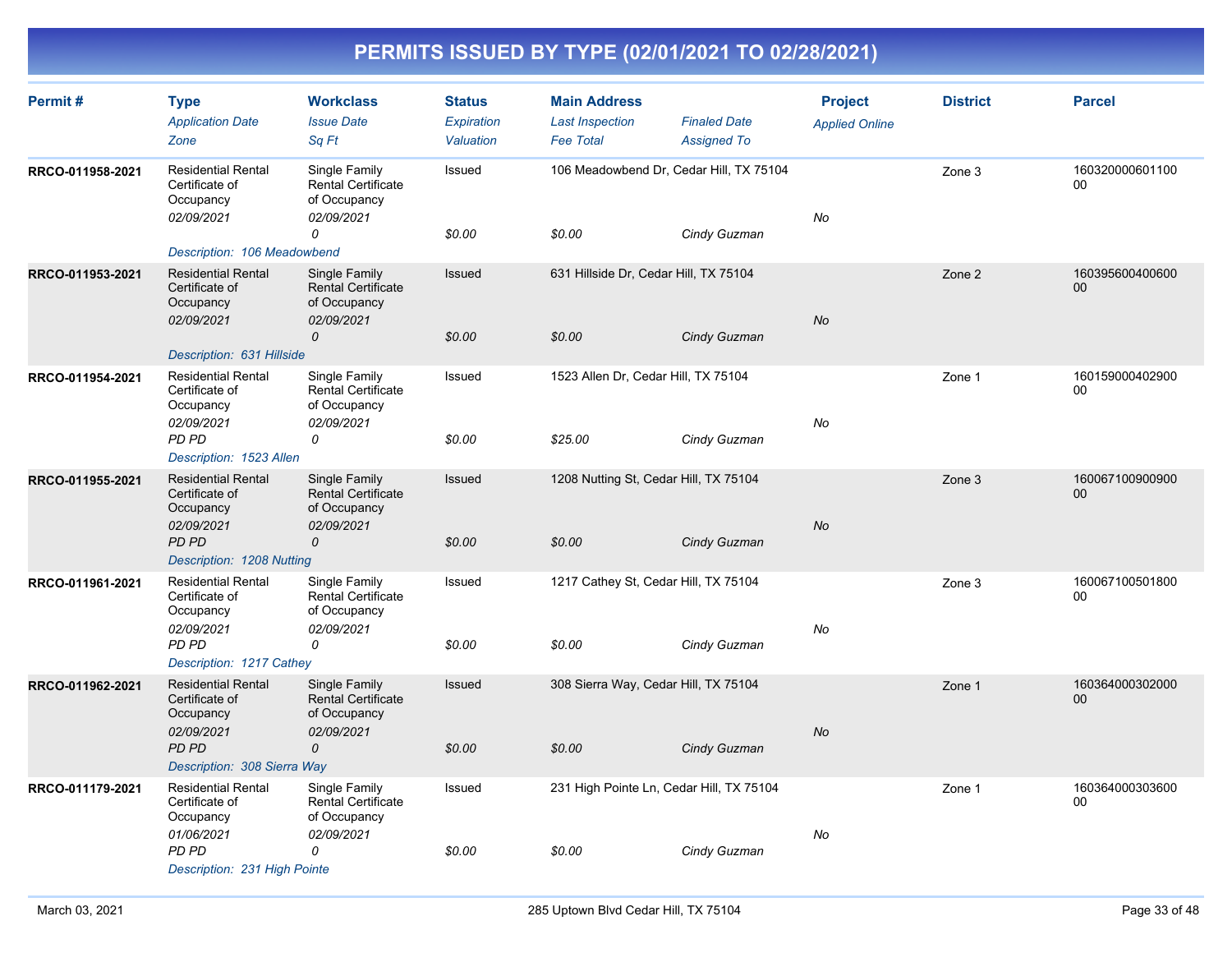# PERMITS ISSUED BY TYPE (02/01/2021 TO 02/28/2021)

| Permit # | Type<br>*Application Date*<br>*Zone* | Workclass<br>*Issue Date*<br>*Sq Ft* | Status<br>*Expiration*<br>*Valuation* | Main Address<br>*Last Inspection*<br>*Fee Total* | *Finaled Date*<br>*Assigned To* | Project<br>*Applied Online* | District | Parcel |
|---|---|---|---|---|---|---|---|---|
| RRCO-011958-2021 | Residential Rental Certificate of Occupancy<br>*02/09/2021* | Single Family Rental Certificate of Occupancy<br>*02/09/2021*<br>*0* | Issued<br><br>*$0.00* | 106 Meadowbend Dr, Cedar Hill, TX 75104<br><br>*$0.00* | *Cindy Guzman* | *No* | Zone 3 | 16032000060110000 |
| | *Description: 106 Meadowbend* | | | | | | | |
| RRCO-011953-2021 | Residential Rental Certificate of Occupancy<br>*02/09/2021* | Single Family Rental Certificate of Occupancy<br>*02/09/2021*<br>*0* | Issued<br><br>*$0.00* | 631 Hillside Dr, Cedar Hill, TX 75104<br><br>*$0.00* | *Cindy Guzman* | *No* | Zone 2 | 16039560040060000 |
| | *Description: 631 Hillside* | | | | | | | |
| RRCO-011954-2021 | Residential Rental Certificate of Occupancy<br>*02/09/2021*<br>*PD PD* | Single Family Rental Certificate of Occupancy<br>*02/09/2021*<br>*0* | Issued<br><br>*$0.00* | 1523 Allen Dr, Cedar Hill, TX 75104<br><br>*$25.00* | *Cindy Guzman* | *No* | Zone 1 | 16015900040290000 |
| | *Description: 1523 Allen* | | | | | | | |
| RRCO-011955-2021 | Residential Rental Certificate of Occupancy<br>*02/09/2021*<br>*PD PD* | Single Family Rental Certificate of Occupancy<br>*02/09/2021*<br>*0* | Issued<br><br>*$0.00* | 1208 Nutting St, Cedar Hill, TX 75104<br><br>*$0.00* | *Cindy Guzman* | *No* | Zone 3 | 16006710090090000 |
| | *Description: 1208 Nutting* | | | | | | | |
| RRCO-011961-2021 | Residential Rental Certificate of Occupancy<br>*02/09/2021*<br>*PD PD* | Single Family Rental Certificate of Occupancy<br>*02/09/2021*<br>*0* | Issued<br><br>*$0.00* | 1217 Cathey St, Cedar Hill, TX 75104<br><br>*$0.00* | *Cindy Guzman* | *No* | Zone 3 | 16006710050180000 |
| | *Description: 1217 Cathey* | | | | | | | |
| RRCO-011962-2021 | Residential Rental Certificate of Occupancy<br>*02/09/2021*<br>*PD PD* | Single Family Rental Certificate of Occupancy<br>*02/09/2021*<br>*0* | Issued<br><br>*$0.00* | 308 Sierra Way, Cedar Hill, TX 75104<br><br>*$0.00* | *Cindy Guzman* | *No* | Zone 1 | 16036400030200000 |
| | *Description: 308 Sierra Way* | | | | | | | |
| RRCO-011179-2021 | Residential Rental Certificate of Occupancy<br>*01/06/2021*<br>*PD PD* | Single Family Rental Certificate of Occupancy<br>*02/09/2021*<br>*0* | Issued<br><br>*$0.00* | 231 High Pointe Ln, Cedar Hill, TX 75104<br><br>*$0.00* | *Cindy Guzman* | *No* | Zone 1 | 16036400030360000 |
| | *Description: 231 High Pointe* | | | | | | | |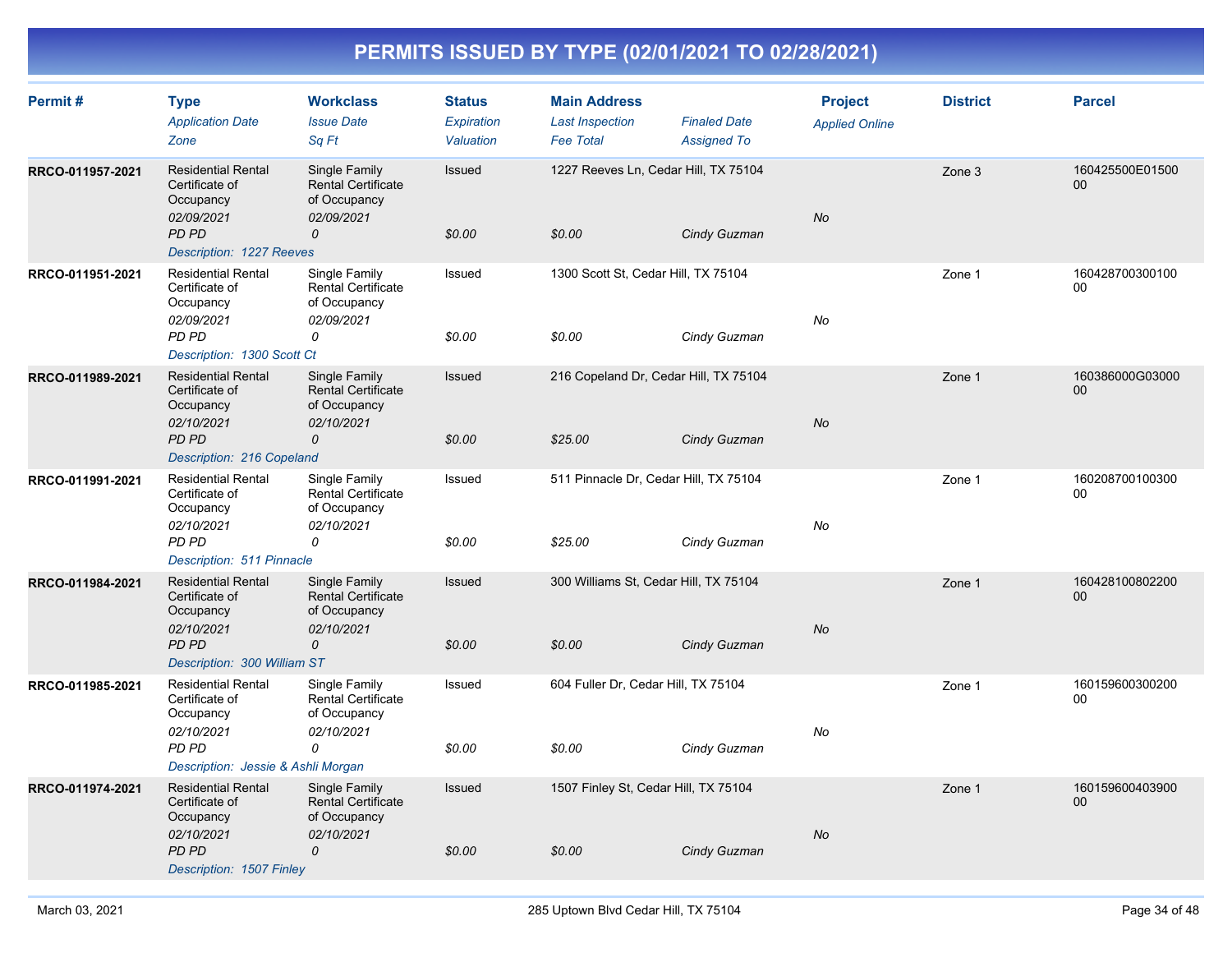# PERMITS ISSUED BY TYPE (02/01/2021 TO 02/28/2021)

| Permit # | Type / Application Date / Zone | Workclass / Issue Date / Sq Ft | Status / Expiration / Valuation | Main Address / Last Inspection / Fee Total | Finaled Date / Assigned To | Project / Applied Online | District | Parcel |
|---|---|---|---|---|---|---|---|---|
| RRCO-011957-2021 | Residential Rental Certificate of Occupancy<br>02/09/2021<br>PD PD<br>Description: 1227 Reeves | Single Family Rental Certificate of Occupancy<br>02/09/2021<br>0 | Issued<br><br>$0.00 | 1227 Reeves Ln, Cedar Hill, TX 75104<br><br>$0.00 | Cindy Guzman | No | Zone 3 | 160425500E0150000 |
| RRCO-011951-2021 | Residential Rental Certificate of Occupancy<br>02/09/2021<br>PD PD<br>Description: 1300 Scott Ct | Single Family Rental Certificate of Occupancy<br>02/09/2021<br>0 | Issued<br><br>$0.00 | 1300 Scott St, Cedar Hill, TX 75104<br><br>$0.00 | Cindy Guzman | No | Zone 1 | 16042870030010000 |
| RRCO-011989-2021 | Residential Rental Certificate of Occupancy<br>02/10/2021<br>PD PD<br>Description: 216 Copeland | Single Family Rental Certificate of Occupancy<br>02/10/2021<br>0 | Issued<br><br>$0.00 | 216 Copeland Dr, Cedar Hill, TX 75104<br><br>$25.00 | Cindy Guzman | No | Zone 1 | 160386000G0300000 |
| RRCO-011991-2021 | Residential Rental Certificate of Occupancy<br>02/10/2021<br>PD PD<br>Description: 511 Pinnacle | Single Family Rental Certificate of Occupancy<br>02/10/2021<br>0 | Issued<br><br>$0.00 | 511 Pinnacle Dr, Cedar Hill, TX 75104<br><br>$25.00 | Cindy Guzman | No | Zone 1 | 16020870010030000 |
| RRCO-011984-2021 | Residential Rental Certificate of Occupancy<br>02/10/2021<br>PD PD<br>Description: 300 William ST | Single Family Rental Certificate of Occupancy<br>02/10/2021<br>0 | Issued<br><br>$0.00 | 300 Williams St, Cedar Hill, TX 75104<br><br>$0.00 | Cindy Guzman | No | Zone 1 | 16042810080220000 |
| RRCO-011985-2021 | Residential Rental Certificate of Occupancy<br>02/10/2021<br>PD PD<br>Description: Jessie & Ashli Morgan | Single Family Rental Certificate of Occupancy<br>02/10/2021<br>0 | Issued<br><br>$0.00 | 604 Fuller Dr, Cedar Hill, TX 75104<br><br>$0.00 | Cindy Guzman | No | Zone 1 | 16015960030020000 |
| RRCO-011974-2021 | Residential Rental Certificate of Occupancy<br>02/10/2021<br>PD PD<br>Description: 1507 Finley | Single Family Rental Certificate of Occupancy<br>02/10/2021<br>0 | Issued<br><br>$0.00 | 1507 Finley St, Cedar Hill, TX 75104<br><br>$0.00 | Cindy Guzman | No | Zone 1 | 16015960040390000 |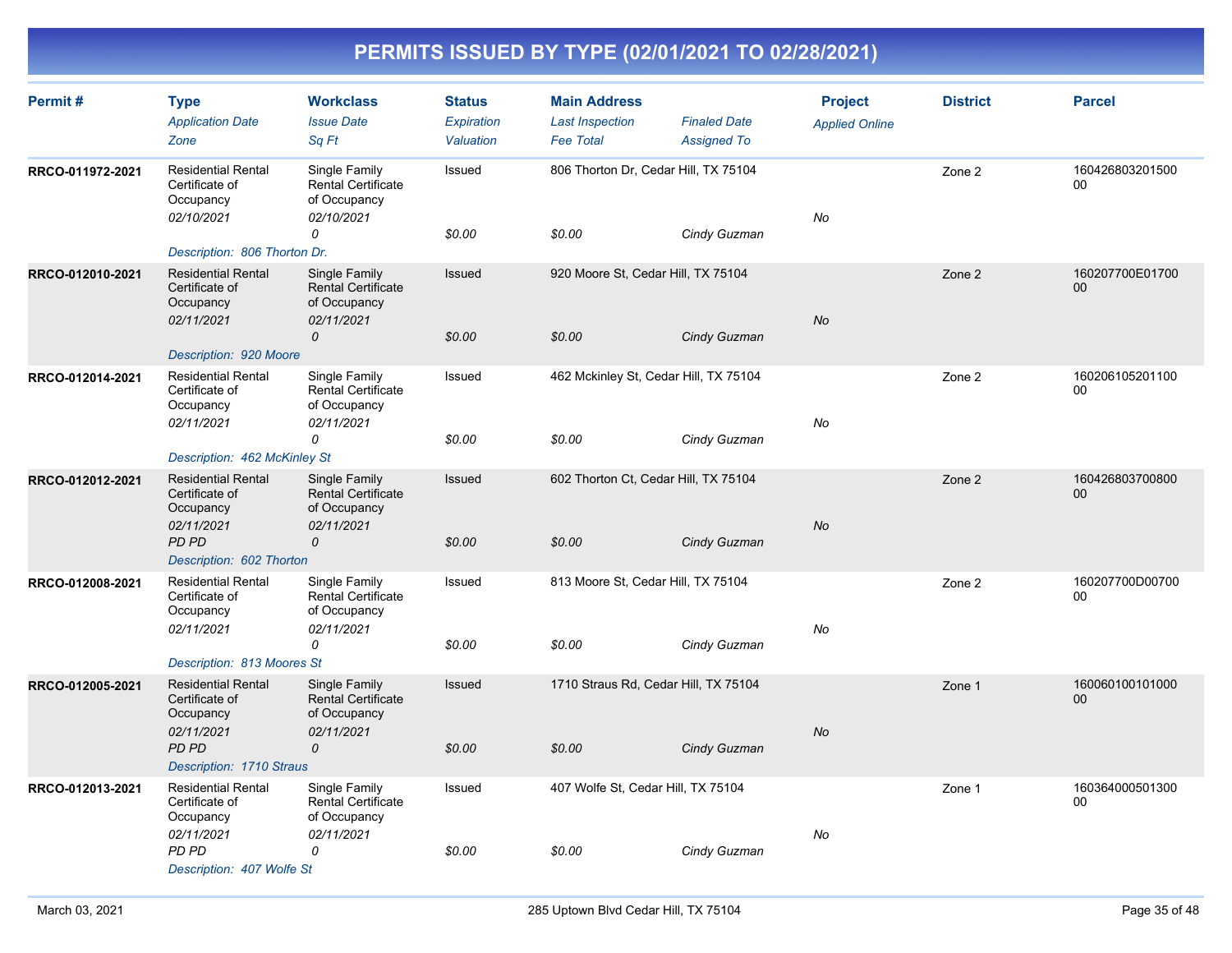# PERMITS ISSUED BY TYPE (02/01/2021 TO 02/28/2021)

| Permit # | Type<br>*Application Date*<br>*Zone* | Workclass<br>*Issue Date*<br>*Sq Ft* | Status<br>*Expiration*<br>*Valuation* | Main Address<br>*Last Inspection*<br>*Fee Total* | *Finaled Date*<br>*Assigned To* | Project<br>*Applied Online* | District | Parcel |
|---|---|---|---|---|---|---|---|---|
| RRCO-011972-2021 | Residential Rental Certificate of Occupancy<br>*02/10/2021* | Single Family Rental Certificate of Occupancy<br>*02/10/2021*<br>*0* | Issued<br><br>*$0.00* | 806 Thorton Dr, Cedar Hill, TX 75104<br><br>*$0.00* | <br>*Cindy Guzman* | *No* | Zone 2 | 16042680320150000 |
| | *Description: 806 Thorton Dr.* | | | | | | | |
| RRCO-012010-2021 | Residential Rental Certificate of Occupancy<br>*02/11/2021* | Single Family Rental Certificate of Occupancy<br>*02/11/2021*<br>*0* | Issued<br><br>*$0.00* | 920 Moore St, Cedar Hill, TX 75104<br><br>*$0.00* | <br>*Cindy Guzman* | *No* | Zone 2 | 160207700E01700 00 |
| | *Description: 920 Moore* | | | | | | | |
| RRCO-012014-2021 | Residential Rental Certificate of Occupancy<br>*02/11/2021* | Single Family Rental Certificate of Occupancy<br>*02/11/2021*<br>*0* | Issued<br><br>*$0.00* | 462 Mckinley St, Cedar Hill, TX 75104<br><br>*$0.00* | <br>*Cindy Guzman* | *No* | Zone 2 | 16020610520110000 |
| | *Description: 462 McKinley St* | | | | | | | |
| RRCO-012012-2021 | Residential Rental Certificate of Occupancy<br>*02/11/2021*<br>*PD PD* | Single Family Rental Certificate of Occupancy<br>*02/11/2021*<br>*0* | Issued<br><br>*$0.00* | 602 Thorton Ct, Cedar Hill, TX 75104<br><br>*$0.00* | <br>*Cindy Guzman* | *No* | Zone 2 | 16042680370080000 |
| | *Description: 602 Thorton* | | | | | | | |
| RRCO-012008-2021 | Residential Rental Certificate of Occupancy<br>*02/11/2021* | Single Family Rental Certificate of Occupancy<br>*02/11/2021*<br>*0* | Issued<br><br>*$0.00* | 813 Moore St, Cedar Hill, TX 75104<br><br>*$0.00* | <br>*Cindy Guzman* | *No* | Zone 2 | 160207700D00700 00 |
| | *Description: 813 Moores St* | | | | | | | |
| RRCO-012005-2021 | Residential Rental Certificate of Occupancy<br>*02/11/2021*<br>*PD PD* | Single Family Rental Certificate of Occupancy<br>*02/11/2021*<br>*0* | Issued<br><br>*$0.00* | 1710 Straus Rd, Cedar Hill, TX 75104<br><br>*$0.00* | <br>*Cindy Guzman* | *No* | Zone 1 | 16006010010100000 |
| | *Description: 1710 Straus* | | | | | | | |
| RRCO-012013-2021 | Residential Rental Certificate of Occupancy<br>*02/11/2021*<br>*PD PD* | Single Family Rental Certificate of Occupancy<br>*02/11/2021*<br>*0* | Issued<br><br>*$0.00* | 407 Wolfe St, Cedar Hill, TX 75104<br><br>*$0.00* | <br>*Cindy Guzman* | *No* | Zone 1 | 16036400050130000 |
| | *Description: 407 Wolfe St* | | | | | | | |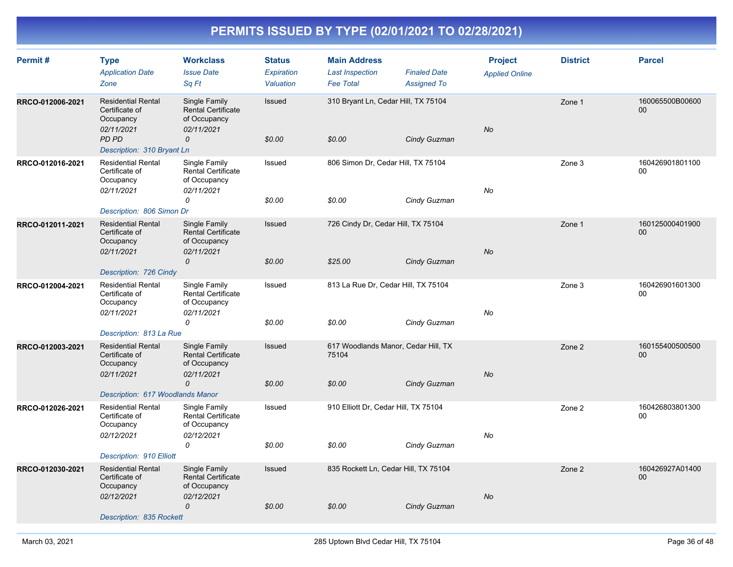# PERMITS ISSUED BY TYPE (02/01/2021 TO 02/28/2021)

| Permit # | Type<br>*Application Date*<br>*Zone* | Workclass<br>*Issue Date*<br>*Sq Ft* | Status<br>*Expiration*<br>*Valuation* | Main Address<br>*Last Inspection*<br>*Fee Total* | *Finaled Date*<br>*Assigned To* | Project<br>*Applied Online* | District | Parcel |
|---|---|---|---|---|---|---|---|---|
| RRCO-012006-2021 | Residential Rental Certificate of Occupancy<br>*02/11/2021*<br>*PD PD* | Single Family Rental Certificate of Occupancy<br>*02/11/2021*<br>*0* | Issued<br><br>*$0.00* | 310 Bryant Ln, Cedar Hill, TX 75104<br><br>*$0.00* | <br>*Cindy Guzman* | *No* | Zone 1 | 160065500B0060000 |
| | *Description: 310 Bryant Ln* | | | | | | | |
| RRCO-012016-2021 | Residential Rental Certificate of Occupancy<br>*02/11/2021* | Single Family Rental Certificate of Occupancy<br>*02/11/2021*<br>*0* | Issued<br><br>*$0.00* | 806 Simon Dr, Cedar Hill, TX 75104<br><br>*$0.00* | <br>*Cindy Guzman* | *No* | Zone 3 | 16042690180110000 |
| | *Description: 806 Simon Dr* | | | | | | | |
| RRCO-012011-2021 | Residential Rental Certificate of Occupancy<br>*02/11/2021* | Single Family Rental Certificate of Occupancy<br>*02/11/2021*<br>*0* | Issued<br><br>*$0.00* | 726 Cindy Dr, Cedar Hill, TX 75104<br><br>*$25.00* | <br>*Cindy Guzman* | *No* | Zone 1 | 16012500040190000 |
| | *Description: 726 Cindy* | | | | | | | |
| RRCO-012004-2021 | Residential Rental Certificate of Occupancy<br>*02/11/2021* | Single Family Rental Certificate of Occupancy<br>*02/11/2021*<br>*0* | Issued<br><br>*$0.00* | 813 La Rue Dr, Cedar Hill, TX 75104<br><br>*$0.00* | <br>*Cindy Guzman* | *No* | Zone 3 | 16042690160130000 |
| | *Description: 813 La Rue* | | | | | | | |
| RRCO-012003-2021 | Residential Rental Certificate of Occupancy<br>*02/11/2021* | Single Family Rental Certificate of Occupancy<br>*02/11/2021*<br>*0* | Issued<br><br>*$0.00* | 617 Woodlands Manor, Cedar Hill, TX 75104<br><br>*$0.00* | <br>*Cindy Guzman* | *No* | Zone 2 | 16015540050050000 |
| | *Description: 617 Woodlands Manor* | | | | | | | |
| RRCO-012026-2021 | Residential Rental Certificate of Occupancy<br>*02/12/2021* | Single Family Rental Certificate of Occupancy<br>*02/12/2021*<br>*0* | Issued<br><br>*$0.00* | 910 Elliott Dr, Cedar Hill, TX 75104<br><br>*$0.00* | <br>*Cindy Guzman* | *No* | Zone 2 | 16042680380130000 |
| | *Description: 910 Elliott* | | | | | | | |
| RRCO-012030-2021 | Residential Rental Certificate of Occupancy<br>*02/12/2021* | Single Family Rental Certificate of Occupancy<br>*02/12/2021*<br>*0* | Issued<br><br>*$0.00* | 835 Rockett Ln, Cedar Hill, TX 75104<br><br>*$0.00* | <br>*Cindy Guzman* | *No* | Zone 2 | 160426927A0140000 |
| | *Description: 835 Rockett* | | | | | | | |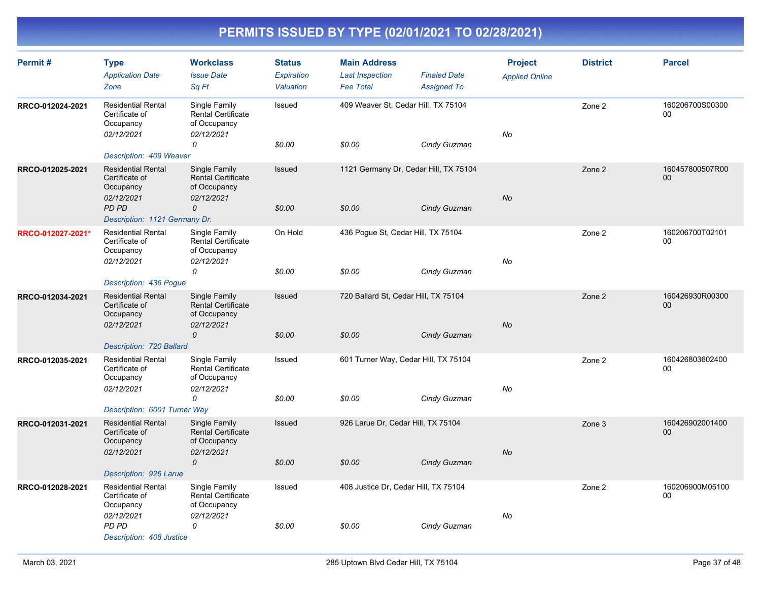# PERMITS ISSUED BY TYPE (02/01/2021 TO 02/28/2021)

| Permit # | Type / Application Date / Zone | Workclass / Issue Date / Sq Ft | Status / Expiration / Valuation | Main Address / Last Inspection / Fee Total | Finaled Date / Assigned To | Project / Applied Online | District | Parcel |
|---|---|---|---|---|---|---|---|---|
| RRCO-012024-2021 | Residential Rental Certificate of Occupancy<br>02/12/2021 | Single Family Rental Certificate of Occupancy<br>02/12/2021<br>0 | Issued<br><br>$0.00 | 409 Weaver St, Cedar Hill, TX 75104<br><br>$0.00 | <br>Cindy Guzman | No | Zone 2 | 160206700S0030000 |
| | Description: 409 Weaver | | | | | | | |
| RRCO-012025-2021 | Residential Rental Certificate of Occupancy<br>02/12/2021<br>PD PD | Single Family Rental Certificate of Occupancy<br>02/12/2021<br>0 | Issued<br><br>$0.00 | 1121 Germany Dr, Cedar Hill, TX 75104<br><br>$0.00 | <br>Cindy Guzman | No | Zone 2 | 160457800507R0000 |
| | Description: 1121 Germany Dr. | | | | | | | |
| RRCO-012027-2021* | Residential Rental Certificate of Occupancy<br>02/12/2021 | Single Family Rental Certificate of Occupancy<br>02/12/2021<br>0 | On Hold<br><br>$0.00 | 436 Pogue St, Cedar Hill, TX 75104<br><br>$0.00 | <br>Cindy Guzman | No | Zone 2 | 160206700T0210100 |
| | Description: 436 Pogue | | | | | | | |
| RRCO-012034-2021 | Residential Rental Certificate of Occupancy<br>02/12/2021 | Single Family Rental Certificate of Occupancy<br>02/12/2021<br>0 | Issued<br><br>$0.00 | 720 Ballard St, Cedar Hill, TX 75104<br><br>$0.00 | <br>Cindy Guzman | No | Zone 2 | 160426930R0030000 |
| | Description: 720 Ballard | | | | | | | |
| RRCO-012035-2021 | Residential Rental Certificate of Occupancy<br>02/12/2021 | Single Family Rental Certificate of Occupancy<br>02/12/2021<br>0 | Issued<br><br>$0.00 | 601 Turner Way, Cedar Hill, TX 75104<br><br>$0.00 | <br>Cindy Guzman | No | Zone 2 | 16042680360240000 |
| | Description: 6001 Turner Way | | | | | | | |
| RRCO-012031-2021 | Residential Rental Certificate of Occupancy<br>02/12/2021 | Single Family Rental Certificate of Occupancy<br>02/12/2021<br>0 | Issued<br><br>$0.00 | 926 Larue Dr, Cedar Hill, TX 75104<br><br>$0.00 | <br>Cindy Guzman | No | Zone 3 | 16042690200140000 |
| | Description: 926 Larue | | | | | | | |
| RRCO-012028-2021 | Residential Rental Certificate of Occupancy<br>02/12/2021<br>PD PD | Single Family Rental Certificate of Occupancy<br>02/12/2021<br>0 | Issued<br><br>$0.00 | 408 Justice Dr, Cedar Hill, TX 75104<br><br>$0.00 | <br>Cindy Guzman | No | Zone 2 | 160206900M0510000 |
| | Description: 408 Justice | | | | | | | |

March 03, 2021 — 285 Uptown Blvd Cedar Hill, TX 75104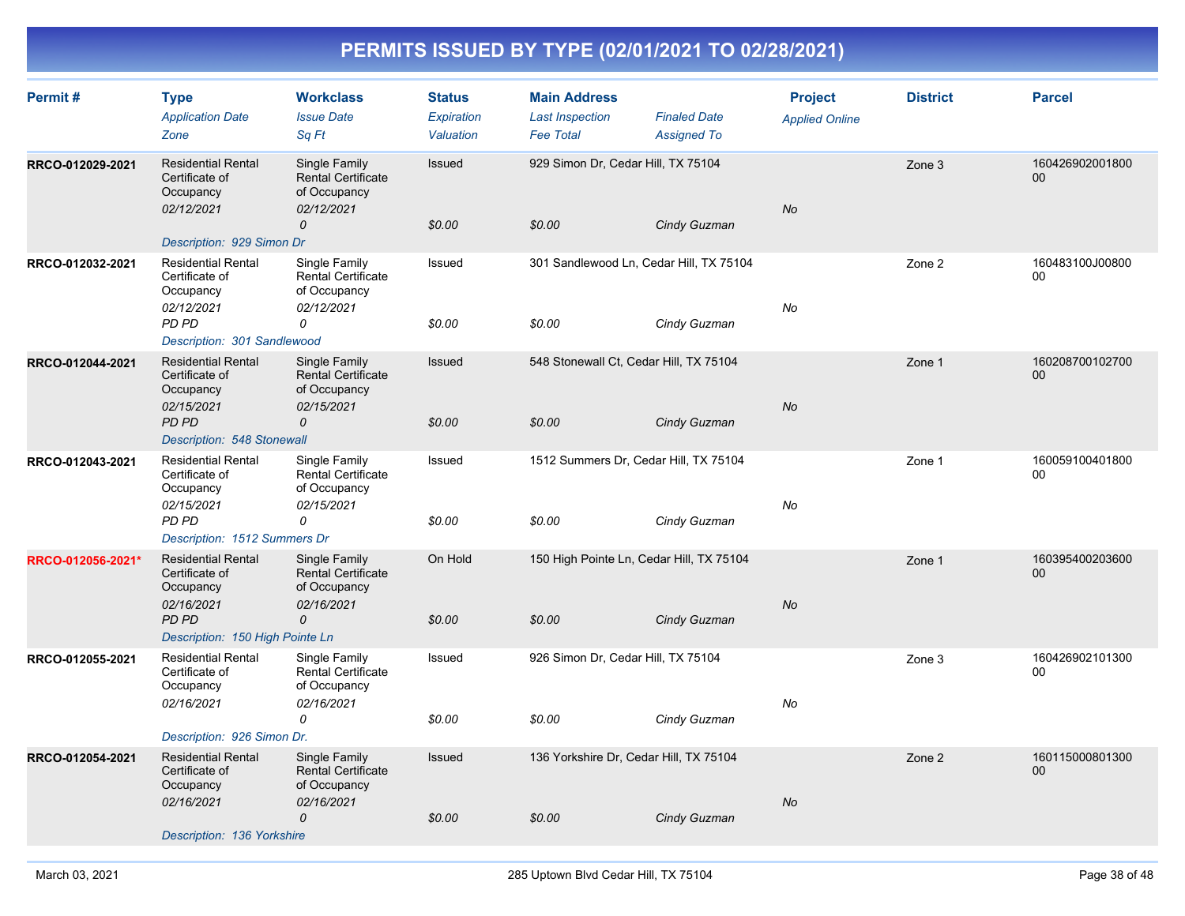# PERMITS ISSUED BY TYPE (02/01/2021 TO 02/28/2021)

| Permit # | Type<br>*Application Date*<br>*Zone* | Workclass<br>*Issue Date*<br>*Sq Ft* | Status<br>*Expiration*<br>*Valuation* | Main Address<br>*Last Inspection*<br>*Fee Total* | *Finaled Date*<br>*Assigned To* | Project<br>*Applied Online* | District | Parcel |
|---|---|---|---|---|---|---|---|---|
| RRCO-012029-2021 | Residential Rental Certificate of Occupancy<br>*02/12/2021*<br><br>*Description: 929 Simon Dr* | Single Family Rental Certificate of Occupancy<br>*02/12/2021*<br>*0* | Issued<br><br>*$0.00* | 929 Simon Dr, Cedar Hill, TX 75104<br><br>*$0.00* | *Cindy Guzman* | *No* | Zone 3 | 16042690200180000 |
| RRCO-012032-2021 | Residential Rental Certificate of Occupancy<br>*02/12/2021*<br>*PD PD*<br>*Description: 301 Sandlewood* | Single Family Rental Certificate of Occupancy<br>*02/12/2021*<br>*0* | Issued<br><br>*$0.00* | 301 Sandlewood Ln, Cedar Hill, TX 75104<br><br>*$0.00* | *Cindy Guzman* | *No* | Zone 2 | 160483100J00800 00 |
| RRCO-012044-2021 | Residential Rental Certificate of Occupancy<br>*02/15/2021*<br>*PD PD*<br>*Description: 548 Stonewall* | Single Family Rental Certificate of Occupancy<br>*02/15/2021*<br>*0* | Issued<br><br>*$0.00* | 548 Stonewall Ct, Cedar Hill, TX 75104<br><br>*$0.00* | *Cindy Guzman* | *No* | Zone 1 | 16020870010270000 |
| RRCO-012043-2021 | Residential Rental Certificate of Occupancy<br>*02/15/2021*<br>*PD PD*<br>*Description: 1512 Summers Dr* | Single Family Rental Certificate of Occupancy<br>*02/15/2021*<br>*0* | Issued<br><br>*$0.00* | 1512 Summers Dr, Cedar Hill, TX 75104<br><br>*$0.00* | *Cindy Guzman* | *No* | Zone 1 | 16005910040180000 |
| RRCO-012056-2021* | Residential Rental Certificate of Occupancy<br>*02/16/2021*<br>*PD PD*<br>*Description: 150 High Pointe Ln* | Single Family Rental Certificate of Occupancy<br>*02/16/2021*<br>*0* | On Hold<br><br>*$0.00* | 150 High Pointe Ln, Cedar Hill, TX 75104<br><br>*$0.00* | *Cindy Guzman* | *No* | Zone 1 | 16039540020360000 |
| RRCO-012055-2021 | Residential Rental Certificate of Occupancy<br>*02/16/2021*<br><br>*Description: 926 Simon Dr.* | Single Family Rental Certificate of Occupancy<br>*02/16/2021*<br>*0* | Issued<br><br>*$0.00* | 926 Simon Dr, Cedar Hill, TX 75104<br><br>*$0.00* | *Cindy Guzman* | *No* | Zone 3 | 16042690210130000 |
| RRCO-012054-2021 | Residential Rental Certificate of Occupancy<br>*02/16/2021*<br><br>*Description: 136 Yorkshire* | Single Family Rental Certificate of Occupancy<br>*02/16/2021*<br>*0* | Issued<br><br>*$0.00* | 136 Yorkshire Dr, Cedar Hill, TX 75104<br><br>*$0.00* | *Cindy Guzman* | *No* | Zone 2 | 16011500080130000 |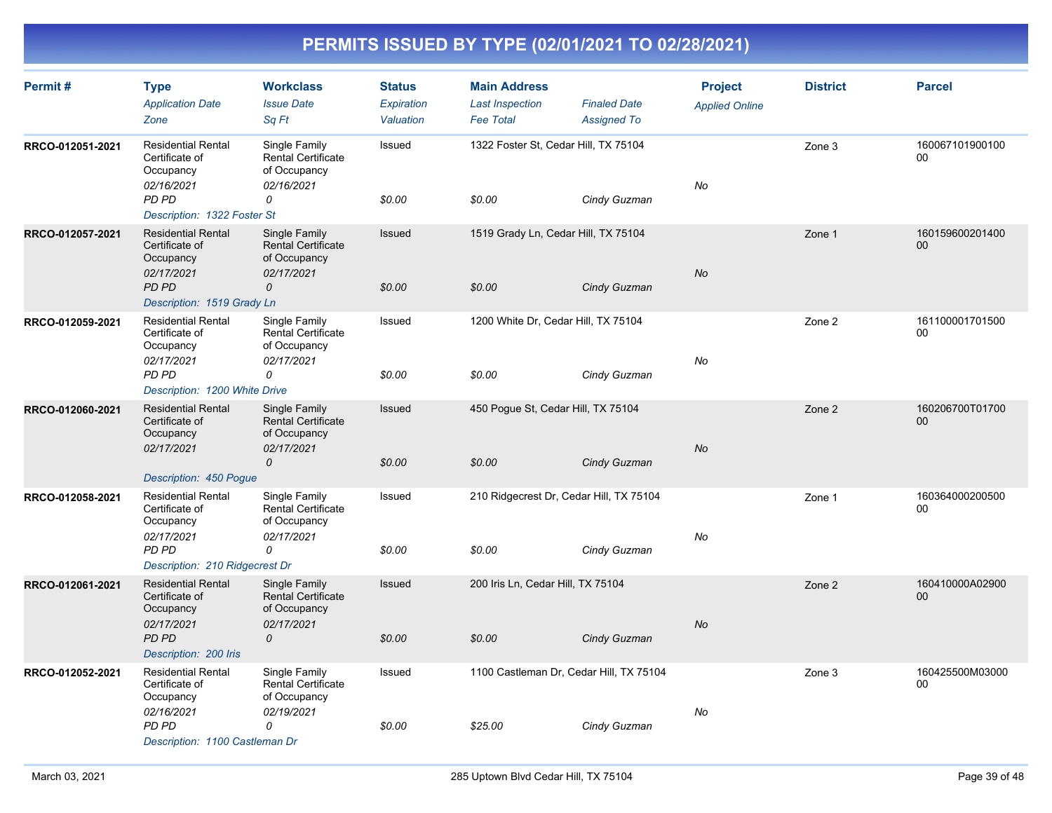# PERMITS ISSUED BY TYPE (02/01/2021 TO 02/28/2021)

| Permit # | Type<br>*Application Date*<br>*Zone* | Workclass<br>*Issue Date*<br>*Sq Ft* | Status<br>*Expiration*<br>*Valuation* | Main Address<br>*Last Inspection*<br>*Fee Total* | *Finaled Date*<br>*Assigned To* | Project<br>*Applied Online* | District | Parcel |
|---|---|---|---|---|---|---|---|---|
| RRCO-012051-2021 | Residential Rental Certificate of Occupancy<br>*02/16/2021*<br>*PD PD* | Single Family Rental Certificate of Occupancy<br>*02/16/2021*<br>*0* | Issued<br><br>*$0.00* | 1322 Foster St, Cedar Hill, TX 75104<br><br>*$0.00* | <br>*Cindy Guzman* | *No* | Zone 3 | 16006710190010000 |
| *Description: 1322 Foster St* | | | | | | | | |
| RRCO-012057-2021 | Residential Rental Certificate of Occupancy<br>*02/17/2021*<br>*PD PD* | Single Family Rental Certificate of Occupancy<br>*02/17/2021*<br>*0* | Issued<br><br>*$0.00* | 1519 Grady Ln, Cedar Hill, TX 75104<br><br>*$0.00* | <br>*Cindy Guzman* | *No* | Zone 1 | 16015960020140000 |
| *Description: 1519 Grady Ln* | | | | | | | | |
| RRCO-012059-2021 | Residential Rental Certificate of Occupancy<br>*02/17/2021*<br>*PD PD* | Single Family Rental Certificate of Occupancy<br>*02/17/2021*<br>*0* | Issued<br><br>*$0.00* | 1200 White Dr, Cedar Hill, TX 75104<br><br>*$0.00* | <br>*Cindy Guzman* | *No* | Zone 2 | 16110000170150000 |
| *Description: 1200 White Drive* | | | | | | | | |
| RRCO-012060-2021 | Residential Rental Certificate of Occupancy<br>*02/17/2021* | Single Family Rental Certificate of Occupancy<br>*02/17/2021*<br>*0* | Issued<br><br>*$0.00* | 450 Pogue St, Cedar Hill, TX 75104<br><br>*$0.00* | <br>*Cindy Guzman* | *No* | Zone 2 | 160206700T0170000 |
| *Description: 450 Pogue* | | | | | | | | |
| RRCO-012058-2021 | Residential Rental Certificate of Occupancy<br>*02/17/2021*<br>*PD PD* | Single Family Rental Certificate of Occupancy<br>*02/17/2021*<br>*0* | Issued<br><br>*$0.00* | 210 Ridgecrest Dr, Cedar Hill, TX 75104<br><br>*$0.00* | <br>*Cindy Guzman* | *No* | Zone 1 | 16036400020050000 |
| *Description: 210 Ridgecrest Dr* | | | | | | | | |
| RRCO-012061-2021 | Residential Rental Certificate of Occupancy<br>*02/17/2021*<br>*PD PD* | Single Family Rental Certificate of Occupancy<br>*02/17/2021*<br>*0* | Issued<br><br>*$0.00* | 200 Iris Ln, Cedar Hill, TX 75104<br><br>*$0.00* | <br>*Cindy Guzman* | *No* | Zone 2 | 160410000A0290000 |
| *Description: 200 Iris* | | | | | | | | |
| RRCO-012052-2021 | Residential Rental Certificate of Occupancy<br>*02/16/2021*<br>*PD PD* | Single Family Rental Certificate of Occupancy<br>*02/19/2021*<br>*0* | Issued<br><br>*$0.00* | 1100 Castleman Dr, Cedar Hill, TX 75104<br><br>*$25.00* | <br>*Cindy Guzman* | *No* | Zone 3 | 160425500M0300000 |
| *Description: 1100 Castleman Dr* | | | | | | | | |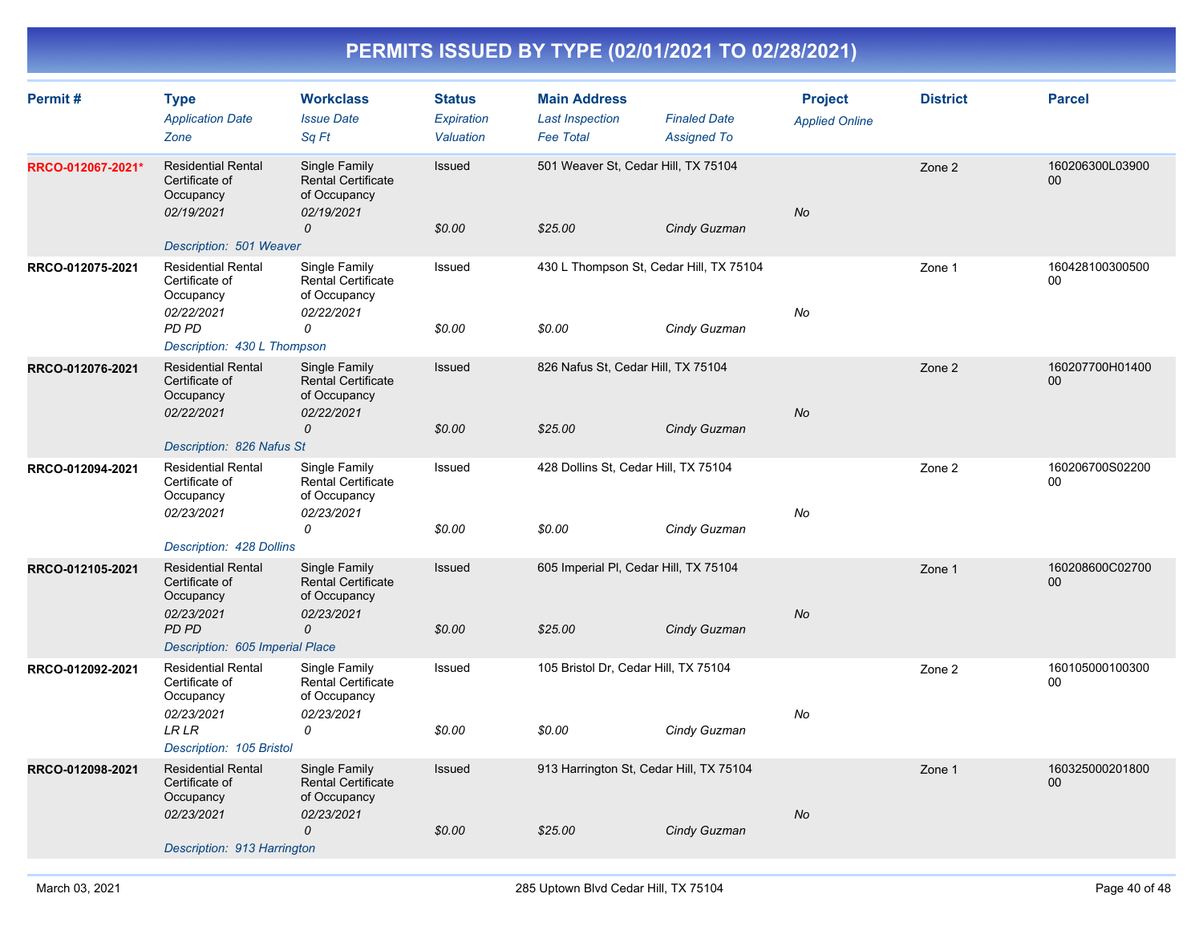# PERMITS ISSUED BY TYPE (02/01/2021 TO 02/28/2021)

| Permit # | Type<br>*Application Date*<br>*Zone* | Workclass<br>*Issue Date*<br>*Sq Ft* | Status<br>*Expiration*<br>*Valuation* | Main Address<br>*Last Inspection*<br>*Fee Total* | *Finaled Date*<br>*Assigned To* | Project<br>*Applied Online* | District | Parcel |
|---|---|---|---|---|---|---|---|---|
| RRCO-012067-2021* | Residential Rental Certificate of Occupancy<br>*02/19/2021* | Single Family Rental Certificate of Occupancy<br>*02/19/2021*<br>*0* | Issued<br><br>*$0.00* | 501 Weaver St, Cedar Hill, TX 75104<br><br>*$25.00* | *Cindy Guzman* | *No* | Zone 2 | 160206300L0390000 |
| | *Description: 501 Weaver* | | | | | | | |
| RRCO-012075-2021 | Residential Rental Certificate of Occupancy<br>*02/22/2021*<br>*PD PD* | Single Family Rental Certificate of Occupancy<br>*02/22/2021*<br>*0* | Issued<br><br>*$0.00* | 430 L Thompson St, Cedar Hill, TX 75104<br><br>*$0.00* | *Cindy Guzman* | *No* | Zone 1 | 16042810030050000 |
| | *Description: 430 L Thompson* | | | | | | | |
| RRCO-012076-2021 | Residential Rental Certificate of Occupancy<br>*02/22/2021* | Single Family Rental Certificate of Occupancy<br>*02/22/2021*<br>*0* | Issued<br><br>*$0.00* | 826 Nafus St, Cedar Hill, TX 75104<br><br>*$25.00* | *Cindy Guzman* | *No* | Zone 2 | 160207700H0140000 |
| | *Description: 826 Nafus St* | | | | | | | |
| RRCO-012094-2021 | Residential Rental Certificate of Occupancy<br>*02/23/2021* | Single Family Rental Certificate of Occupancy<br>*02/23/2021*<br>*0* | Issued<br><br>*$0.00* | 428 Dollins St, Cedar Hill, TX 75104<br><br>*$0.00* | *Cindy Guzman* | *No* | Zone 2 | 160206700S0220000 |
| | *Description: 428 Dollins* | | | | | | | |
| RRCO-012105-2021 | Residential Rental Certificate of Occupancy<br>*02/23/2021*<br>*PD PD* | Single Family Rental Certificate of Occupancy<br>*02/23/2021*<br>*0* | Issued<br><br>*$0.00* | 605 Imperial Pl, Cedar Hill, TX 75104<br><br>*$25.00* | *Cindy Guzman* | *No* | Zone 1 | 160208600C0270000 |
| | *Description: 605 Imperial Place* | | | | | | | |
| RRCO-012092-2021 | Residential Rental Certificate of Occupancy<br>*02/23/2021*<br>*LR LR* | Single Family Rental Certificate of Occupancy<br>*02/23/2021*<br>*0* | Issued<br><br>*$0.00* | 105 Bristol Dr, Cedar Hill, TX 75104<br><br>*$0.00* | *Cindy Guzman* | *No* | Zone 2 | 16010500010030000 |
| | *Description: 105 Bristol* | | | | | | | |
| RRCO-012098-2021 | Residential Rental Certificate of Occupancy<br>*02/23/2021* | Single Family Rental Certificate of Occupancy<br>*02/23/2021*<br>*0* | Issued<br><br>*$0.00* | 913 Harrington St, Cedar Hill, TX 75104<br><br>*$25.00* | *Cindy Guzman* | *No* | Zone 1 | 16032500020180000 |
| | *Description: 913 Harrington* | | | | | | | |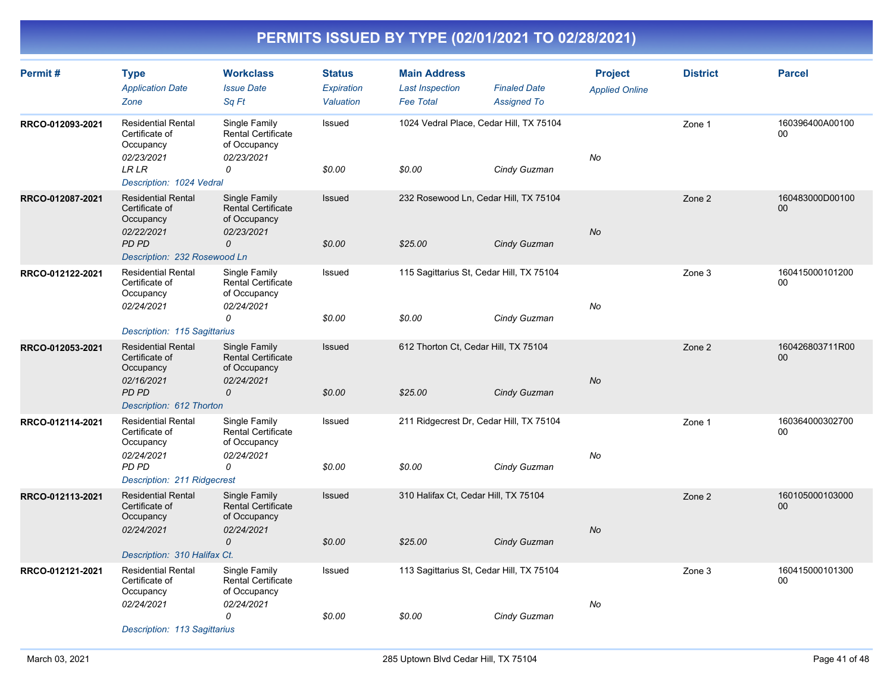# PERMITS ISSUED BY TYPE (02/01/2021 TO 02/28/2021)

| Permit # | Type / Application Date / Zone | Workclass / Issue Date / Sq Ft | Status / Expiration / Valuation | Main Address / Last Inspection / Fee Total | Finaled Date / Assigned To | Project / Applied Online | District | Parcel |
|---|---|---|---|---|---|---|---|---|
| RRCO-012093-2021 | Residential Rental Certificate of Occupancy<br>02/23/2021<br>LR LR | Single Family Rental Certificate of Occupancy<br>02/23/2021<br>0 | Issued<br><br>$0.00 | 1024 Vedral Place, Cedar Hill, TX 75104<br><br>$0.00 | <br>Cindy Guzman | <br>No | Zone 1 | 160396400A0010000 |
| | Description: 1024 Vedral | | | | | | | |
| RRCO-012087-2021 | Residential Rental Certificate of Occupancy<br>02/22/2021<br>PD PD | Single Family Rental Certificate of Occupancy<br>02/23/2021<br>0 | Issued<br><br>$0.00 | 232 Rosewood Ln, Cedar Hill, TX 75104<br><br>$25.00 | <br>Cindy Guzman | <br>No | Zone 2 | 160483000D0010000 |
| | Description: 232 Rosewood Ln | | | | | | | |
| RRCO-012122-2021 | Residential Rental Certificate of Occupancy<br>02/24/2021 | Single Family Rental Certificate of Occupancy<br>02/24/2021<br>0 | Issued<br><br>$0.00 | 115 Sagittarius St, Cedar Hill, TX 75104<br><br>$0.00 | <br>Cindy Guzman | <br>No | Zone 3 | 16041500010120000 |
| | Description: 115 Sagittarius | | | | | | | |
| RRCO-012053-2021 | Residential Rental Certificate of Occupancy<br>02/16/2021<br>PD PD | Single Family Rental Certificate of Occupancy<br>02/24/2021<br>0 | Issued<br><br>$0.00 | 612 Thorton Ct, Cedar Hill, TX 75104<br><br>$25.00 | <br>Cindy Guzman | <br>No | Zone 2 | 160426803711R0000 |
| | Description: 612 Thorton | | | | | | | |
| RRCO-012114-2021 | Residential Rental Certificate of Occupancy<br>02/24/2021<br>PD PD | Single Family Rental Certificate of Occupancy<br>02/24/2021<br>0 | Issued<br><br>$0.00 | 211 Ridgecrest Dr, Cedar Hill, TX 75104<br><br>$0.00 | <br>Cindy Guzman | <br>No | Zone 1 | 16036400030270000 |
| | Description: 211 Ridgecrest | | | | | | | |
| RRCO-012113-2021 | Residential Rental Certificate of Occupancy<br>02/24/2021 | Single Family Rental Certificate of Occupancy<br>02/24/2021<br>0 | Issued<br><br>$0.00 | 310 Halifax Ct, Cedar Hill, TX 75104<br><br>$25.00 | <br>Cindy Guzman | <br>No | Zone 2 | 16010500010300000 |
| | Description: 310 Halifax Ct. | | | | | | | |
| RRCO-012121-2021 | Residential Rental Certificate of Occupancy<br>02/24/2021 | Single Family Rental Certificate of Occupancy<br>02/24/2021<br>0 | Issued<br><br>$0.00 | 113 Sagittarius St, Cedar Hill, TX 75104<br><br>$0.00 | <br>Cindy Guzman | <br>No | Zone 3 | 16041500010130000 |
| | Description: 113 Sagittarius | | | | | | | |

March 03, 2021 — 285 Uptown Blvd Cedar Hill, TX 75104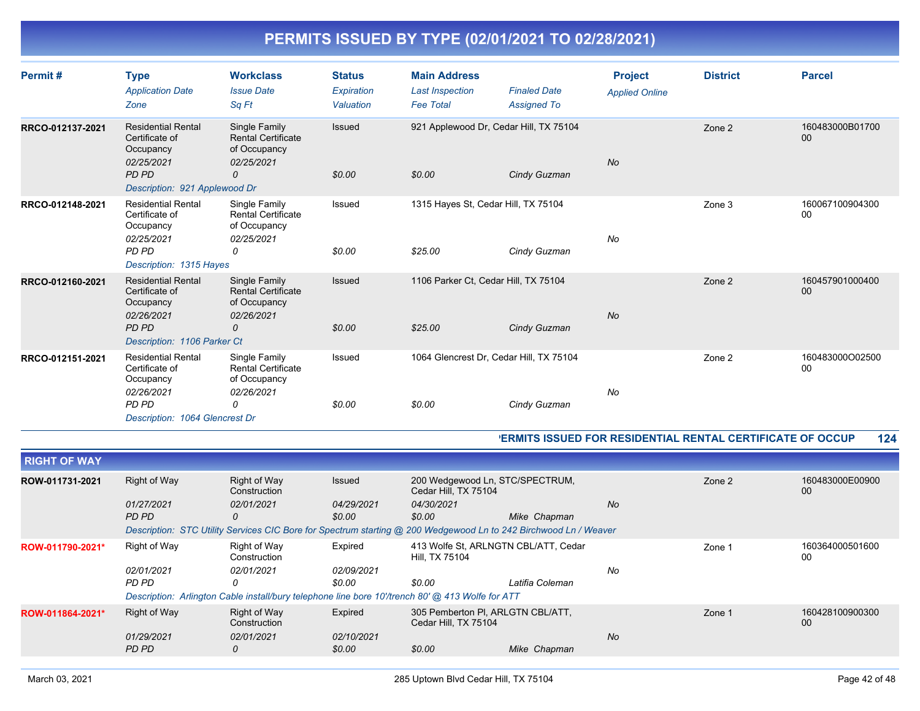# PERMITS ISSUED BY TYPE (02/01/2021 TO 02/28/2021)

| Permit # | Type / Application Date / Zone | Workclass / Issue Date / Sq Ft | Status / Expiration / Valuation | Main Address / Last Inspection / Fee Total | Finaled Date / Assigned To | Project / Applied Online | District | Parcel |
|---|---|---|---|---|---|---|---|---|
| RRCO-012137-2021 | Residential Rental Certificate of Occupancy<br>02/25/2021<br>PD PD | Single Family Rental Certificate of Occupancy<br>02/25/2021<br>0 | Issued<br><br>$0.00 | 921 Applewood Dr, Cedar Hill, TX 75104<br><br>$0.00 | Cindy Guzman | No | Zone 2 | 160483000B0170000 |
| | Description: 921 Applewood Dr | | | | | | | |
| RRCO-012148-2021 | Residential Rental Certificate of Occupancy<br>02/25/2021<br>PD PD | Single Family Rental Certificate of Occupancy<br>02/25/2021<br>0 | Issued<br><br>$0.00 | 1315 Hayes St, Cedar Hill, TX 75104<br><br>$25.00 | Cindy Guzman | No | Zone 3 | 16006710090430000 |
| | Description: 1315 Hayes | | | | | | | |
| RRCO-012160-2021 | Residential Rental Certificate of Occupancy<br>02/26/2021<br>PD PD | Single Family Rental Certificate of Occupancy<br>02/26/2021<br>0 | Issued<br><br>$0.00 | 1106 Parker Ct, Cedar Hill, TX 75104<br><br>$25.00 | Cindy Guzman | No | Zone 2 | 16045790100040000 |
| | Description: 1106 Parker Ct | | | | | | | |
| RRCO-012151-2021 | Residential Rental Certificate of Occupancy<br>02/26/2021<br>PD PD | Single Family Rental Certificate of Occupancy<br>02/26/2021<br>0 | Issued<br><br>$0.00 | 1064 Glencrest Dr, Cedar Hill, TX 75104<br><br>$0.00 | Cindy Guzman | No | Zone 2 | 160483000O0250000 |
| | Description: 1064 Glencrest Dr | | | | | | | |

**PERMITS ISSUED FOR RESIDENTIAL RENTAL CERTIFICATE OF OCCUP 124**

## RIGHT OF WAY

| Permit # | Type / Application Date / Zone | Workclass / Issue Date / Sq Ft | Status / Expiration / Valuation | Main Address / Last Inspection / Fee Total | Finaled Date / Assigned To | Project / Applied Online | District | Parcel |
|---|---|---|---|---|---|---|---|---|
| ROW-011731-2021 | Right of Way<br>01/27/2021<br>PD PD | Right of Way Construction<br>02/01/2021<br>0 | Issued<br>04/29/2021<br>$0.00 | 200 Wedgewood Ln, STC/SPECTRUM, Cedar Hill, TX 75104<br>04/30/2021<br>$0.00 | Mike Chapman | No | Zone 2 | 160483000E0090000 |
| | Description: STC Utility Services CIC Bore for Spectrum starting @ 200 Wedgewood Ln to 242 Birchwood Ln / Weaver | | | | | | | |
| ROW-011790-2021* | Right of Way<br>02/01/2021<br>PD PD | Right of Way Construction<br>02/01/2021<br>0 | Expired<br>02/09/2021<br>$0.00 | 413 Wolfe St, ARLNGTN CBL/ATT, Cedar Hill, TX 75104<br><br>$0.00 | Latifia Coleman | No | Zone 1 | 16036400050160000 |
| | Description: Arlington Cable install/bury telephone line bore 10'/trench 80' @ 413 Wolfe for ATT | | | | | | | |
| ROW-011864-2021* | Right of Way<br>01/29/2021<br>PD PD | Right of Way Construction<br>02/01/2021<br>0 | Expired<br>02/10/2021<br>$0.00 | 305 Pemberton Pl, ARLGTN CBL/ATT, Cedar Hill, TX 75104<br><br>$0.00 | Mike Chapman | No | Zone 1 | 16042810090030000 |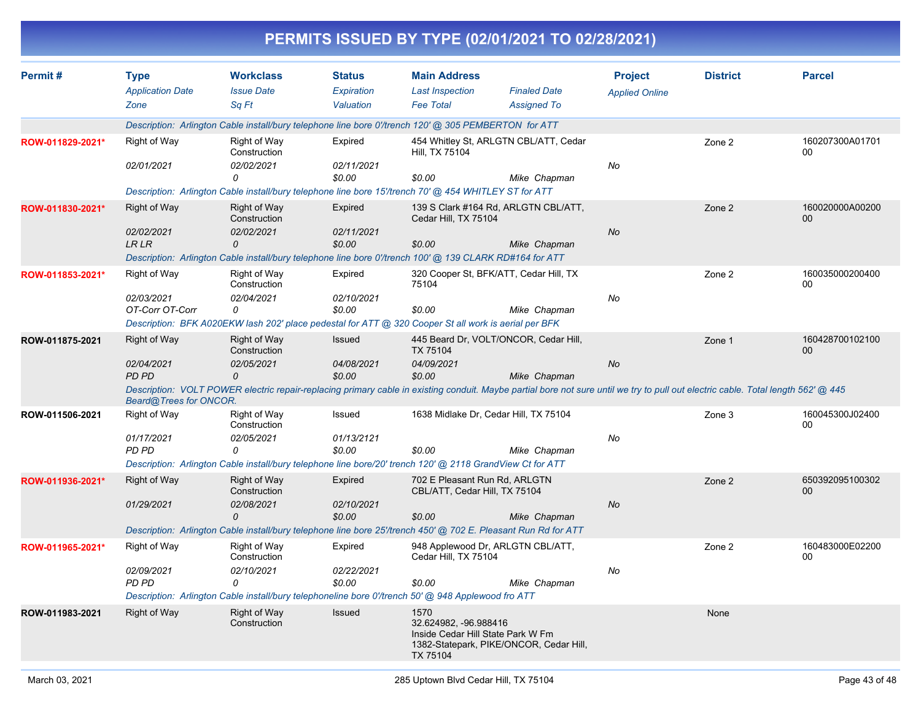# PERMITS ISSUED BY TYPE (02/01/2021 TO 02/28/2021)

| Permit # | Type<br>*Application Date*<br>*Zone* | Workclass<br>*Issue Date*<br>*Sq Ft* | Status<br>*Expiration*<br>*Valuation* | Main Address<br>*Last Inspection*<br>*Fee Total* | *Finaled Date*<br>*Assigned To* | Project<br>*Applied Online* | District | Parcel |
|---|---|---|---|---|---|---|---|---|
| | *Description: Arlington Cable install/bury telephone line bore 0'/trench 120' @ 305 PEMBERTON for ATT* | | | | | | | |
| ROW-011829-2021* | Right of Way<br>*02/01/2021* | Right of Way Construction<br>*02/02/2021*<br>*0* | Expired<br>*02/11/2021*<br>*$0.00* | 454 Whitley St, ARLGTN CBL/ATT, Cedar Hill, TX 75104<br>*$0.00* | *Mike Chapman* | *No* | Zone 2 | 160207300A01701 00 |
| | *Description: Arlington Cable install/bury telephone line bore 15'/trench 70' @ 454 WHITLEY ST for ATT* | | | | | | | |
| ROW-011830-2021* | Right of Way<br>*02/02/2021*<br>*LR LR* | Right of Way Construction<br>*02/02/2021*<br>*0* | Expired<br>*02/11/2021*<br>*$0.00* | 139 S Clark #164 Rd, ARLGTN CBL/ATT, Cedar Hill, TX 75104<br>*$0.00* | *Mike Chapman* | *No* | Zone 2 | 160020000A00200 00 |
| | *Description: Arlington Cable install/bury telephone line bore 0'/trench 100' @ 139 CLARK RD#164 for ATT* | | | | | | | |
| ROW-011853-2021* | Right of Way<br>*02/03/2021*<br>*OT-Corr OT-Corr* | Right of Way Construction<br>*02/04/2021*<br>*0* | Expired<br>*02/10/2021*<br>*$0.00* | 320 Cooper St, BFK/ATT, Cedar Hill, TX 75104<br>*$0.00* | *Mike Chapman* | *No* | Zone 2 | 160035000200400 00 |
| | *Description: BFK A020EKW lash 202' place pedestal for ATT @ 320 Cooper St all work is aerial per BFK* | | | | | | | |
| ROW-011875-2021 | Right of Way<br>*02/04/2021*<br>*PD PD* | Right of Way Construction<br>*02/05/2021*<br>*0* | Issued<br>*04/08/2021*<br>*$0.00* | 445 Beard Dr, VOLT/ONCOR, Cedar Hill, TX 75104<br>*04/09/2021*<br>*$0.00* | *Mike Chapman* | *No* | Zone 1 | 160428700102100 00 |
| | *Description: VOLT POWER electric repair-replacing primary cable in existing conduit. Maybe partial bore not sure until we try to pull out electric cable. Total length 562' @ 445 Beard@Trees for ONCOR.* | | | | | | | |
| ROW-011506-2021 | Right of Way<br>*01/17/2021*<br>*PD PD* | Right of Way Construction<br>*02/05/2021*<br>*0* | Issued<br>*01/13/2121*<br>*$0.00* | 1638 Midlake Dr, Cedar Hill, TX 75104<br>*$0.00* | *Mike Chapman* | *No* | Zone 3 | 160045300J02400 00 |
| | *Description: Arlington Cable install/bury telephone line bore/20' trench 120' @ 2118 GrandView Ct for ATT* | | | | | | | |
| ROW-011936-2021* | Right of Way<br>*01/29/2021* | Right of Way Construction<br>*02/08/2021*<br>*0* | Expired<br>*02/10/2021*<br>*$0.00* | 702 E Pleasant Run Rd, ARLGTN CBL/ATT, Cedar Hill, TX 75104<br>*$0.00* | *Mike Chapman* | *No* | Zone 2 | 650392095100302 00 |
| | *Description: Arlington Cable install/bury telephone line bore 25'/trench 450' @ 702 E. Pleasant Run Rd for ATT* | | | | | | | |
| ROW-011965-2021* | Right of Way<br>*02/09/2021*<br>*PD PD* | Right of Way Construction<br>*02/10/2021*<br>*0* | Expired<br>*02/22/2021*<br>*$0.00* | 948 Applewood Dr, ARLGTN CBL/ATT, Cedar Hill, TX 75104<br>*$0.00* | *Mike Chapman* | *No* | Zone 2 | 160483000E02200 00 |
| | *Description: Arlington Cable install/bury telephoneline bore 0'/trench 50' @ 948 Applewood fro ATT* | | | | | | | |
| ROW-011983-2021 | Right of Way | Right of Way Construction | Issued | 1570<br>32.624982, -96.988416<br>Inside Cedar Hill State Park W Fm 1382-Statepark, PIKE/ONCOR, Cedar Hill, TX 75104 | | | None | |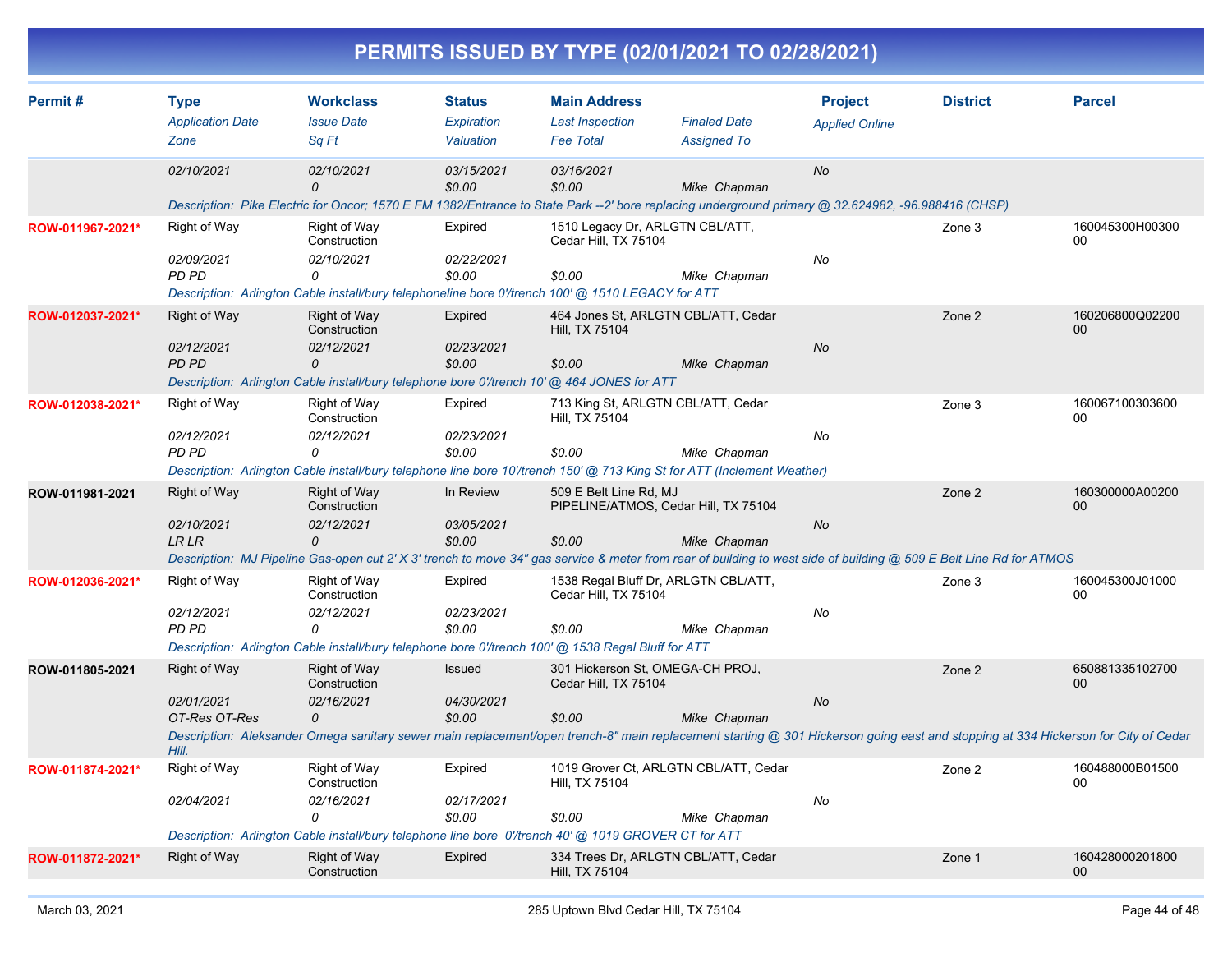# PERMITS ISSUED BY TYPE (02/01/2021 TO 02/28/2021)

| Permit # | Type / Application Date / Zone | Workclass / Issue Date / Sq Ft | Status / Expiration / Valuation | Main Address / Last Inspection / Fee Total | Finaled Date / Assigned To | Project / Applied Online | District | Parcel |
|---|---|---|---|---|---|---|---|---|
| | 02/10/2021 | 02/10/2021<br>0 | 03/15/2021<br>$0.00 | 03/16/2021<br>$0.00 | Mike Chapman | No | | |
| | Description: Pike Electric for Oncor; 1570 E FM 1382/Entrance to State Park --2' bore replacing underground primary @ 32.624982, -96.988416 (CHSP) | | | | | | | |
| ROW-011967-2021* | Right of Way<br>02/09/2021<br>PD PD | Right of Way Construction<br>02/10/2021<br>0 | Expired<br>02/22/2021<br>$0.00 | 1510 Legacy Dr, ARLGTN CBL/ATT, Cedar Hill, TX 75104<br><br>$0.00 | Mike Chapman | No | Zone 3 | 160045300H00300 00 |
| | Description: Arlington Cable install/bury telephoneline bore 0'/trench 100' @ 1510 LEGACY for ATT | | | | | | | |
| ROW-012037-2021* | Right of Way<br>02/12/2021<br>PD PD | Right of Way Construction<br>02/12/2021<br>0 | Expired<br>02/23/2021<br>$0.00 | 464 Jones St, ARLGTN CBL/ATT, Cedar Hill, TX 75104<br><br>$0.00 | Mike Chapman | No | Zone 2 | 160206800Q02200 00 |
| | Description: Arlington Cable install/bury telephone bore 0'/trench 10' @ 464 JONES for ATT | | | | | | | |
| ROW-012038-2021* | Right of Way<br>02/12/2021<br>PD PD | Right of Way Construction<br>02/12/2021<br>0 | Expired<br>02/23/2021<br>$0.00 | 713 King St, ARLGTN CBL/ATT, Cedar Hill, TX 75104<br><br>$0.00 | Mike Chapman | No | Zone 3 | 160067100303600 00 |
| | Description: Arlington Cable install/bury telephone line bore 10'/trench 150' @ 713 King St for ATT (Inclement Weather) | | | | | | | |
| ROW-011981-2021 | Right of Way<br>02/10/2021<br>LR LR | Right of Way Construction<br>02/12/2021<br>0 | In Review<br>03/05/2021<br>$0.00 | 509 E Belt Line Rd, MJ PIPELINE/ATMOS, Cedar Hill, TX 75104<br><br>$0.00 | Mike Chapman | No | Zone 2 | 160300000A00200 00 |
| | Description: MJ Pipeline Gas-open cut 2' X 3' trench to move 34" gas service & meter from rear of building to west side of building @ 509 E Belt Line Rd for ATMOS | | | | | | | |
| ROW-012036-2021* | Right of Way<br>02/12/2021<br>PD PD | Right of Way Construction<br>02/12/2021<br>0 | Expired<br>02/23/2021<br>$0.00 | 1538 Regal Bluff Dr, ARLGTN CBL/ATT, Cedar Hill, TX 75104<br><br>$0.00 | Mike Chapman | No | Zone 3 | 160045300J01000 00 |
| | Description: Arlington Cable install/bury telephone bore 0'/trench 100' @ 1538 Regal Bluff for ATT | | | | | | | |
| ROW-011805-2021 | Right of Way<br>02/01/2021<br>OT-Res OT-Res | Right of Way Construction<br>02/16/2021<br>0 | Issued<br>04/30/2021<br>$0.00 | 301 Hickerson St, OMEGA-CH PROJ, Cedar Hill, TX 75104<br><br>$0.00 | Mike Chapman | No | Zone 2 | 650881335102700 00 |
| | Description: Aleksander Omega sanitary sewer main replacement/open trench-8" main replacement starting @ 301 Hickerson going east and stopping at 334 Hickerson for City of Cedar Hill. | | | | | | | |
| ROW-011874-2021* | Right of Way<br>02/04/2021 | Right of Way Construction<br>02/16/2021<br>0 | Expired<br>02/17/2021<br>$0.00 | 1019 Grover Ct, ARLGTN CBL/ATT, Cedar Hill, TX 75104<br><br>$0.00 | Mike Chapman | No | Zone 2 | 160488000B01500 00 |
| | Description: Arlington Cable install/bury telephone line bore 0'/trench 40' @ 1019 GROVER CT for ATT | | | | | | | |
| ROW-011872-2021* | Right of Way | Right of Way Construction | Expired | 334 Trees Dr, ARLGTN CBL/ATT, Cedar Hill, TX 75104 | | | Zone 1 | 160428000201800 00 |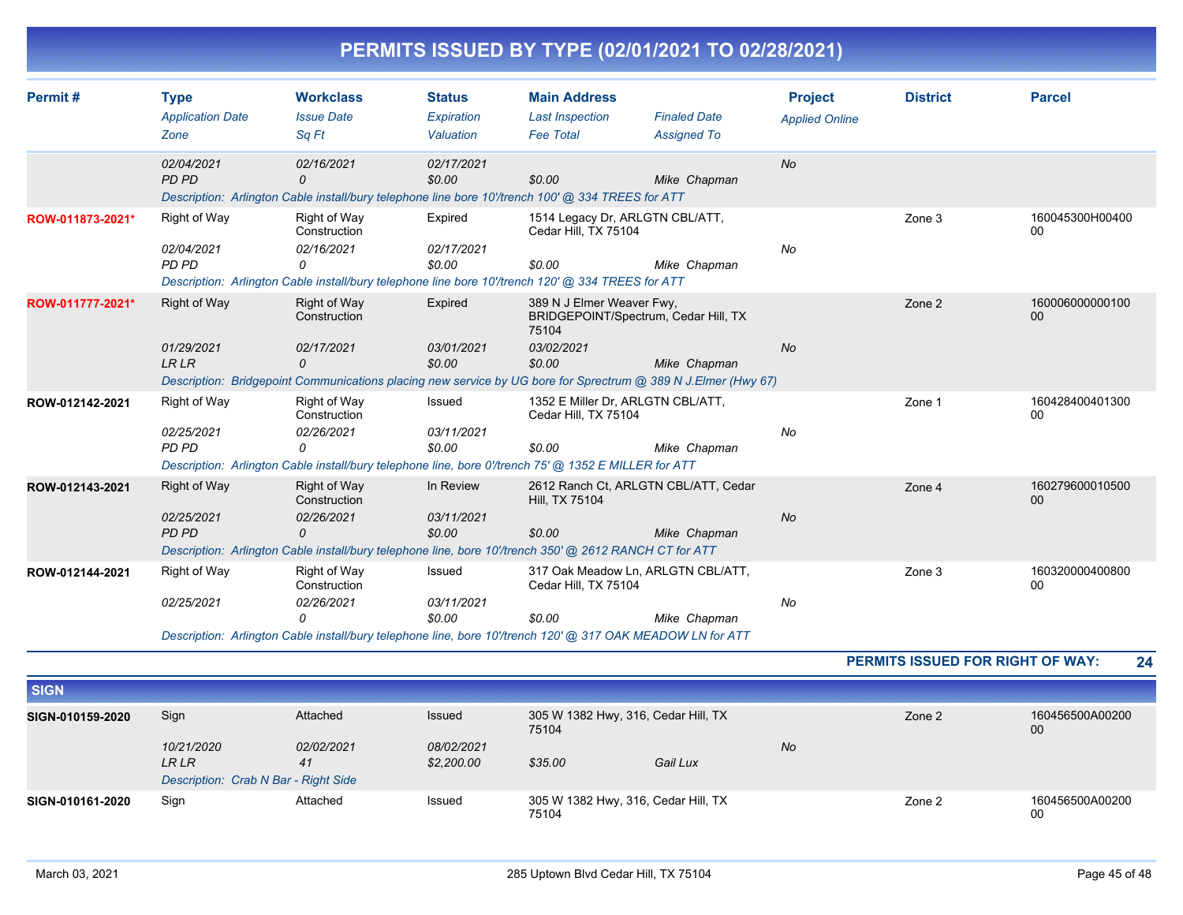# PERMITS ISSUED BY TYPE (02/01/2021 TO 02/28/2021)

| Permit # | Type | Workclass | Status | Main Address | | Project | District | Parcel |
|---|---|---|---|---|---|---|---|---|
| | *Application Date* | *Issue Date* | *Expiration* | *Last Inspection* | *Finaled Date* | *Applied Online* | | |
| | *Zone* | *Sq Ft* | *Valuation* | *Fee Total* | *Assigned To* | | | |
| | *02/04/2021* | *02/16/2021* | *02/17/2021* | | | *No* | | |
| | *PD PD* | *0* | *$0.00* | *$0.00* | *Mike Chapman* | | | |
| | *Description: Arlington Cable install/bury telephone line bore 10'/trench 100' @ 334 TREES for ATT* | | | | | | | |
| **ROW-011873-2021*** | Right of Way | Right of Way Construction | Expired | 1514 Legacy Dr, ARLGTN CBL/ATT, Cedar Hill, TX 75104 | | | Zone 3 | 160045300H0040000 |
| | *02/04/2021* | *02/16/2021* | *02/17/2021* | | | *No* | | |
| | *PD PD* | *0* | *$0.00* | *$0.00* | *Mike Chapman* | | | |
| | *Description: Arlington Cable install/bury telephone line bore 10'/trench 120' @ 334 TREES for ATT* | | | | | | | |
| **ROW-011777-2021*** | Right of Way | Right of Way Construction | Expired | 389 N J Elmer Weaver Fwy, BRIDGEPOINT/Spectrum, Cedar Hill, TX 75104 | | | Zone 2 | 16000600000010000 |
| | *01/29/2021* | *02/17/2021* | *03/01/2021* | *03/02/2021* | | *No* | | |
| | *LR LR* | *0* | *$0.00* | *$0.00* | *Mike Chapman* | | | |
| | *Description: Bridgepoint Communications placing new service by UG bore for Sprectrum @ 389 N J.Elmer (Hwy 67)* | | | | | | | |
| **ROW-012142-2021** | Right of Way | Right of Way Construction | Issued | 1352 E Miller Dr, ARLGTN CBL/ATT, Cedar Hill, TX 75104 | | | Zone 1 | 16042840040130000 |
| | *02/25/2021* | *02/26/2021* | *03/11/2021* | | | *No* | | |
| | *PD PD* | *0* | *$0.00* | *$0.00* | *Mike Chapman* | | | |
| | *Description: Arlington Cable install/bury telephone line, bore 0'/trench 75' @ 1352 E MILLER for ATT* | | | | | | | |
| **ROW-012143-2021** | Right of Way | Right of Way Construction | In Review | 2612 Ranch Ct, ARLGTN CBL/ATT, Cedar Hill, TX 75104 | | | Zone 4 | 16027960001050000 |
| | *02/25/2021* | *02/26/2021* | *03/11/2021* | | | *No* | | |
| | *PD PD* | *0* | *$0.00* | *$0.00* | *Mike Chapman* | | | |
| | *Description: Arlington Cable install/bury telephone line, bore 10'/trench 350' @ 2612 RANCH CT for ATT* | | | | | | | |
| **ROW-012144-2021** | Right of Way | Right of Way Construction | Issued | 317 Oak Meadow Ln, ARLGTN CBL/ATT, Cedar Hill, TX 75104 | | | Zone 3 | 16032000040080000 |
| | *02/25/2021* | *02/26/2021* | *03/11/2021* | | | *No* | | |
| | | *0* | *$0.00* | *$0.00* | *Mike Chapman* | | | |
| | *Description: Arlington Cable install/bury telephone line, bore 10'/trench 120' @ 317 OAK MEADOW LN for ATT* | | | | | | | |

**PERMITS ISSUED FOR RIGHT OF WAY: 24**

## SIGN

| Permit # | Type | Workclass | Status | Main Address | | Project | District | Parcel |
|---|---|---|---|---|---|---|---|---|
| **SIGN-010159-2020** | Sign | Attached | Issued | 305 W 1382 Hwy, 316, Cedar Hill, TX 75104 | | | Zone 2 | 160456500A0020000 |
| | *10/21/2020* | *02/02/2021* | *08/02/2021* | | | *No* | | |
| | *LR LR* | *41* | *$2,200.00* | *$35.00* | *Gail Lux* | | | |
| | *Description: Crab N Bar - Right Side* | | | | | | | |
| **SIGN-010161-2020** | Sign | Attached | Issued | 305 W 1382 Hwy, 316, Cedar Hill, TX 75104 | | | Zone 2 | 160456500A0020000 |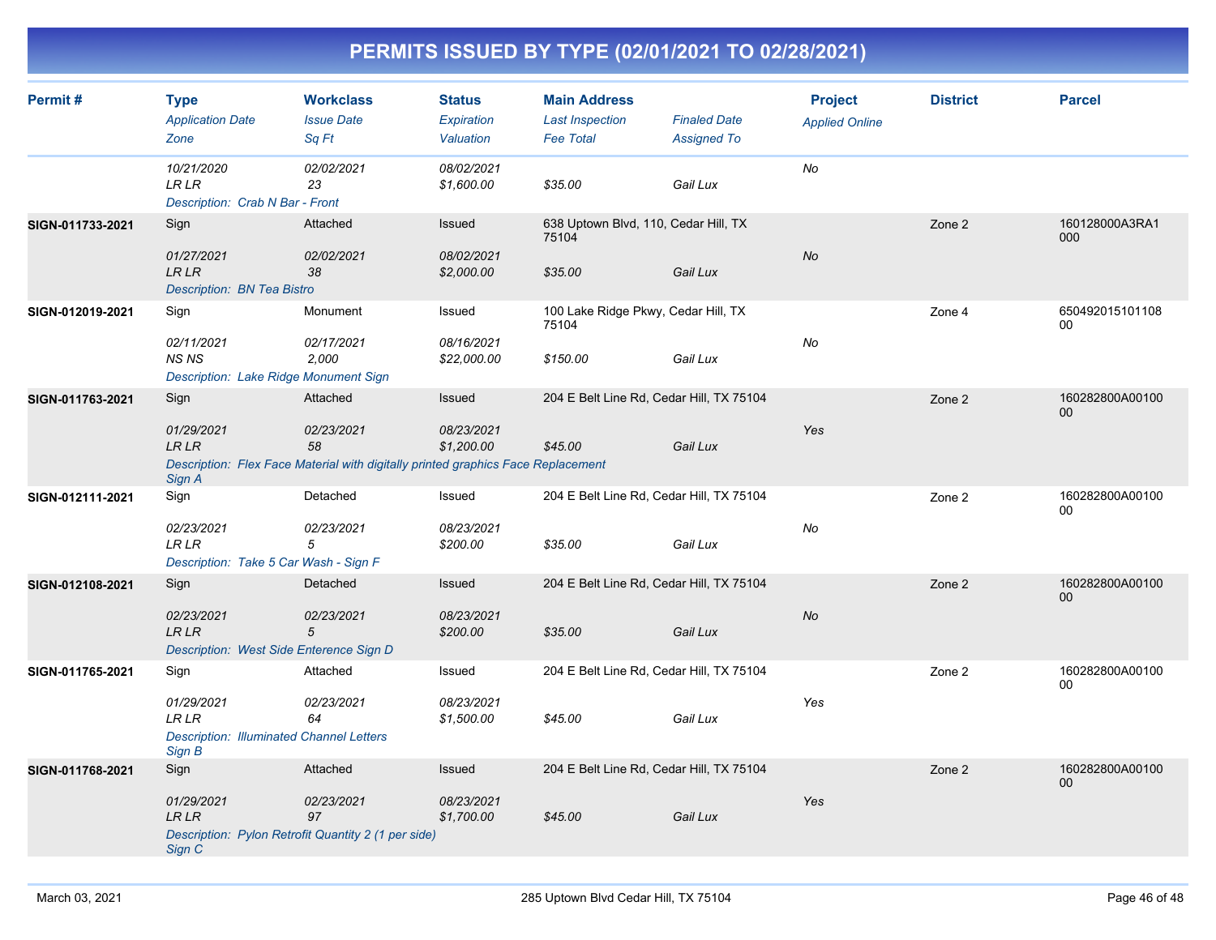# PERMITS ISSUED BY TYPE (02/01/2021 TO 02/28/2021)

| Permit # | Type<br>*Application Date*<br>*Zone* | Workclass<br>*Issue Date*<br>*Sq Ft* | Status<br>*Expiration*<br>*Valuation* | Main Address<br>*Last Inspection*<br>*Fee Total* | *Finaled Date*<br>*Assigned To* | Project<br>*Applied Online* | District | Parcel |
|---|---|---|---|---|---|---|---|---|
| | *10/21/2020*<br>*LR LR* | *02/02/2021*<br>*23* | *08/02/2021*<br>*$1,600.00* | <br>*$35.00* | <br>*Gail Lux* | *No* | | |
| | *Description: Crab N Bar - Front* | | | | | | | |
| SIGN-011733-2021 | Sign<br>*01/27/2021*<br>*LR LR* | Attached<br>*02/02/2021*<br>*38* | Issued<br>*08/02/2021*<br>*$2,000.00* | 638 Uptown Blvd, 110, Cedar Hill, TX 75104<br><br>*$35.00* | <br>*Gail Lux* | <br>*No* | Zone 2 | 160128000A3RA1000 |
| | *Description: BN Tea Bistro* | | | | | | | |
| SIGN-012019-2021 | Sign<br>*02/11/2021*<br>*NS NS* | Monument<br>*02/17/2021*<br>*2,000* | Issued<br>*08/16/2021*<br>*$22,000.00* | 100 Lake Ridge Pkwy, Cedar Hill, TX 75104<br><br>*$150.00* | <br>*Gail Lux* | <br>*No* | Zone 4 | 65049201510110800 |
| | *Description: Lake Ridge Monument Sign* | | | | | | | |
| SIGN-011763-2021 | Sign<br>*01/29/2021*<br>*LR LR* | Attached<br>*02/23/2021*<br>*58* | Issued<br>*08/23/2021*<br>*$1,200.00* | 204 E Belt Line Rd, Cedar Hill, TX 75104<br><br>*$45.00* | <br>*Gail Lux* | <br>*Yes* | Zone 2 | 160282800A0010000 |
| | *Description: Flex Face Material with digitally printed graphics Face Replacement Sign A* | | | | | | | |
| SIGN-012111-2021 | Sign<br>*02/23/2021*<br>*LR LR* | Detached<br>*02/23/2021*<br>*5* | Issued<br>*08/23/2021*<br>*$200.00* | 204 E Belt Line Rd, Cedar Hill, TX 75104<br><br>*$35.00* | <br>*Gail Lux* | <br>*No* | Zone 2 | 160282800A0010000 |
| | *Description: Take 5 Car Wash - Sign F* | | | | | | | |
| SIGN-012108-2021 | Sign<br>*02/23/2021*<br>*LR LR* | Detached<br>*02/23/2021*<br>*5* | Issued<br>*08/23/2021*<br>*$200.00* | 204 E Belt Line Rd, Cedar Hill, TX 75104<br><br>*$35.00* | <br>*Gail Lux* | <br>*No* | Zone 2 | 160282800A0010000 |
| | *Description: West Side Enterence Sign D* | | | | | | | |
| SIGN-011765-2021 | Sign<br>*01/29/2021*<br>*LR LR* | Attached<br>*02/23/2021*<br>*64* | Issued<br>*08/23/2021*<br>*$1,500.00* | 204 E Belt Line Rd, Cedar Hill, TX 75104<br><br>*$45.00* | <br>*Gail Lux* | <br>*Yes* | Zone 2 | 160282800A0010000 |
| | *Description: Illuminated Channel Letters Sign B* | | | | | | | |
| SIGN-011768-2021 | Sign<br>*01/29/2021*<br>*LR LR* | Attached<br>*02/23/2021*<br>*97* | Issued<br>*08/23/2021*<br>*$1,700.00* | 204 E Belt Line Rd, Cedar Hill, TX 75104<br><br>*$45.00* | <br>*Gail Lux* | <br>*Yes* | Zone 2 | 160282800A0010000 |
| | *Description: Pylon Retrofit Quantity 2 (1 per side) Sign C* | | | | | | | |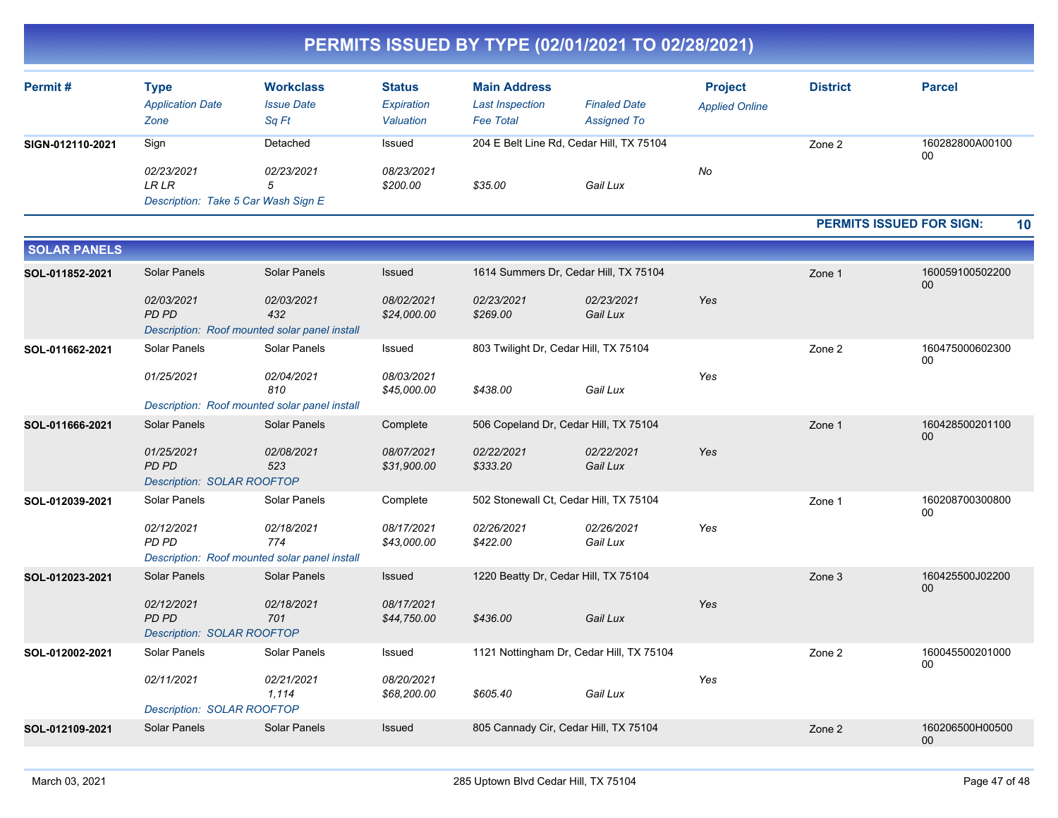# PERMITS ISSUED BY TYPE (02/01/2021 TO 02/28/2021)

| Permit # | Type / Application Date / Zone | Workclass / Issue Date / Sq Ft | Status / Expiration / Valuation | Main Address / Last Inspection / Fee Total | Finaled Date / Assigned To | Project / Applied Online | District | Parcel |
|---|---|---|---|---|---|---|---|---|
| SIGN-012110-2021 | Sign | Detached | Issued | 204 E Belt Line Rd, Cedar Hill, TX 75104 | | | Zone 2 | 160282800A0010000 |
| | 02/23/2021 | 02/23/2021 | 08/23/2021 | | | No | | |
| | LR LR | 5 | $200.00 | $35.00 | Gail Lux | | | |
| | Description: Take 5 Car Wash Sign E | | | | | | | |

**PERMITS ISSUED FOR SIGN: 10**

## SOLAR PANELS

| Permit # | Type / Application Date / Zone | Workclass / Issue Date / Sq Ft | Status / Expiration / Valuation | Main Address / Last Inspection / Fee Total | Finaled Date / Assigned To | Project / Applied Online | District | Parcel |
|---|---|---|---|---|---|---|---|---|
| SOL-011852-2021 | Solar Panels | Solar Panels | Issued | 1614 Summers Dr, Cedar Hill, TX 75104 | | | Zone 1 | 16005910050220000 |
| | 02/03/2021 | 02/03/2021 | 08/02/2021 | 02/23/2021 | 02/23/2021 | Yes | | |
| | PD PD | 432 | $24,000.00 | $269.00 | Gail Lux | | | |
| | Description: Roof mounted solar panel install | | | | | | | |
| SOL-011662-2021 | Solar Panels | Solar Panels | Issued | 803 Twilight Dr, Cedar Hill, TX 75104 | | | Zone 2 | 16047500060230000 |
| | 01/25/2021 | 02/04/2021 | 08/03/2021 | | | Yes | | |
| | | 810 | $45,000.00 | $438.00 | Gail Lux | | | |
| | Description: Roof mounted solar panel install | | | | | | | |
| SOL-011666-2021 | Solar Panels | Solar Panels | Complete | 506 Copeland Dr, Cedar Hill, TX 75104 | | | Zone 1 | 16042850020110000 |
| | 01/25/2021 | 02/08/2021 | 08/07/2021 | 02/22/2021 | 02/22/2021 | Yes | | |
| | PD PD | 523 | $31,900.00 | $333.20 | Gail Lux | | | |
| | Description: SOLAR ROOFTOP | | | | | | | |
| SOL-012039-2021 | Solar Panels | Solar Panels | Complete | 502 Stonewall Ct, Cedar Hill, TX 75104 | | | Zone 1 | 16020870030080000 |
| | 02/12/2021 | 02/18/2021 | 08/17/2021 | 02/26/2021 | 02/26/2021 | Yes | | |
| | PD PD | 774 | $43,000.00 | $422.00 | Gail Lux | | | |
| | Description: Roof mounted solar panel install | | | | | | | |
| SOL-012023-2021 | Solar Panels | Solar Panels | Issued | 1220 Beatty Dr, Cedar Hill, TX 75104 | | | Zone 3 | 160425500J0220000 |
| | 02/12/2021 | 02/18/2021 | 08/17/2021 | | | Yes | | |
| | PD PD | 701 | $44,750.00 | $436.00 | Gail Lux | | | |
| | Description: SOLAR ROOFTOP | | | | | | | |
| SOL-012002-2021 | Solar Panels | Solar Panels | Issued | 1121 Nottingham Dr, Cedar Hill, TX 75104 | | | Zone 2 | 16004550020100000 |
| | 02/11/2021 | 02/21/2021 | 08/20/2021 | | | Yes | | |
| | | 1,114 | $68,200.00 | $605.40 | Gail Lux | | | |
| | Description: SOLAR ROOFTOP | | | | | | | |
| SOL-012109-2021 | Solar Panels | Solar Panels | Issued | 805 Cannady Cir, Cedar Hill, TX 75104 | | | Zone 2 | 160206500H0050000 |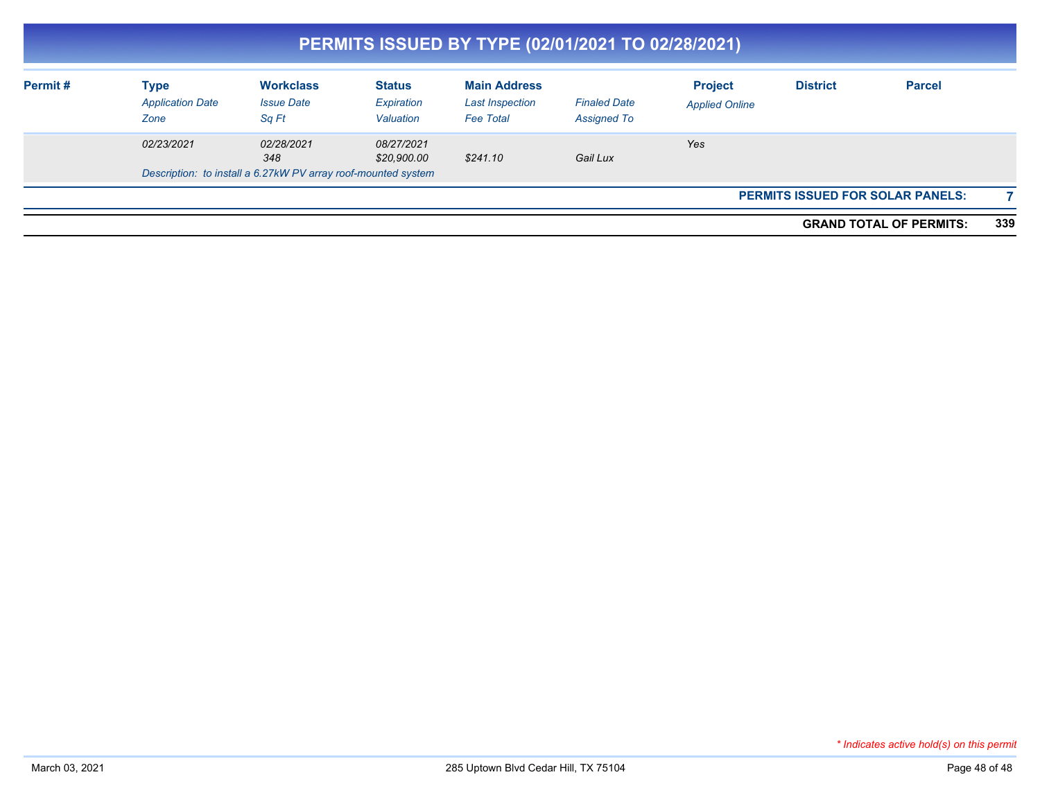# PERMITS ISSUED BY TYPE (02/01/2021 TO 02/28/2021)

| Permit # | Type<br>*Application Date*<br>*Zone* | Workclass<br>*Issue Date*<br>*Sq Ft* | Status<br>*Expiration*<br>*Valuation* | Main Address<br>*Last Inspection*<br>*Fee Total* | <br>*Finaled Date*<br>*Assigned To* | Project<br>*Applied Online* | District | Parcel |
|---|---|---|---|---|---|---|---|---|
| | *02/23/2021* | *02/28/2021*<br>*348* | *08/27/2021*<br>*$20,900.00* | *$241.10* | *Gail Lux* | *Yes* | | |

*Description: to install a 6.27kW PV array roof-mounted system*

**PERMITS ISSUED FOR SOLAR PANELS: 7**

**GRAND TOTAL OF PERMITS: 339**

*\* Indicates active hold(s) on this permit*

March 03, 2021 — 285 Uptown Blvd Cedar Hill, TX 75104